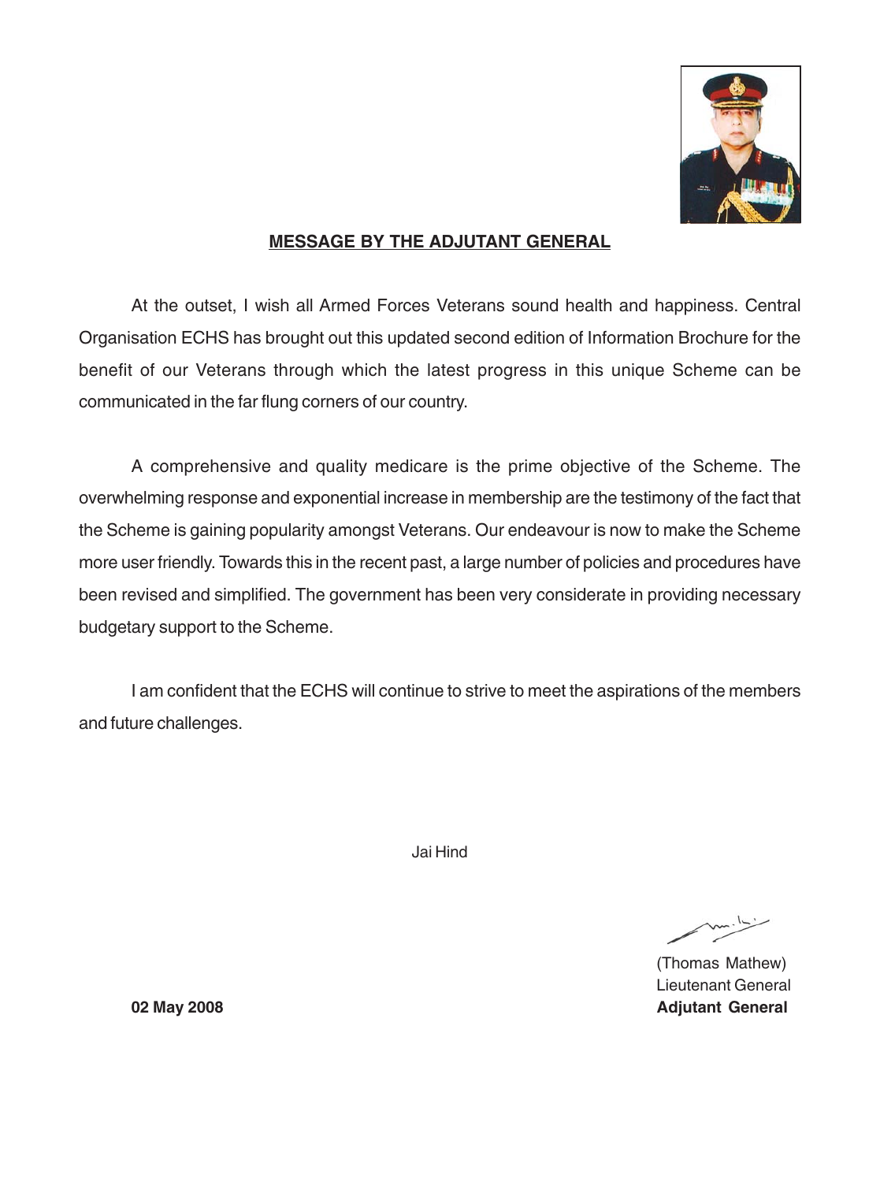## MESSAGE BY THE ADJUTANT GENERAL

At the outset, I wish all Armed Forces Veterans sound health and happiness. Central Organisation ECHS has brought out this updated second edition of Information Brochure for the benefit of our Veterans through which the latest progress in this unique Scheme can be communicated in the far flung corners of our country.

A comprehensive and quality medicare is the prime objective of the Scheme. The overwhelming response and exponential increase in membership are the testimony of the fact that the Scheme is gaining popularity amongst Veterans. Our endeavour is now to make the Scheme more user friendly. Towards this in the recent past, a large number of policies and procedures have been revised and simplified. The government has been very considerate in providing necessary budgetary support to the Scheme.

I am confident that the ECHS will continue to strive to meet the aspirations of the members and future challenges.

Jai Hind

(Thomas Mathew)
Lieutenant General
**Adjutant General**

**02 May 2008**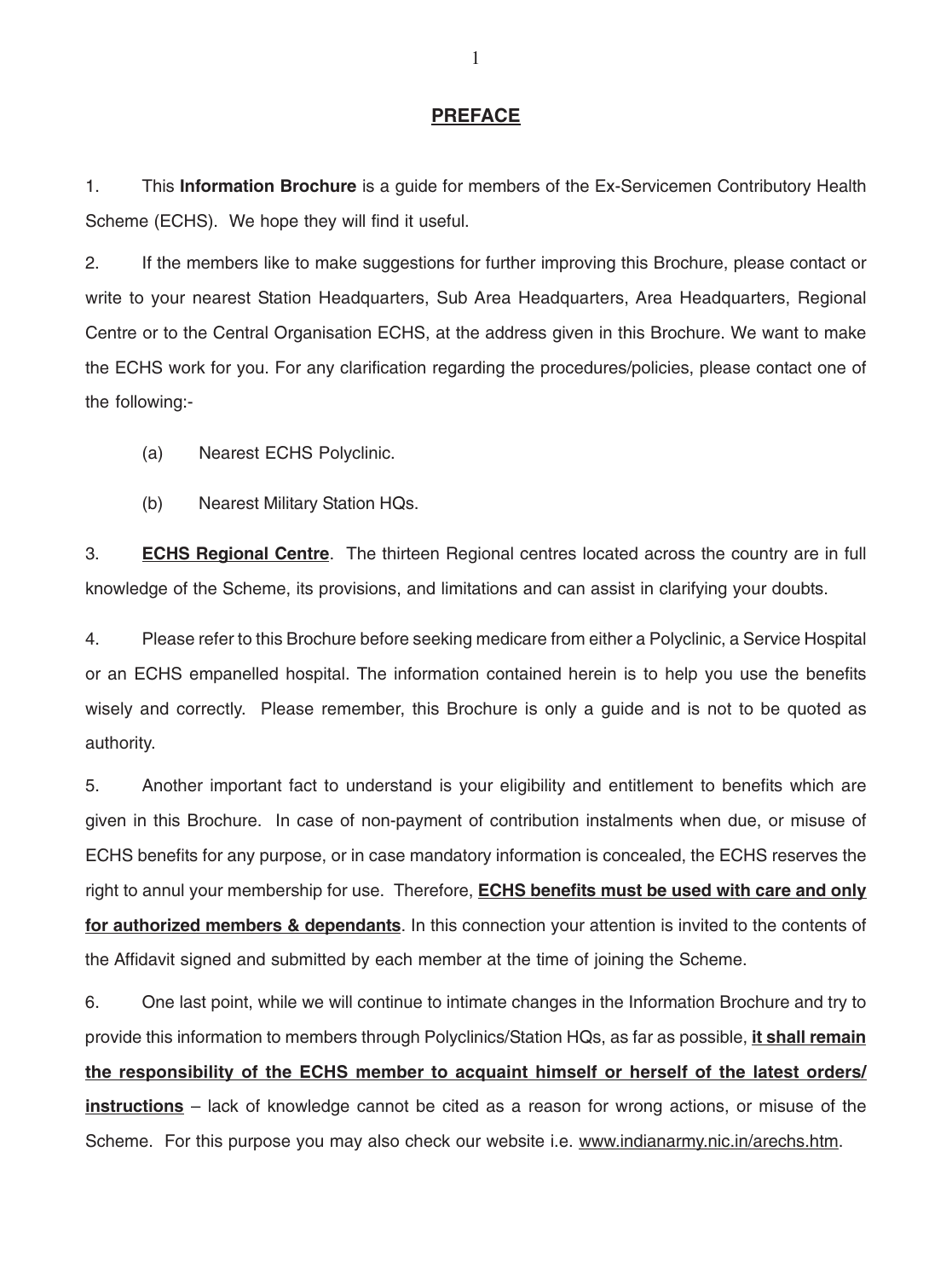## PREFACE

1. This **Information Brochure** is a guide for members of the Ex-Servicemen Contributory Health Scheme (ECHS). We hope they will find it useful.

2. If the members like to make suggestions for further improving this Brochure, please contact or write to your nearest Station Headquarters, Sub Area Headquarters, Area Headquarters, Regional Centre or to the Central Organisation ECHS, at the address given in this Brochure. We want to make the ECHS work for you. For any clarification regarding the procedures/policies, please contact one of the following:-

   (a) Nearest ECHS Polyclinic.

   (b) Nearest Military Station HQs.

3. **ECHS Regional Centre**. The thirteen Regional centres located across the country are in full knowledge of the Scheme, its provisions, and limitations and can assist in clarifying your doubts.

4. Please refer to this Brochure before seeking medicare from either a Polyclinic, a Service Hospital or an ECHS empanelled hospital. The information contained herein is to help you use the benefits wisely and correctly. Please remember, this Brochure is only a guide and is not to be quoted as authority.

5. Another important fact to understand is your eligibility and entitlement to benefits which are given in this Brochure. In case of non-payment of contribution instalments when due, or misuse of ECHS benefits for any purpose, or in case mandatory information is concealed, the ECHS reserves the right to annul your membership for use. Therefore, **ECHS benefits must be used with care and only for authorized members & dependants**. In this connection your attention is invited to the contents of the Affidavit signed and submitted by each member at the time of joining the Scheme.

6. One last point, while we will continue to intimate changes in the Information Brochure and try to provide this information to members through Polyclinics/Station HQs, as far as possible, **it shall remain the responsibility of the ECHS member to acquaint himself or herself of the latest orders/ instructions** – lack of knowledge cannot be cited as a reason for wrong actions, or misuse of the Scheme. For this purpose you may also check our website i.e. www.indianarmy.nic.in/arechs.htm.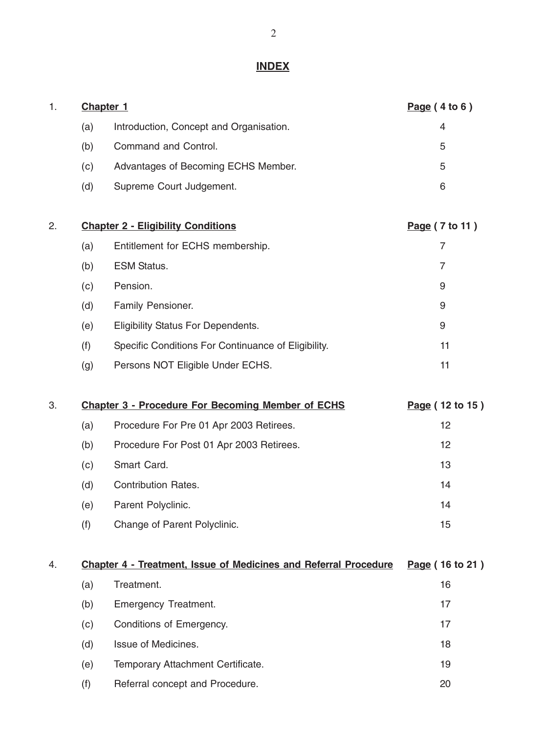# INDEX

| | | | |
|---|---|---|---|
| 1. | **Chapter 1** | | **Page ( 4 to 6 )** |
| | (a) | Introduction, Concept and Organisation. | 4 |
| | (b) | Command and Control. | 5 |
| | (c) | Advantages of Becoming ECHS Member. | 5 |
| | (d) | Supreme Court Judgement. | 6 |
| 2. | **Chapter 2 - Eligibility Conditions** | | **Page ( 7 to 11 )** |
| | (a) | Entitlement for ECHS membership. | 7 |
| | (b) | ESM Status. | 7 |
| | (c) | Pension. | 9 |
| | (d) | Family Pensioner. | 9 |
| | (e) | Eligibility Status For Dependents. | 9 |
| | (f) | Specific Conditions For Continuance of Eligibility. | 11 |
| | (g) | Persons NOT Eligible Under ECHS. | 11 |
| 3. | **Chapter 3 - Procedure For Becoming Member of ECHS** | | **Page ( 12 to 15 )** |
| | (a) | Procedure For Pre 01 Apr 2003 Retirees. | 12 |
| | (b) | Procedure For Post 01 Apr 2003 Retirees. | 12 |
| | (c) | Smart Card. | 13 |
| | (d) | Contribution Rates. | 14 |
| | (e) | Parent Polyclinic. | 14 |
| | (f) | Change of Parent Polyclinic. | 15 |
| 4. | **Chapter 4 - Treatment, Issue of Medicines and Referral Procedure** | | **Page ( 16 to 21 )** |
| | (a) | Treatment. | 16 |
| | (b) | Emergency Treatment. | 17 |
| | (c) | Conditions of Emergency. | 17 |
| | (d) | Issue of Medicines. | 18 |
| | (e) | Temporary Attachment Certificate. | 19 |
| | (f) | Referral concept and Procedure. | 20 |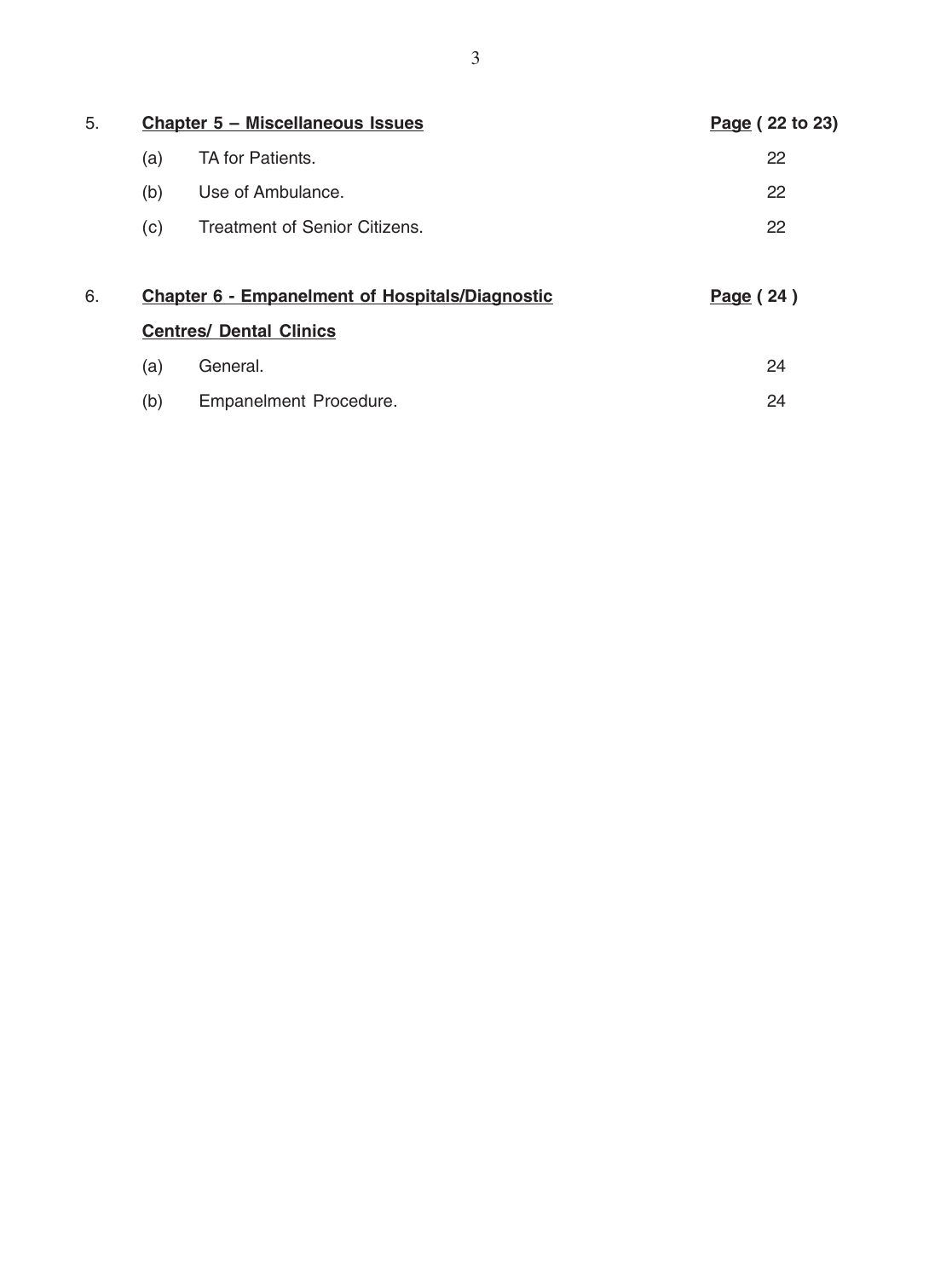| | | | |
|---|---|---|---|
| 5. | **Chapter 5 – Miscellaneous Issues** | | **Page ( 22 to 23)** |
| | (a) | TA for Patients. | 22 |
| | (b) | Use of Ambulance. | 22 |
| | (c) | Treatment of Senior Citizens. | 22 |
| 6. | **Chapter 6 - Empanelment of Hospitals/Diagnostic Centres/ Dental Clinics** | | **Page ( 24 )** |
| | (a) | General. | 24 |
| | (b) | Empanelment Procedure. | 24 |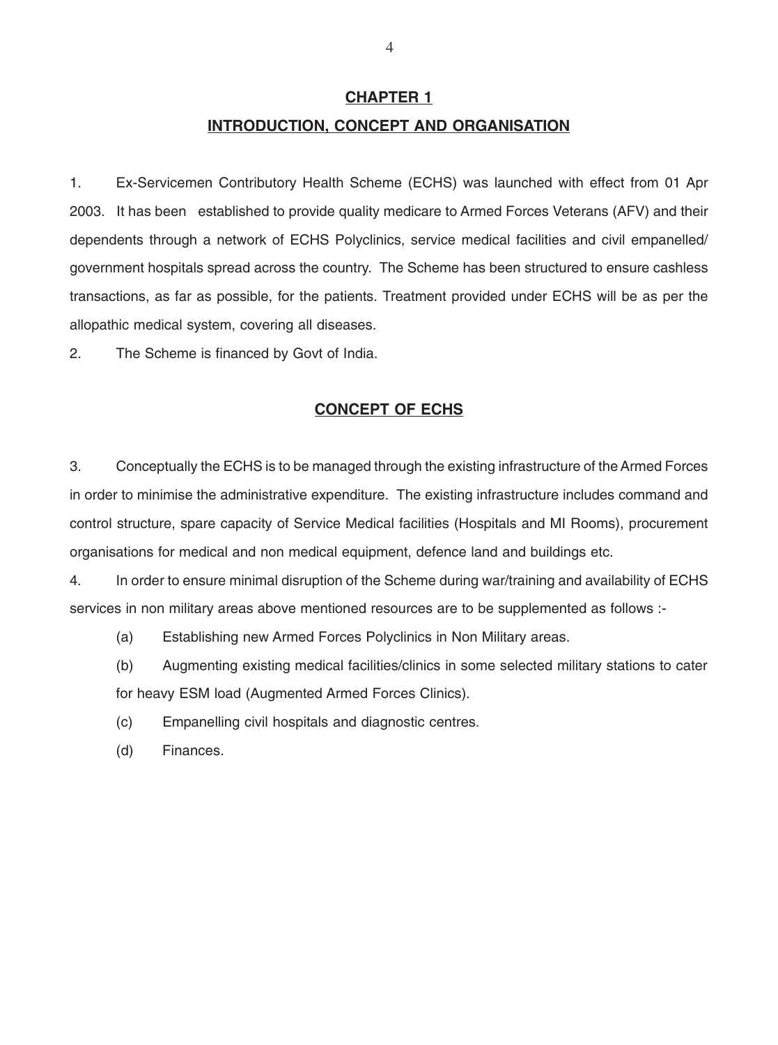## CHAPTER 1

## INTRODUCTION, CONCEPT AND ORGANISATION

1. Ex-Servicemen Contributory Health Scheme (ECHS) was launched with effect from 01 Apr 2003. It has been established to provide quality medicare to Armed Forces Veterans (AFV) and their dependents through a network of ECHS Polyclinics, service medical facilities and civil empanelled/ government hospitals spread across the country. The Scheme has been structured to ensure cashless transactions, as far as possible, for the patients. Treatment provided under ECHS will be as per the allopathic medical system, covering all diseases.

2. The Scheme is financed by Govt of India.

## CONCEPT OF ECHS

3. Conceptually the ECHS is to be managed through the existing infrastructure of the Armed Forces in order to minimise the administrative expenditure. The existing infrastructure includes command and control structure, spare capacity of Service Medical facilities (Hospitals and MI Rooms), procurement organisations for medical and non medical equipment, defence land and buildings etc.

4. In order to ensure minimal disruption of the Scheme during war/training and availability of ECHS services in non military areas above mentioned resources are to be supplemented as follows :-

(a) Establishing new Armed Forces Polyclinics in Non Military areas.

(b) Augmenting existing medical facilities/clinics in some selected military stations to cater for heavy ESM load (Augmented Armed Forces Clinics).

(c) Empanelling civil hospitals and diagnostic centres.

(d) Finances.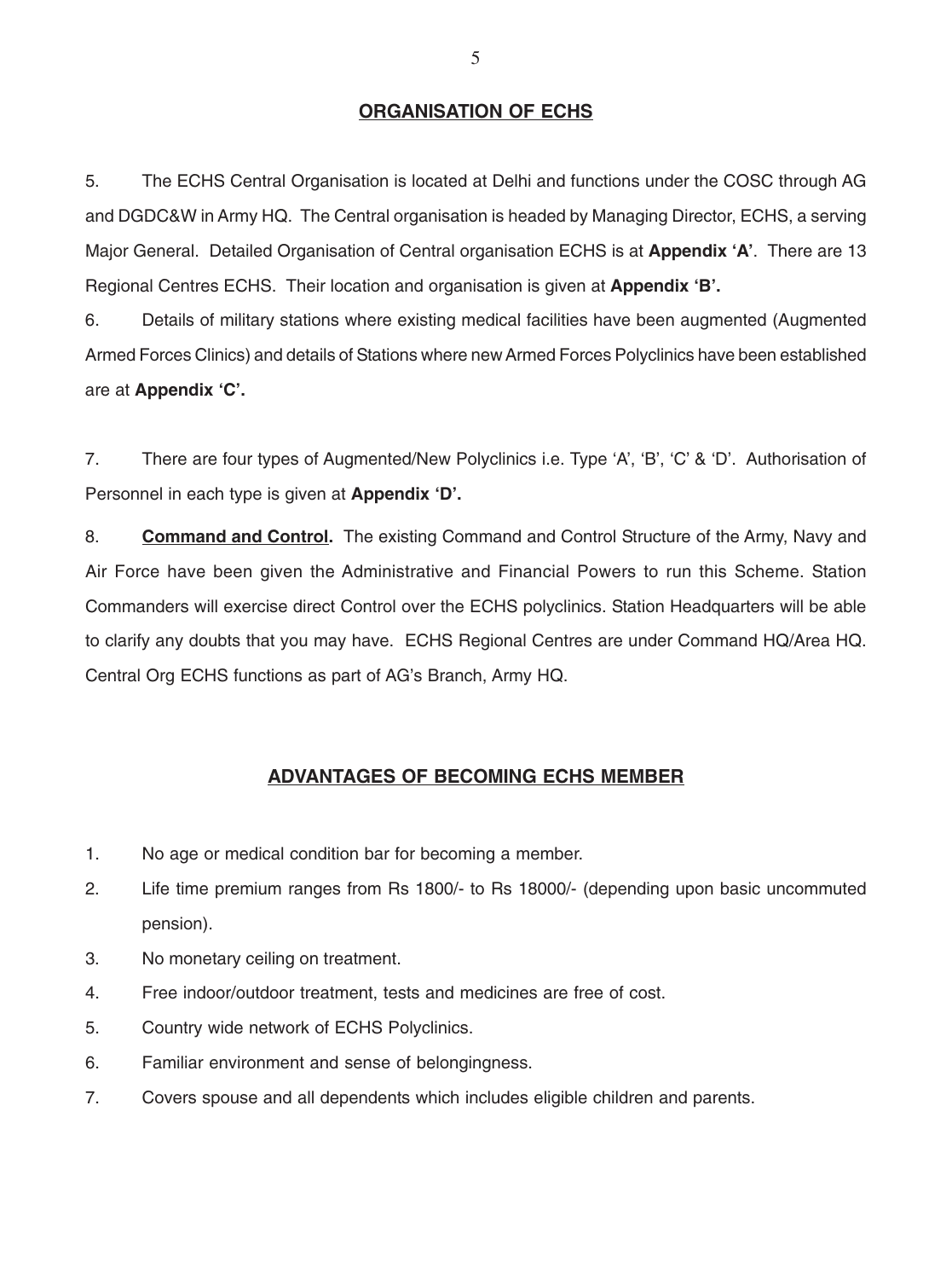## ORGANISATION OF ECHS

5. The ECHS Central Organisation is located at Delhi and functions under the COSC through AG and DGDC&W in Army HQ. The Central organisation is headed by Managing Director, ECHS, a serving Major General. Detailed Organisation of Central organisation ECHS is at **Appendix 'A'**. There are 13 Regional Centres ECHS. Their location and organisation is given at **Appendix 'B'.**

6. Details of military stations where existing medical facilities have been augmented (Augmented Armed Forces Clinics) and details of Stations where new Armed Forces Polyclinics have been established are at **Appendix 'C'.**

7. There are four types of Augmented/New Polyclinics i.e. Type 'A', 'B', 'C' & 'D'. Authorisation of Personnel in each type is given at **Appendix 'D'.**

8. **Command and Control.** The existing Command and Control Structure of the Army, Navy and Air Force have been given the Administrative and Financial Powers to run this Scheme. Station Commanders will exercise direct Control over the ECHS polyclinics. Station Headquarters will be able to clarify any doubts that you may have. ECHS Regional Centres are under Command HQ/Area HQ. Central Org ECHS functions as part of AG's Branch, Army HQ.

## ADVANTAGES OF BECOMING ECHS MEMBER

1. No age or medical condition bar for becoming a member.
2. Life time premium ranges from Rs 1800/- to Rs 18000/- (depending upon basic uncommuted pension).
3. No monetary ceiling on treatment.
4. Free indoor/outdoor treatment, tests and medicines are free of cost.
5. Country wide network of ECHS Polyclinics.
6. Familiar environment and sense of belongingness.
7. Covers spouse and all dependents which includes eligible children and parents.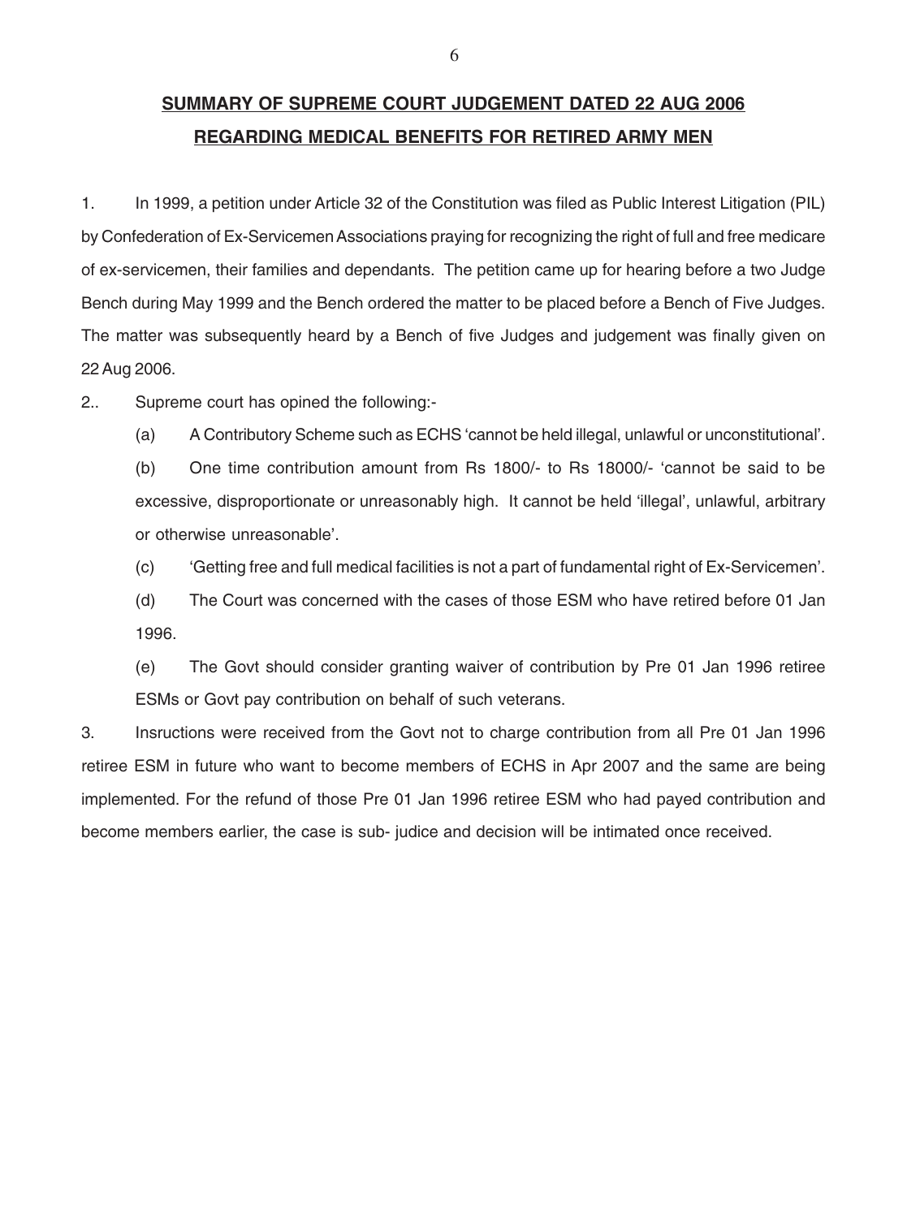## SUMMARY OF SUPREME COURT JUDGEMENT DATED 22 AUG 2006 REGARDING MEDICAL BENEFITS FOR RETIRED ARMY MEN

1. In 1999, a petition under Article 32 of the Constitution was filed as Public Interest Litigation (PIL) by Confederation of Ex-Servicemen Associations praying for recognizing the right of full and free medicare of ex-servicemen, their families and dependants. The petition came up for hearing before a two Judge Bench during May 1999 and the Bench ordered the matter to be placed before a Bench of Five Judges. The matter was subsequently heard by a Bench of five Judges and judgement was finally given on 22 Aug 2006.

2.. Supreme court has opined the following:-

(a) A Contributory Scheme such as ECHS 'cannot be held illegal, unlawful or unconstitutional'.

(b) One time contribution amount from Rs 1800/- to Rs 18000/- 'cannot be said to be excessive, disproportionate or unreasonably high. It cannot be held 'illegal', unlawful, arbitrary or otherwise unreasonable'.

(c) 'Getting free and full medical facilities is not a part of fundamental right of Ex-Servicemen'.

(d) The Court was concerned with the cases of those ESM who have retired before 01 Jan 1996.

(e) The Govt should consider granting waiver of contribution by Pre 01 Jan 1996 retiree ESMs or Govt pay contribution on behalf of such veterans.

3. Insructions were received from the Govt not to charge contribution from all Pre 01 Jan 1996 retiree ESM in future who want to become members of ECHS in Apr 2007 and the same are being implemented. For the refund of those Pre 01 Jan 1996 retiree ESM who had payed contribution and become members earlier, the case is sub- judice and decision will be intimated once received.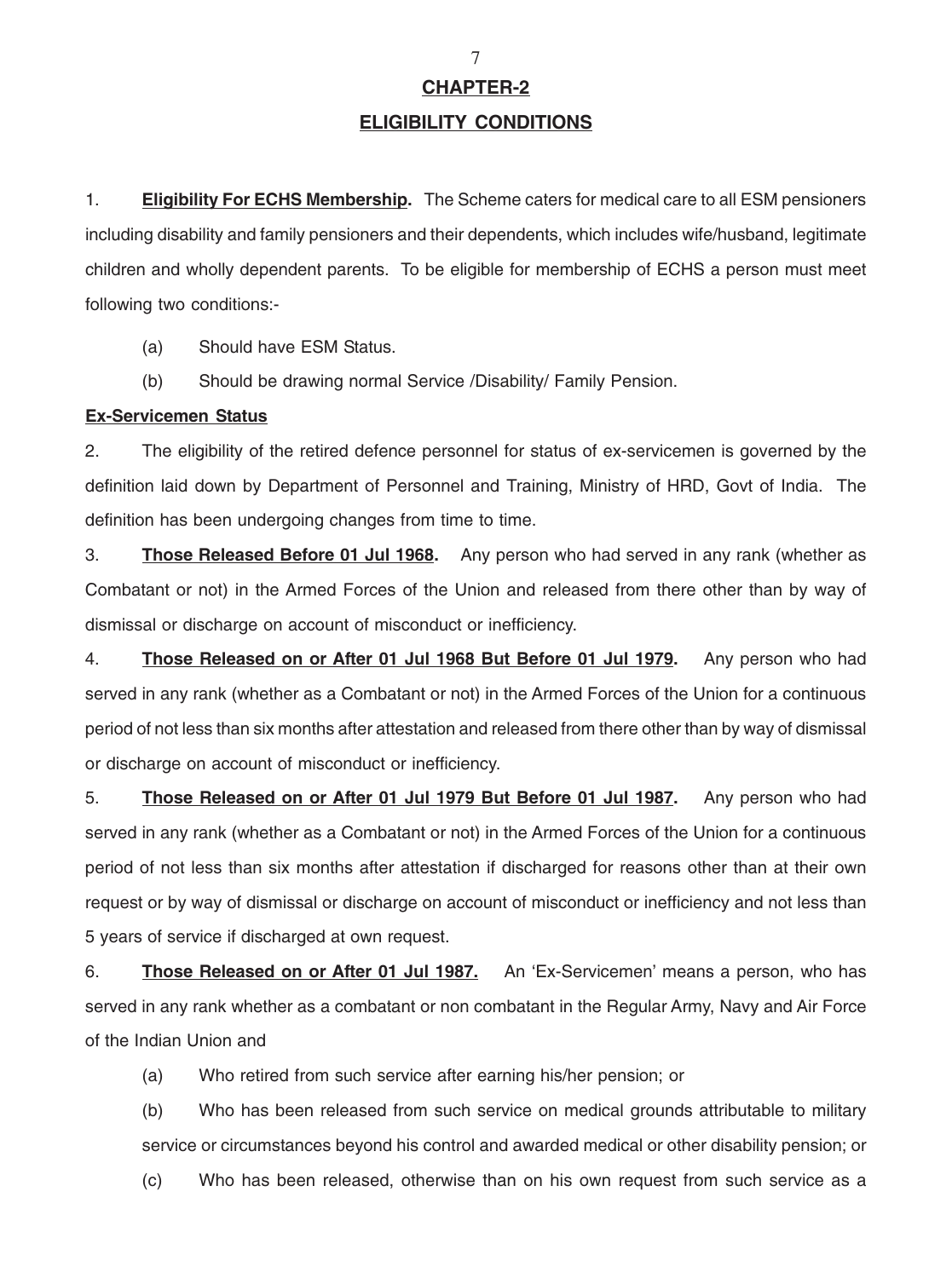# CHAPTER-2

## ELIGIBILITY CONDITIONS

1. **Eligibility For ECHS Membership.** The Scheme caters for medical care to all ESM pensioners including disability and family pensioners and their dependents, which includes wife/husband, legitimate children and wholly dependent parents. To be eligible for membership of ECHS a person must meet following two conditions:-

   (a) Should have ESM Status.

   (b) Should be drawing normal Service /Disability/ Family Pension.

**Ex-Servicemen Status**

2. The eligibility of the retired defence personnel for status of ex-servicemen is governed by the definition laid down by Department of Personnel and Training, Ministry of HRD, Govt of India. The definition has been undergoing changes from time to time.

3. **Those Released Before 01 Jul 1968.** Any person who had served in any rank (whether as Combatant or not) in the Armed Forces of the Union and released from there other than by way of dismissal or discharge on account of misconduct or inefficiency.

4. **Those Released on or After 01 Jul 1968 But Before 01 Jul 1979.** Any person who had served in any rank (whether as a Combatant or not) in the Armed Forces of the Union for a continuous period of not less than six months after attestation and released from there other than by way of dismissal or discharge on account of misconduct or inefficiency.

5. **Those Released on or After 01 Jul 1979 But Before 01 Jul 1987.** Any person who had served in any rank (whether as a Combatant or not) in the Armed Forces of the Union for a continuous period of not less than six months after attestation if discharged for reasons other than at their own request or by way of dismissal or discharge on account of misconduct or inefficiency and not less than 5 years of service if discharged at own request.

6. **Those Released on or After 01 Jul 1987.** An 'Ex-Servicemen' means a person, who has served in any rank whether as a combatant or non combatant in the Regular Army, Navy and Air Force of the Indian Union and

   (a) Who retired from such service after earning his/her pension; or

   (b) Who has been released from such service on medical grounds attributable to military service or circumstances beyond his control and awarded medical or other disability pension; or

   (c) Who has been released, otherwise than on his own request from such service as a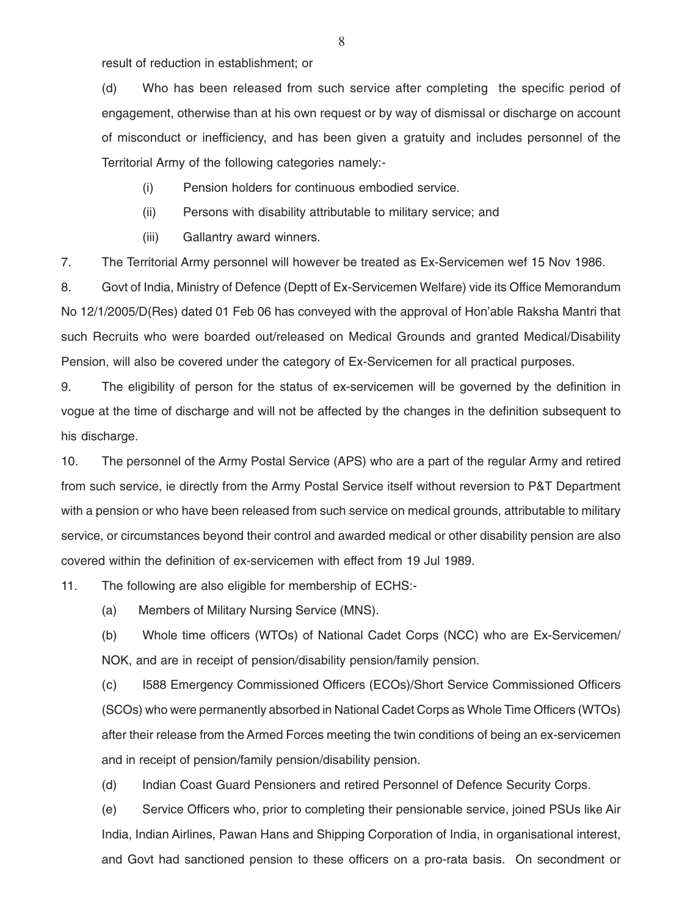result of reduction in establishment; or

(d) Who has been released from such service after completing the specific period of engagement, otherwise than at his own request or by way of dismissal or discharge on account of misconduct or inefficiency, and has been given a gratuity and includes personnel of the Territorial Army of the following categories namely:-

(i) Pension holders for continuous embodied service.

(ii) Persons with disability attributable to military service; and

(iii) Gallantry award winners.

7. The Territorial Army personnel will however be treated as Ex-Servicemen wef 15 Nov 1986.

8. Govt of India, Ministry of Defence (Deptt of Ex-Servicemen Welfare) vide its Office Memorandum No 12/1/2005/D(Res) dated 01 Feb 06 has conveyed with the approval of Hon'able Raksha Mantri that such Recruits who were boarded out/released on Medical Grounds and granted Medical/Disability Pension, will also be covered under the category of Ex-Servicemen for all practical purposes.

9. The eligibility of person for the status of ex-servicemen will be governed by the definition in vogue at the time of discharge and will not be affected by the changes in the definition subsequent to his discharge.

10. The personnel of the Army Postal Service (APS) who are a part of the regular Army and retired from such service, ie directly from the Army Postal Service itself without reversion to P&T Department with a pension or who have been released from such service on medical grounds, attributable to military service, or circumstances beyond their control and awarded medical or other disability pension are also covered within the definition of ex-servicemen with effect from 19 Jul 1989.

11. The following are also eligible for membership of ECHS:-

(a) Members of Military Nursing Service (MNS).

(b) Whole time officers (WTOs) of National Cadet Corps (NCC) who are Ex-Servicemen/ NOK, and are in receipt of pension/disability pension/family pension.

(c) I588 Emergency Commissioned Officers (ECOs)/Short Service Commissioned Officers (SCOs) who were permanently absorbed in National Cadet Corps as Whole Time Officers (WTOs) after their release from the Armed Forces meeting the twin conditions of being an ex-servicemen and in receipt of pension/family pension/disability pension.

(d) Indian Coast Guard Pensioners and retired Personnel of Defence Security Corps.

(e) Service Officers who, prior to completing their pensionable service, joined PSUs like Air India, Indian Airlines, Pawan Hans and Shipping Corporation of India, in organisational interest, and Govt had sanctioned pension to these officers on a pro-rata basis. On secondment or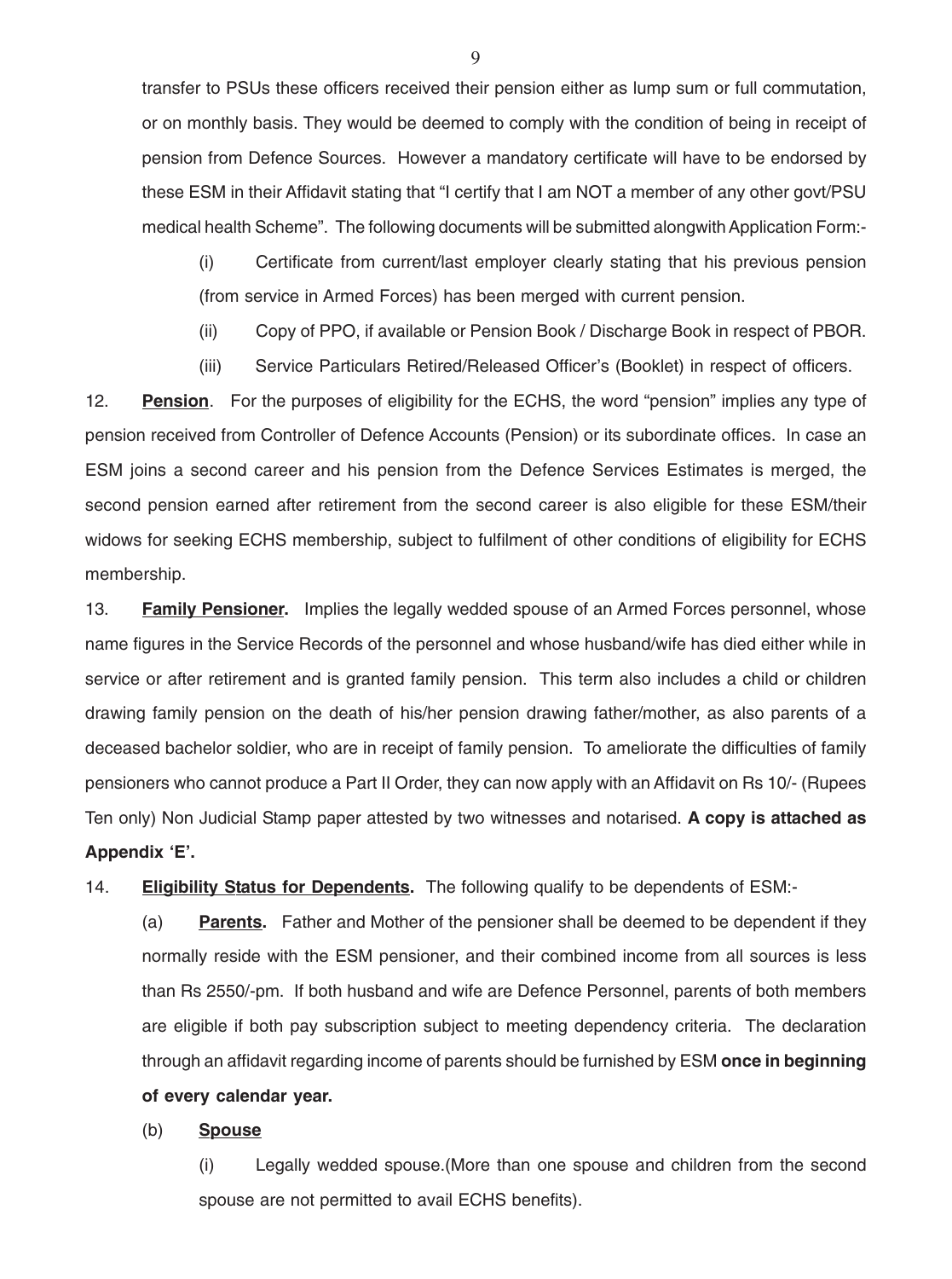transfer to PSUs these officers received their pension either as lump sum or full commutation, or on monthly basis. They would be deemed to comply with the condition of being in receipt of pension from Defence Sources. However a mandatory certificate will have to be endorsed by these ESM in their Affidavit stating that "I certify that I am NOT a member of any other govt/PSU medical health Scheme". The following documents will be submitted alongwith Application Form:-

(i) Certificate from current/last employer clearly stating that his previous pension (from service in Armed Forces) has been merged with current pension.

(ii) Copy of PPO, if available or Pension Book / Discharge Book in respect of PBOR.

(iii) Service Particulars Retired/Released Officer's (Booklet) in respect of officers.

12. **<u>Pension</u>**. For the purposes of eligibility for the ECHS, the word "pension" implies any type of pension received from Controller of Defence Accounts (Pension) or its subordinate offices. In case an ESM joins a second career and his pension from the Defence Services Estimates is merged, the second pension earned after retirement from the second career is also eligible for these ESM/their widows for seeking ECHS membership, subject to fulfilment of other conditions of eligibility for ECHS membership.

13. **<u>Family Pensioner.</u>** Implies the legally wedded spouse of an Armed Forces personnel, whose name figures in the Service Records of the personnel and whose husband/wife has died either while in service or after retirement and is granted family pension. This term also includes a child or children drawing family pension on the death of his/her pension drawing father/mother, as also parents of a deceased bachelor soldier, who are in receipt of family pension. To ameliorate the difficulties of family pensioners who cannot produce a Part II Order, they can now apply with an Affidavit on Rs 10/- (Rupees Ten only) Non Judicial Stamp paper attested by two witnesses and notarised. **A copy is attached as Appendix 'E'.**

14. **<u>Eligibility Status for Dependents.</u>** The following qualify to be dependents of ESM:-

(a) **<u>Parents.</u>** Father and Mother of the pensioner shall be deemed to be dependent if they normally reside with the ESM pensioner, and their combined income from all sources is less than Rs 2550/-pm. If both husband and wife are Defence Personnel, parents of both members are eligible if both pay subscription subject to meeting dependency criteria. The declaration through an affidavit regarding income of parents should be furnished by ESM **once in beginning of every calendar year.**

(b) **<u>Spouse</u>**

(i) Legally wedded spouse.(More than one spouse and children from the second spouse are not permitted to avail ECHS benefits).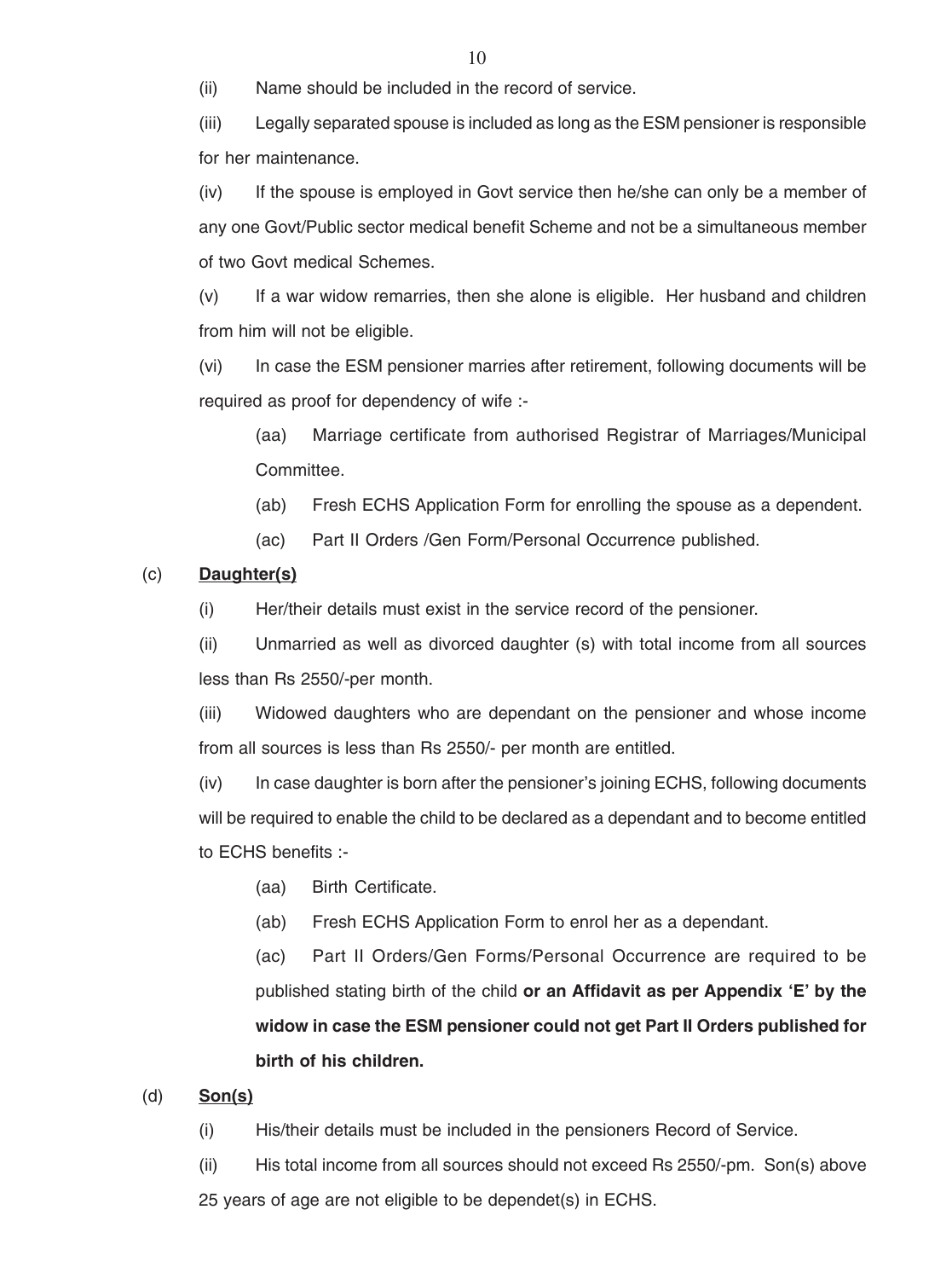(ii) Name should be included in the record of service.

(iii) Legally separated spouse is included as long as the ESM pensioner is responsible for her maintenance.

(iv) If the spouse is employed in Govt service then he/she can only be a member of any one Govt/Public sector medical benefit Scheme and not be a simultaneous member of two Govt medical Schemes.

(v) If a war widow remarries, then she alone is eligible. Her husband and children from him will not be eligible.

(vi) In case the ESM pensioner marries after retirement, following documents will be required as proof for dependency of wife :-

(aa) Marriage certificate from authorised Registrar of Marriages/Municipal Committee.

(ab) Fresh ECHS Application Form for enrolling the spouse as a dependent.

(ac) Part II Orders /Gen Form/Personal Occurrence published.

(c) **<u>Daughter(s)</u>**

(i) Her/their details must exist in the service record of the pensioner.

(ii) Unmarried as well as divorced daughter (s) with total income from all sources less than Rs 2550/-per month.

(iii) Widowed daughters who are dependant on the pensioner and whose income from all sources is less than Rs 2550/- per month are entitled.

(iv) In case daughter is born after the pensioner's joining ECHS, following documents will be required to enable the child to be declared as a dependant and to become entitled to ECHS benefits :-

(aa) Birth Certificate.

(ab) Fresh ECHS Application Form to enrol her as a dependant.

(ac) Part II Orders/Gen Forms/Personal Occurrence are required to be published stating birth of the child **or an Affidavit as per Appendix 'E' by the widow in case the ESM pensioner could not get Part II Orders published for birth of his children.**

(d) **<u>Son(s)</u>**

(i) His/their details must be included in the pensioners Record of Service.

(ii) His total income from all sources should not exceed Rs 2550/-pm. Son(s) above 25 years of age are not eligible to be dependet(s) in ECHS.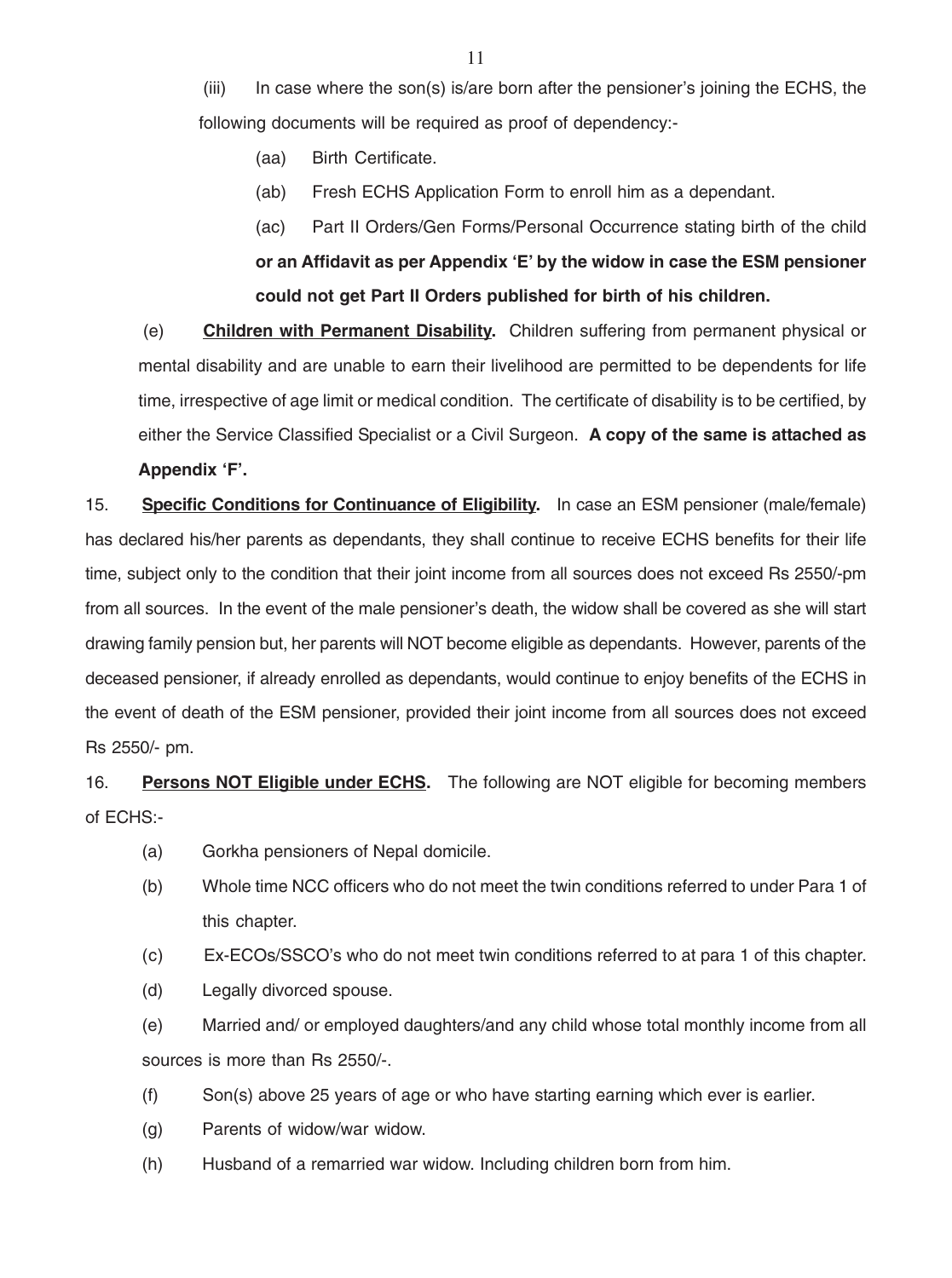(iii) In case where the son(s) is/are born after the pensioner's joining the ECHS, the following documents will be required as proof of dependency:-

(aa) Birth Certificate.

(ab) Fresh ECHS Application Form to enroll him as a dependant.

(ac) Part II Orders/Gen Forms/Personal Occurrence stating birth of the child **or an Affidavit as per Appendix 'E' by the widow in case the ESM pensioner could not get Part II Orders published for birth of his children.**

(e) **Children with Permanent Disability.** Children suffering from permanent physical or mental disability and are unable to earn their livelihood are permitted to be dependents for life time, irrespective of age limit or medical condition. The certificate of disability is to be certified, by either the Service Classified Specialist or a Civil Surgeon. **A copy of the same is attached as Appendix 'F'.**

15. **Specific Conditions for Continuance of Eligibility.** In case an ESM pensioner (male/female) has declared his/her parents as dependants, they shall continue to receive ECHS benefits for their life time, subject only to the condition that their joint income from all sources does not exceed Rs 2550/-pm from all sources. In the event of the male pensioner's death, the widow shall be covered as she will start drawing family pension but, her parents will NOT become eligible as dependants. However, parents of the deceased pensioner, if already enrolled as dependants, would continue to enjoy benefits of the ECHS in the event of death of the ESM pensioner, provided their joint income from all sources does not exceed Rs 2550/- pm.

16. **Persons NOT Eligible under ECHS.** The following are NOT eligible for becoming members of ECHS:-

(a) Gorkha pensioners of Nepal domicile.

(b) Whole time NCC officers who do not meet the twin conditions referred to under Para 1 of this chapter.

(c) Ex-ECOs/SSCO's who do not meet twin conditions referred to at para 1 of this chapter.

(d) Legally divorced spouse.

(e) Married and/ or employed daughters/and any child whose total monthly income from all sources is more than Rs 2550/-.

(f) Son(s) above 25 years of age or who have starting earning which ever is earlier.

(g) Parents of widow/war widow.

(h) Husband of a remarried war widow. Including children born from him.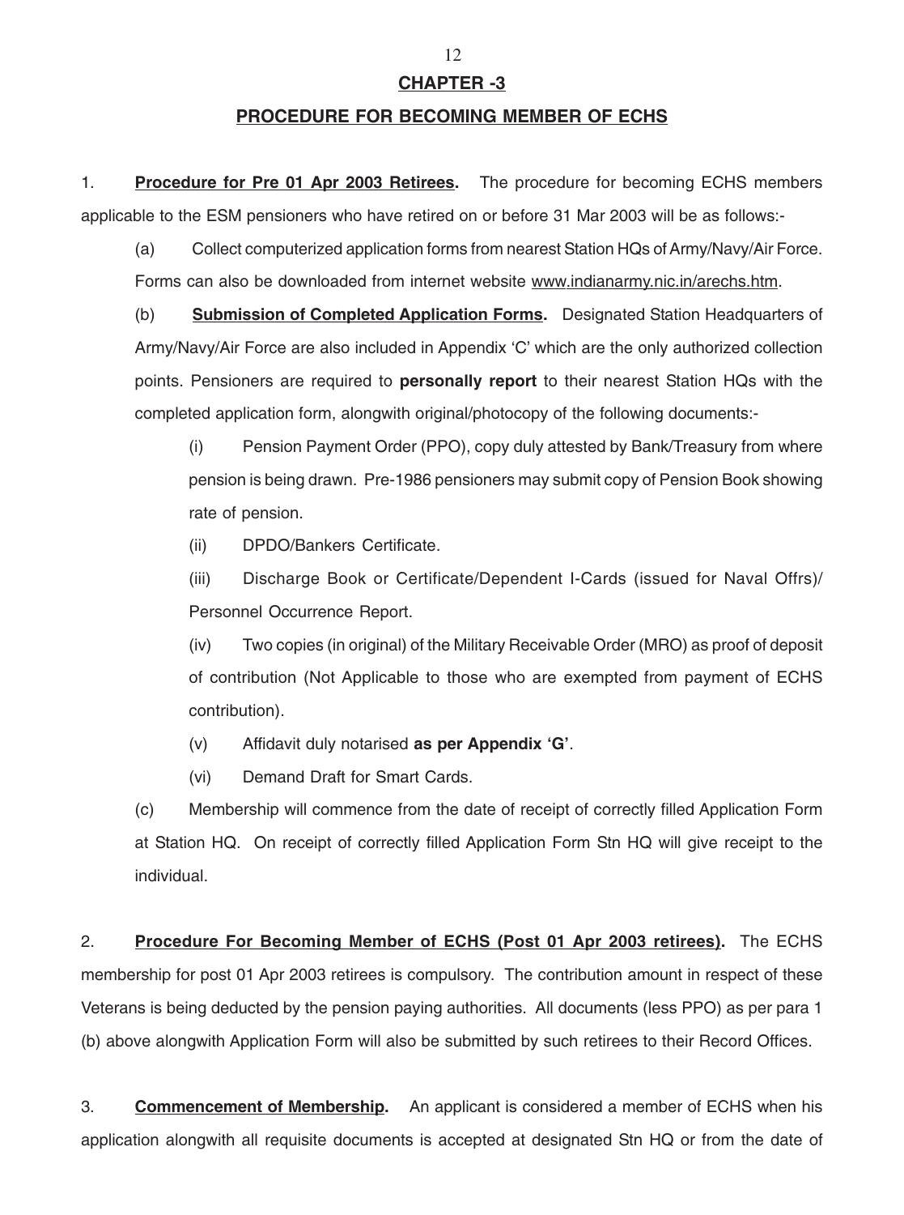## CHAPTER -3

## PROCEDURE FOR BECOMING MEMBER OF ECHS

1. **Procedure for Pre 01 Apr 2003 Retirees.** The procedure for becoming ECHS members applicable to the ESM pensioners who have retired on or before 31 Mar 2003 will be as follows:-

   (a) Collect computerized application forms from nearest Station HQs of Army/Navy/Air Force. Forms can also be downloaded from internet website www.indianarmy.nic.in/arechs.htm.

   (b) **Submission of Completed Application Forms.** Designated Station Headquarters of Army/Navy/Air Force are also included in Appendix 'C' which are the only authorized collection points. Pensioners are required to **personally report** to their nearest Station HQs with the completed application form, alongwith original/photocopy of the following documents:-

      (i) Pension Payment Order (PPO), copy duly attested by Bank/Treasury from where pension is being drawn. Pre-1986 pensioners may submit copy of Pension Book showing rate of pension.

      (ii) DPDO/Bankers Certificate.

      (iii) Discharge Book or Certificate/Dependent I-Cards (issued for Naval Offrs)/ Personnel Occurrence Report.

      (iv) Two copies (in original) of the Military Receivable Order (MRO) as proof of deposit of contribution (Not Applicable to those who are exempted from payment of ECHS contribution).

      (v) Affidavit duly notarised **as per Appendix 'G'**.

      (vi) Demand Draft for Smart Cards.

   (c) Membership will commence from the date of receipt of correctly filled Application Form at Station HQ. On receipt of correctly filled Application Form Stn HQ will give receipt to the individual.

2. **Procedure For Becoming Member of ECHS (Post 01 Apr 2003 retirees).** The ECHS membership for post 01 Apr 2003 retirees is compulsory. The contribution amount in respect of these Veterans is being deducted by the pension paying authorities. All documents (less PPO) as per para 1 (b) above alongwith Application Form will also be submitted by such retirees to their Record Offices.

3. **Commencement of Membership.** An applicant is considered a member of ECHS when his application alongwith all requisite documents is accepted at designated Stn HQ or from the date of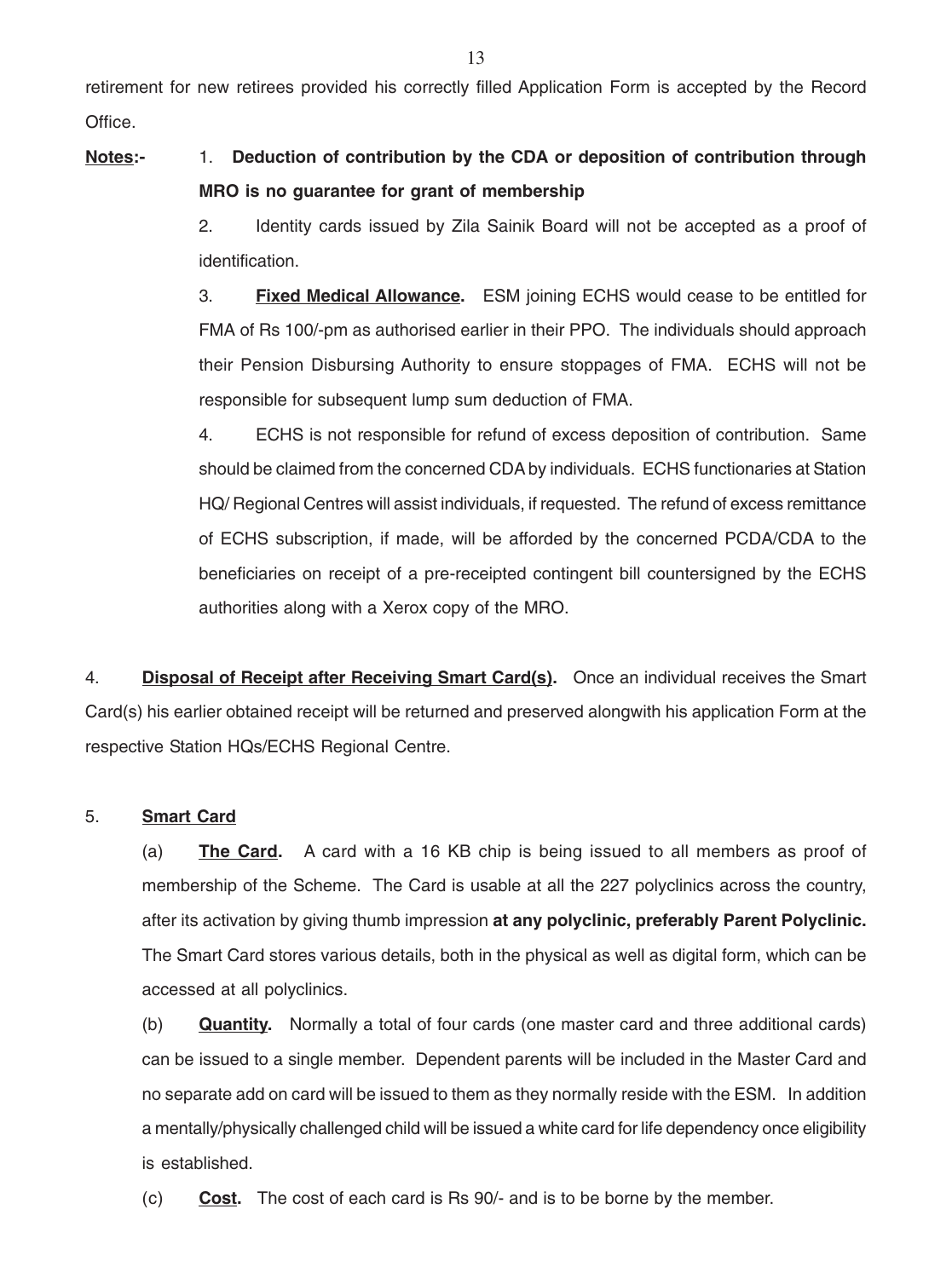retirement for new retirees provided his correctly filled Application Form is accepted by the Record Office.

**Notes:-**

1. **Deduction of contribution by the CDA or deposition of contribution through MRO is no guarantee for grant of membership**

2. Identity cards issued by Zila Sainik Board will not be accepted as a proof of identification.

3. **Fixed Medical Allowance.** ESM joining ECHS would cease to be entitled for FMA of Rs 100/-pm as authorised earlier in their PPO. The individuals should approach their Pension Disbursing Authority to ensure stoppages of FMA. ECHS will not be responsible for subsequent lump sum deduction of FMA.

4. ECHS is not responsible for refund of excess deposition of contribution. Same should be claimed from the concerned CDA by individuals. ECHS functionaries at Station HQ/ Regional Centres will assist individuals, if requested. The refund of excess remittance of ECHS subscription, if made, will be afforded by the concerned PCDA/CDA to the beneficiaries on receipt of a pre-receipted contingent bill countersigned by the ECHS authorities along with a Xerox copy of the MRO.

4. **Disposal of Receipt after Receiving Smart Card(s).** Once an individual receives the Smart Card(s) his earlier obtained receipt will be returned and preserved alongwith his application Form at the respective Station HQs/ECHS Regional Centre.

5. **Smart Card**

(a) **The Card.** A card with a 16 KB chip is being issued to all members as proof of membership of the Scheme. The Card is usable at all the 227 polyclinics across the country, after its activation by giving thumb impression **at any polyclinic, preferably Parent Polyclinic.** The Smart Card stores various details, both in the physical as well as digital form, which can be accessed at all polyclinics.

(b) **Quantity.** Normally a total of four cards (one master card and three additional cards) can be issued to a single member. Dependent parents will be included in the Master Card and no separate add on card will be issued to them as they normally reside with the ESM. In addition a mentally/physically challenged child will be issued a white card for life dependency once eligibility is established.

(c) **Cost.** The cost of each card is Rs 90/- and is to be borne by the member.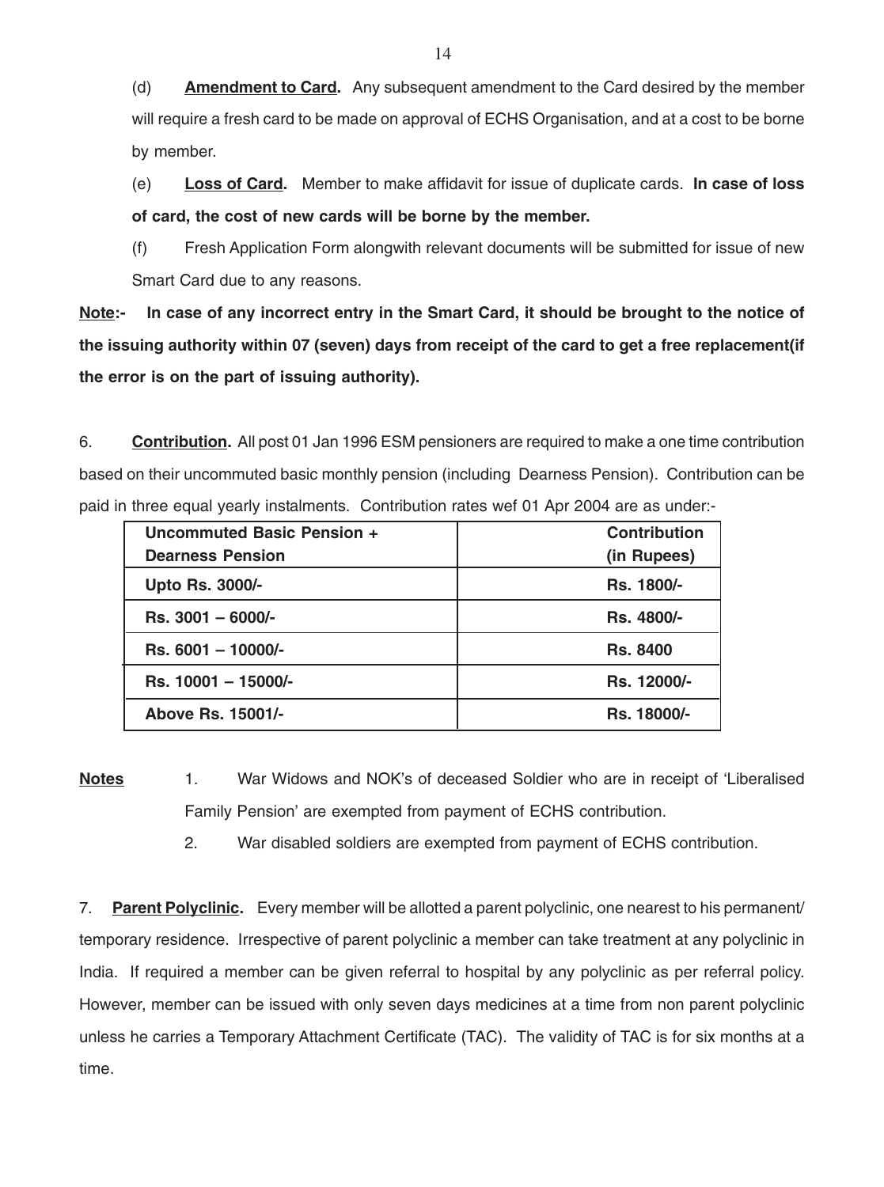(d) **Amendment to Card.** Any subsequent amendment to the Card desired by the member will require a fresh card to be made on approval of ECHS Organisation, and at a cost to be borne by member.

(e) **Loss of Card.** Member to make affidavit for issue of duplicate cards. **In case of loss of card, the cost of new cards will be borne by the member.**

(f) Fresh Application Form alongwith relevant documents will be submitted for issue of new Smart Card due to any reasons.

**Note:- In case of any incorrect entry in the Smart Card, it should be brought to the notice of the issuing authority within 07 (seven) days from receipt of the card to get a free replacement(if the error is on the part of issuing authority).**

6. **Contribution.** All post 01 Jan 1996 ESM pensioners are required to make a one time contribution based on their uncommuted basic monthly pension (including Dearness Pension). Contribution can be paid in three equal yearly instalments. Contribution rates wef 01 Apr 2004 are as under:-

| Uncommuted Basic Pension + Dearness Pension | Contribution (in Rupees) |
|---|---|
| Upto Rs. 3000/- | Rs. 1800/- |
| Rs. 3001 – 6000/- | Rs. 4800/- |
| Rs. 6001 – 10000/- | Rs. 8400 |
| Rs. 10001 – 15000/- | Rs. 12000/- |
| Above Rs. 15001/- | Rs. 18000/- |

**Notes**

1. War Widows and NOK's of deceased Soldier who are in receipt of 'Liberalised Family Pension' are exempted from payment of ECHS contribution.
2. War disabled soldiers are exempted from payment of ECHS contribution.

7. **Parent Polyclinic.** Every member will be allotted a parent polyclinic, one nearest to his permanent/ temporary residence. Irrespective of parent polyclinic a member can take treatment at any polyclinic in India. If required a member can be given referral to hospital by any polyclinic as per referral policy. However, member can be issued with only seven days medicines at a time from non parent polyclinic unless he carries a Temporary Attachment Certificate (TAC). The validity of TAC is for six months at a time.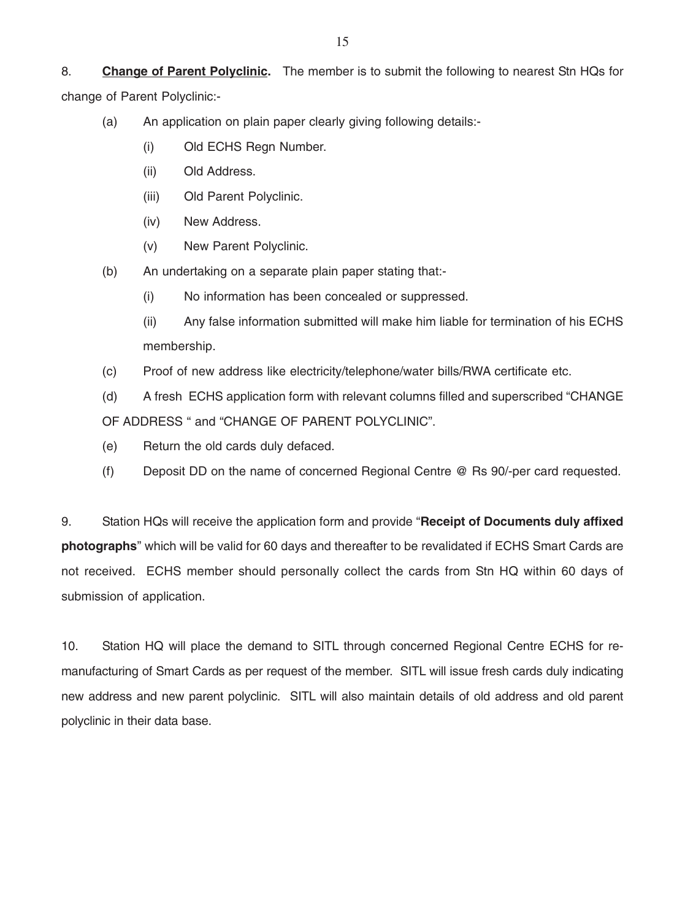8. **<u>Change of Parent Polyclinic</u>.** The member is to submit the following to nearest Stn HQs for change of Parent Polyclinic:-

(a) An application on plain paper clearly giving following details:-

(i) Old ECHS Regn Number.

(ii) Old Address.

(iii) Old Parent Polyclinic.

(iv) New Address.

(v) New Parent Polyclinic.

(b) An undertaking on a separate plain paper stating that:-

(i) No information has been concealed or suppressed.

(ii) Any false information submitted will make him liable for termination of his ECHS membership.

(c) Proof of new address like electricity/telephone/water bills/RWA certificate etc.

(d) A fresh ECHS application form with relevant columns filled and superscribed "CHANGE OF ADDRESS " and "CHANGE OF PARENT POLYCLINIC".

(e) Return the old cards duly defaced.

(f) Deposit DD on the name of concerned Regional Centre @ Rs 90/-per card requested.

9. Station HQs will receive the application form and provide "**Receipt of Documents duly affixed photographs**" which will be valid for 60 days and thereafter to be revalidated if ECHS Smart Cards are not received. ECHS member should personally collect the cards from Stn HQ within 60 days of submission of application.

10. Station HQ will place the demand to SITL through concerned Regional Centre ECHS for re-manufacturing of Smart Cards as per request of the member. SITL will issue fresh cards duly indicating new address and new parent polyclinic. SITL will also maintain details of old address and old parent polyclinic in their data base.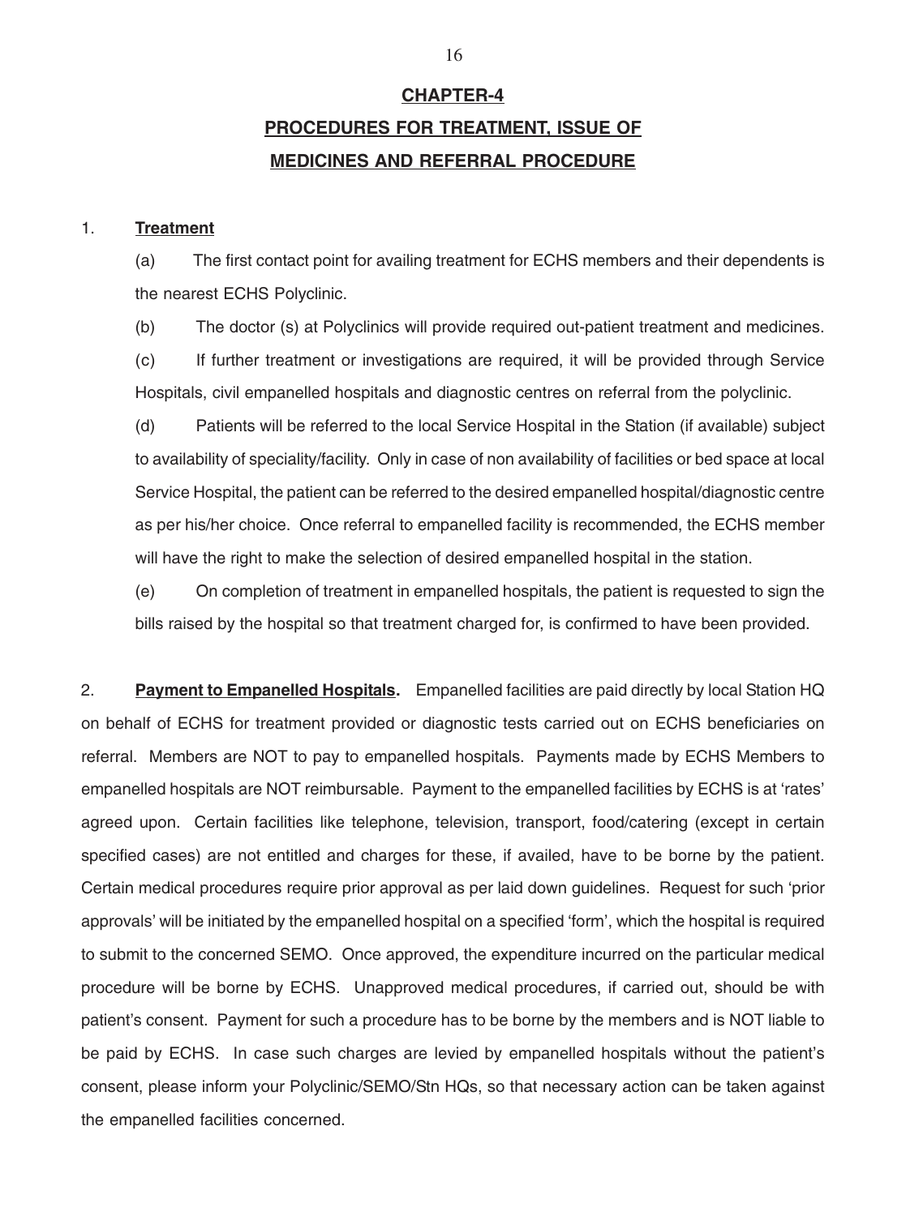# CHAPTER-4

## PROCEDURES FOR TREATMENT, ISSUE OF MEDICINES AND REFERRAL PROCEDURE

1. **Treatment**

(a) The first contact point for availing treatment for ECHS members and their dependents is the nearest ECHS Polyclinic.

(b) The doctor (s) at Polyclinics will provide required out-patient treatment and medicines.

(c) If further treatment or investigations are required, it will be provided through Service Hospitals, civil empanelled hospitals and diagnostic centres on referral from the polyclinic.

(d) Patients will be referred to the local Service Hospital in the Station (if available) subject to availability of speciality/facility. Only in case of non availability of facilities or bed space at local Service Hospital, the patient can be referred to the desired empanelled hospital/diagnostic centre as per his/her choice. Once referral to empanelled facility is recommended, the ECHS member will have the right to make the selection of desired empanelled hospital in the station.

(e) On completion of treatment in empanelled hospitals, the patient is requested to sign the bills raised by the hospital so that treatment charged for, is confirmed to have been provided.

2. **Payment to Empanelled Hospitals.** Empanelled facilities are paid directly by local Station HQ on behalf of ECHS for treatment provided or diagnostic tests carried out on ECHS beneficiaries on referral. Members are NOT to pay to empanelled hospitals. Payments made by ECHS Members to empanelled hospitals are NOT reimbursable. Payment to the empanelled facilities by ECHS is at 'rates' agreed upon. Certain facilities like telephone, television, transport, food/catering (except in certain specified cases) are not entitled and charges for these, if availed, have to be borne by the patient. Certain medical procedures require prior approval as per laid down guidelines. Request for such 'prior approvals' will be initiated by the empanelled hospital on a specified 'form', which the hospital is required to submit to the concerned SEMO. Once approved, the expenditure incurred on the particular medical procedure will be borne by ECHS. Unapproved medical procedures, if carried out, should be with patient's consent. Payment for such a procedure has to be borne by the members and is NOT liable to be paid by ECHS. In case such charges are levied by empanelled hospitals without the patient's consent, please inform your Polyclinic/SEMO/Stn HQs, so that necessary action can be taken against the empanelled facilities concerned.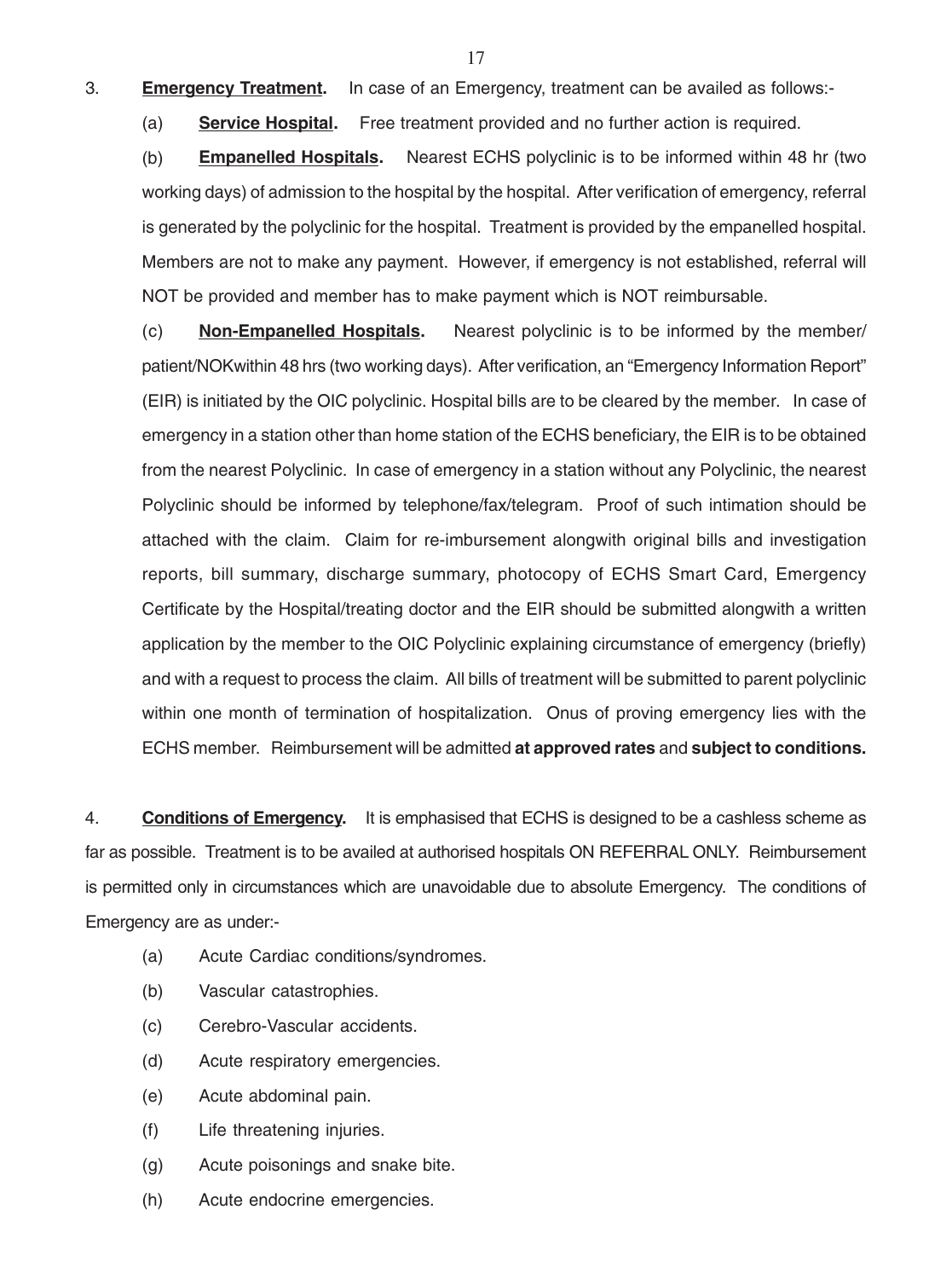3. **<u>Emergency Treatment</u>.** In case of an Emergency, treatment can be availed as follows:-

(a) **<u>Service Hospital</u>.** Free treatment provided and no further action is required.

(b) **<u>Empanelled Hospitals</u>.** Nearest ECHS polyclinic is to be informed within 48 hr (two working days) of admission to the hospital by the hospital. After verification of emergency, referral is generated by the polyclinic for the hospital. Treatment is provided by the empanelled hospital. Members are not to make any payment. However, if emergency is not established, referral will NOT be provided and member has to make payment which is NOT reimbursable.

(c) **<u>Non-Empanelled Hospitals</u>.** Nearest polyclinic is to be informed by the member/ patient/NOKwithin 48 hrs (two working days). After verification, an "Emergency Information Report" (EIR) is initiated by the OIC polyclinic. Hospital bills are to be cleared by the member. In case of emergency in a station other than home station of the ECHS beneficiary, the EIR is to be obtained from the nearest Polyclinic. In case of emergency in a station without any Polyclinic, the nearest Polyclinic should be informed by telephone/fax/telegram. Proof of such intimation should be attached with the claim. Claim for re-imbursement alongwith original bills and investigation reports, bill summary, discharge summary, photocopy of ECHS Smart Card, Emergency Certificate by the Hospital/treating doctor and the EIR should be submitted alongwith a written application by the member to the OIC Polyclinic explaining circumstance of emergency (briefly) and with a request to process the claim. All bills of treatment will be submitted to parent polyclinic within one month of termination of hospitalization. Onus of proving emergency lies with the ECHS member. Reimbursement will be admitted **at approved rates** and **subject to conditions.**

4. **<u>Conditions of Emergency</u>.** It is emphasised that ECHS is designed to be a cashless scheme as far as possible. Treatment is to be availed at authorised hospitals ON REFERRAL ONLY. Reimbursement is permitted only in circumstances which are unavoidable due to absolute Emergency. The conditions of Emergency are as under:-

(a) Acute Cardiac conditions/syndromes.

(b) Vascular catastrophies.

(c) Cerebro-Vascular accidents.

(d) Acute respiratory emergencies.

(e) Acute abdominal pain.

(f) Life threatening injuries.

(g) Acute poisonings and snake bite.

(h) Acute endocrine emergencies.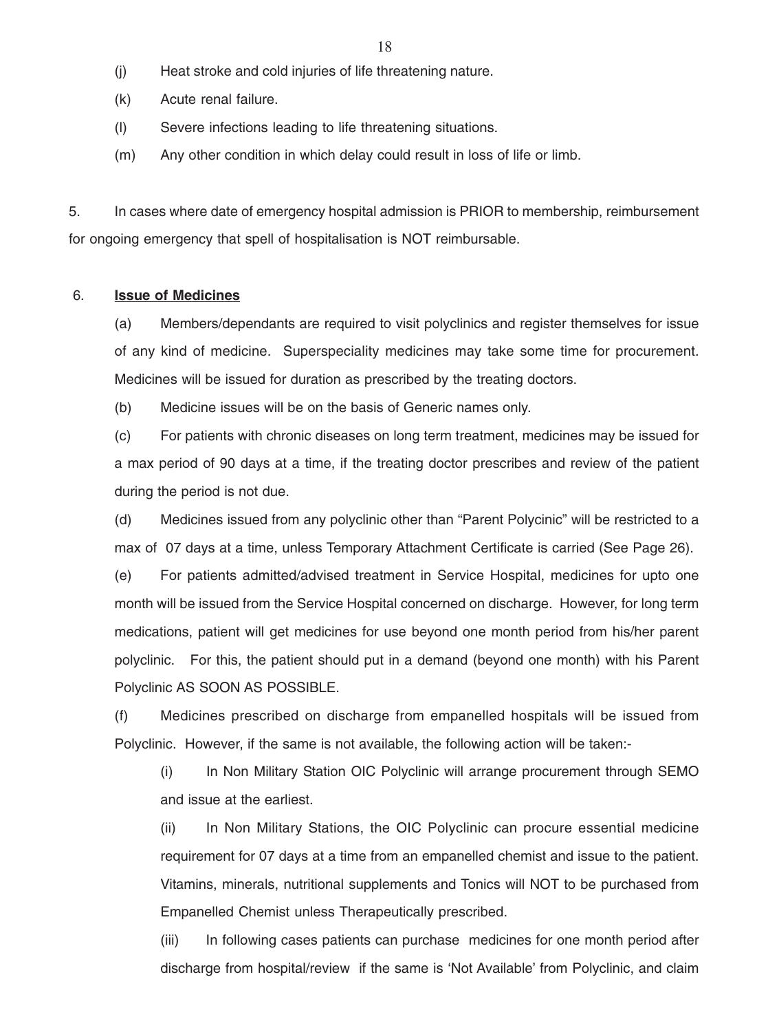(j) Heat stroke and cold injuries of life threatening nature.

(k) Acute renal failure.

(l) Severe infections leading to life threatening situations.

(m) Any other condition in which delay could result in loss of life or limb.

5. In cases where date of emergency hospital admission is PRIOR to membership, reimbursement for ongoing emergency that spell of hospitalisation is NOT reimbursable.

6. **<u>Issue of Medicines</u>**

(a) Members/dependants are required to visit polyclinics and register themselves for issue of any kind of medicine. Superspeciality medicines may take some time for procurement. Medicines will be issued for duration as prescribed by the treating doctors.

(b) Medicine issues will be on the basis of Generic names only.

(c) For patients with chronic diseases on long term treatment, medicines may be issued for a max period of 90 days at a time, if the treating doctor prescribes and review of the patient during the period is not due.

(d) Medicines issued from any polyclinic other than "Parent Polycinic" will be restricted to a max of 07 days at a time, unless Temporary Attachment Certificate is carried (See Page 26).

(e) For patients admitted/advised treatment in Service Hospital, medicines for upto one month will be issued from the Service Hospital concerned on discharge. However, for long term medications, patient will get medicines for use beyond one month period from his/her parent polyclinic. For this, the patient should put in a demand (beyond one month) with his Parent Polyclinic AS SOON AS POSSIBLE.

(f) Medicines prescribed on discharge from empanelled hospitals will be issued from Polyclinic. However, if the same is not available, the following action will be taken:-

(i) In Non Military Station OIC Polyclinic will arrange procurement through SEMO and issue at the earliest.

(ii) In Non Military Stations, the OIC Polyclinic can procure essential medicine requirement for 07 days at a time from an empanelled chemist and issue to the patient. Vitamins, minerals, nutritional supplements and Tonics will NOT to be purchased from Empanelled Chemist unless Therapeutically prescribed.

(iii) In following cases patients can purchase medicines for one month period after discharge from hospital/review if the same is 'Not Available' from Polyclinic, and claim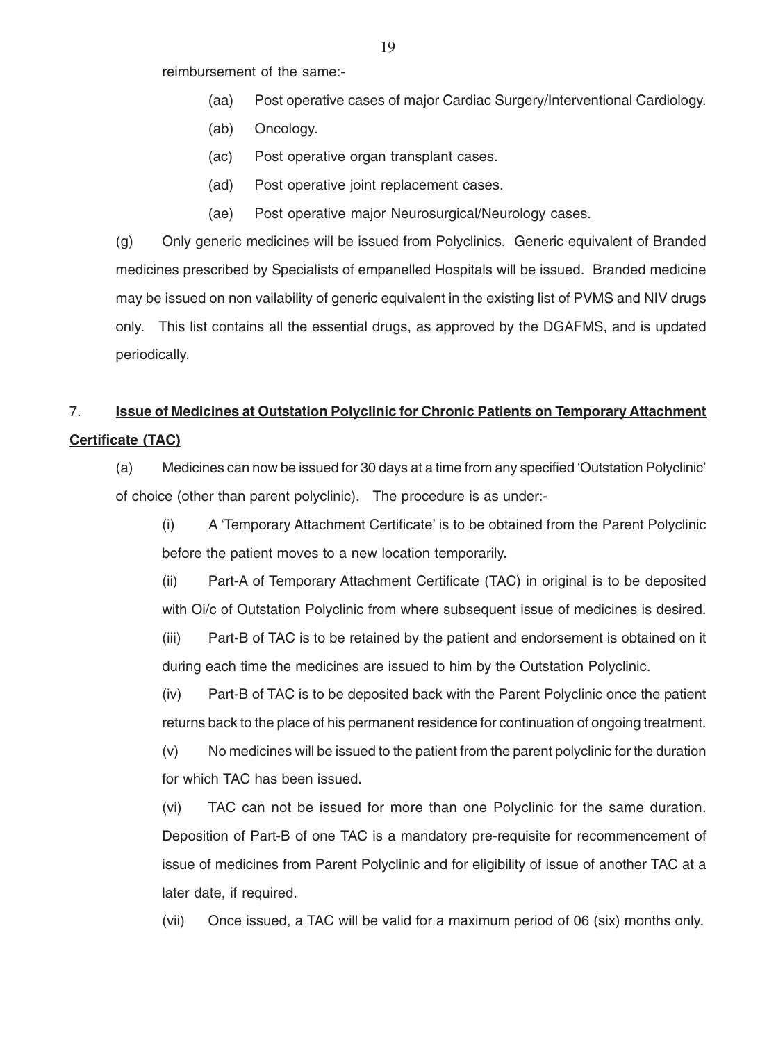reimbursement of the same:-

(aa) Post operative cases of major Cardiac Surgery/Interventional Cardiology.

(ab) Oncology.

(ac) Post operative organ transplant cases.

(ad) Post operative joint replacement cases.

(ae) Post operative major Neurosurgical/Neurology cases.

(g) Only generic medicines will be issued from Polyclinics. Generic equivalent of Branded medicines prescribed by Specialists of empanelled Hospitals will be issued. Branded medicine may be issued on non vailability of generic equivalent in the existing list of PVMS and NIV drugs only. This list contains all the essential drugs, as approved by the DGAFMS, and is updated periodically.

7. **<u>Issue of Medicines at Outstation Polyclinic for Chronic Patients on Temporary Attachment Certificate (TAC)</u>**

(a) Medicines can now be issued for 30 days at a time from any specified 'Outstation Polyclinic' of choice (other than parent polyclinic). The procedure is as under:-

(i) A 'Temporary Attachment Certificate' is to be obtained from the Parent Polyclinic before the patient moves to a new location temporarily.

(ii) Part-A of Temporary Attachment Certificate (TAC) in original is to be deposited with Oi/c of Outstation Polyclinic from where subsequent issue of medicines is desired.

(iii) Part-B of TAC is to be retained by the patient and endorsement is obtained on it during each time the medicines are issued to him by the Outstation Polyclinic.

(iv) Part-B of TAC is to be deposited back with the Parent Polyclinic once the patient returns back to the place of his permanent residence for continuation of ongoing treatment.

(v) No medicines will be issued to the patient from the parent polyclinic for the duration for which TAC has been issued.

(vi) TAC can not be issued for more than one Polyclinic for the same duration. Deposition of Part-B of one TAC is a mandatory pre-requisite for recommencement of issue of medicines from Parent Polyclinic and for eligibility of issue of another TAC at a later date, if required.

(vii) Once issued, a TAC will be valid for a maximum period of 06 (six) months only.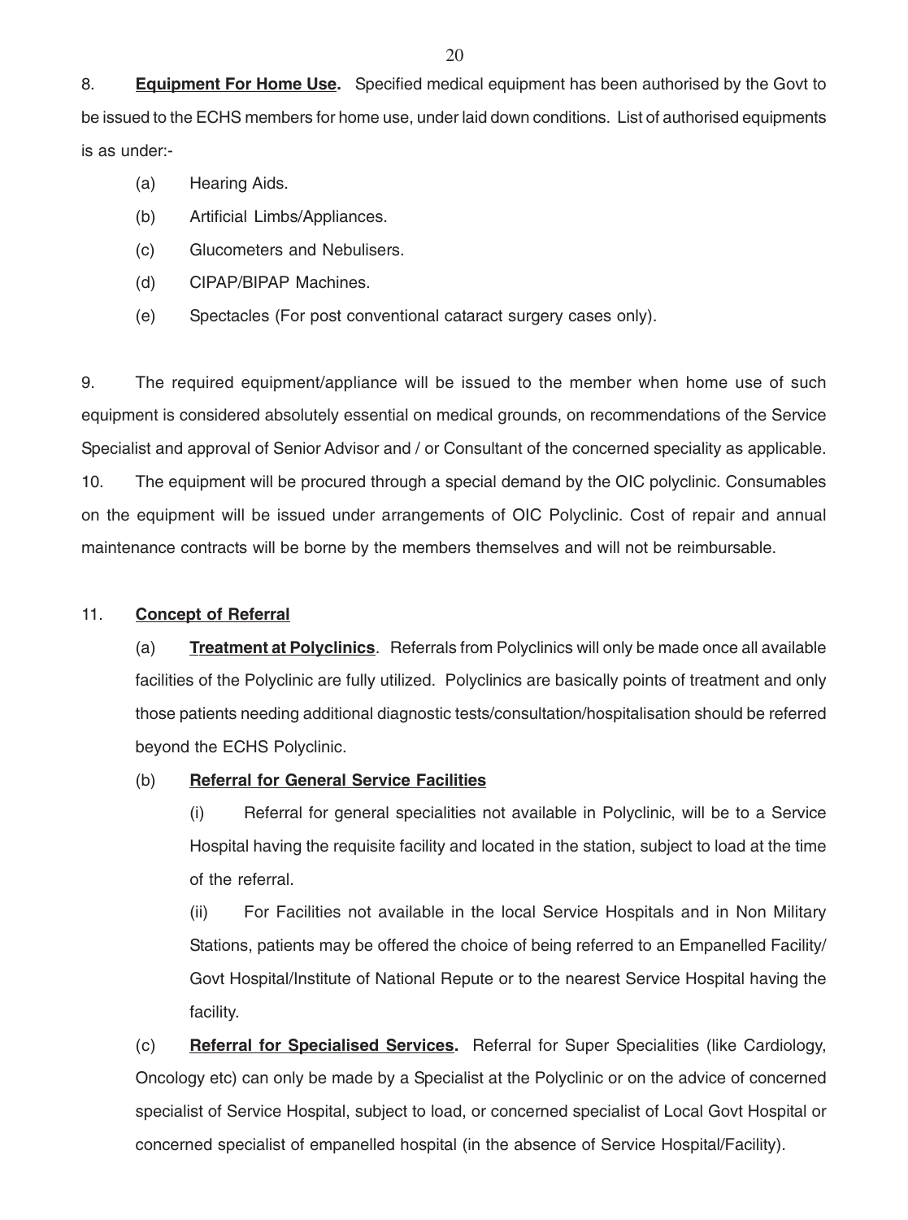8. **Equipment For Home Use.** Specified medical equipment has been authorised by the Govt to be issued to the ECHS members for home use, under laid down conditions. List of authorised equipments is as under:-

(a) Hearing Aids.

(b) Artificial Limbs/Appliances.

(c) Glucometers and Nebulisers.

(d) CIPAP/BIPAP Machines.

(e) Spectacles (For post conventional cataract surgery cases only).

9. The required equipment/appliance will be issued to the member when home use of such equipment is considered absolutely essential on medical grounds, on recommendations of the Service Specialist and approval of Senior Advisor and / or Consultant of the concerned speciality as applicable.

10. The equipment will be procured through a special demand by the OIC polyclinic. Consumables on the equipment will be issued under arrangements of OIC Polyclinic. Cost of repair and annual maintenance contracts will be borne by the members themselves and will not be reimbursable.

11. **Concept of Referral**

(a) **Treatment at Polyclinics**. Referrals from Polyclinics will only be made once all available facilities of the Polyclinic are fully utilized. Polyclinics are basically points of treatment and only those patients needing additional diagnostic tests/consultation/hospitalisation should be referred beyond the ECHS Polyclinic.

(b) **Referral for General Service Facilities**

(i) Referral for general specialities not available in Polyclinic, will be to a Service Hospital having the requisite facility and located in the station, subject to load at the time of the referral.

(ii) For Facilities not available in the local Service Hospitals and in Non Military Stations, patients may be offered the choice of being referred to an Empanelled Facility/ Govt Hospital/Institute of National Repute or to the nearest Service Hospital having the facility.

(c) **Referral for Specialised Services.** Referral for Super Specialities (like Cardiology, Oncology etc) can only be made by a Specialist at the Polyclinic or on the advice of concerned specialist of Service Hospital, subject to load, or concerned specialist of Local Govt Hospital or concerned specialist of empanelled hospital (in the absence of Service Hospital/Facility).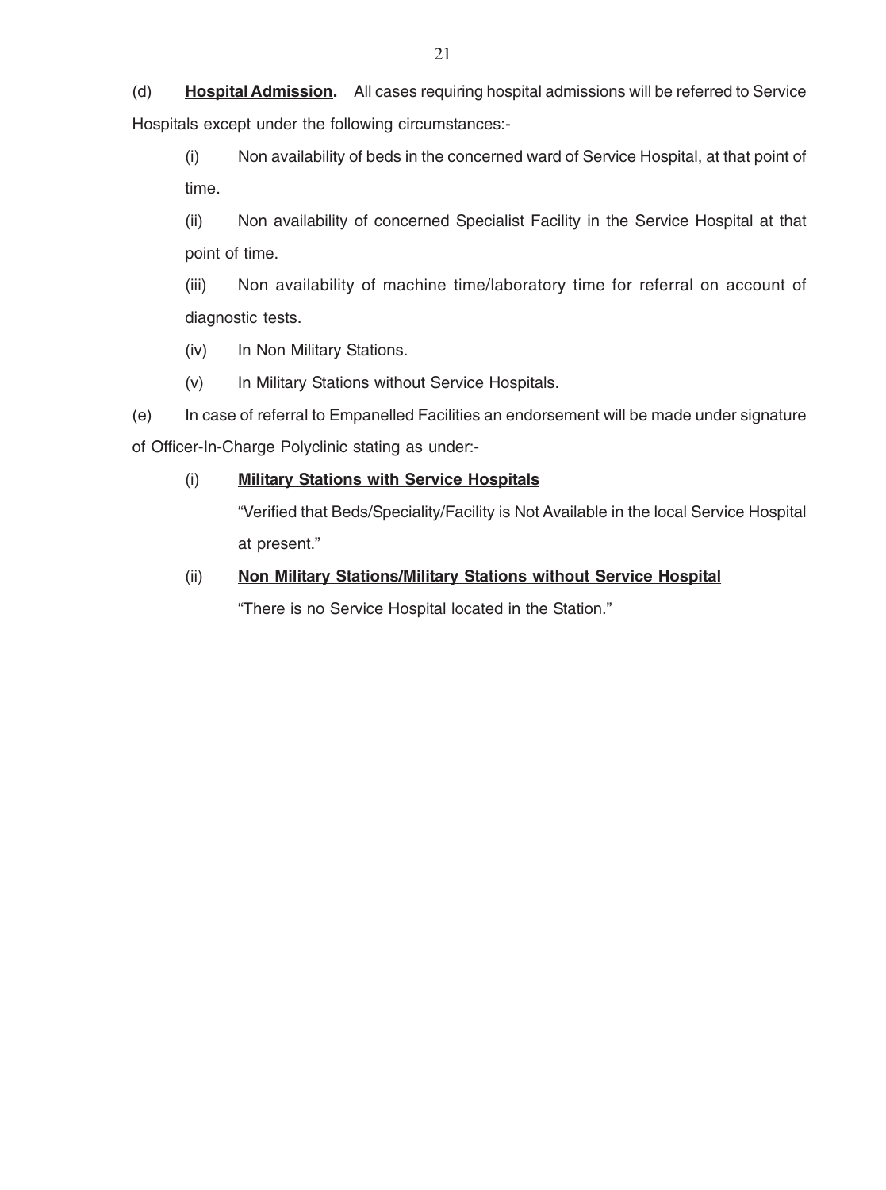(d) **<u>Hospital Admission</u>.** All cases requiring hospital admissions will be referred to Service Hospitals except under the following circumstances:-

(i) Non availability of beds in the concerned ward of Service Hospital, at that point of time.

(ii) Non availability of concerned Specialist Facility in the Service Hospital at that point of time.

(iii) Non availability of machine time/laboratory time for referral on account of diagnostic tests.

(iv) In Non Military Stations.

(v) In Military Stations without Service Hospitals.

(e) In case of referral to Empanelled Facilities an endorsement will be made under signature of Officer-In-Charge Polyclinic stating as under:-

(i) **<u>Military Stations with Service Hospitals</u>**

"Verified that Beds/Speciality/Facility is Not Available in the local Service Hospital at present."

(ii) **<u>Non Military Stations/Military Stations without Service Hospital</u>**

"There is no Service Hospital located in the Station."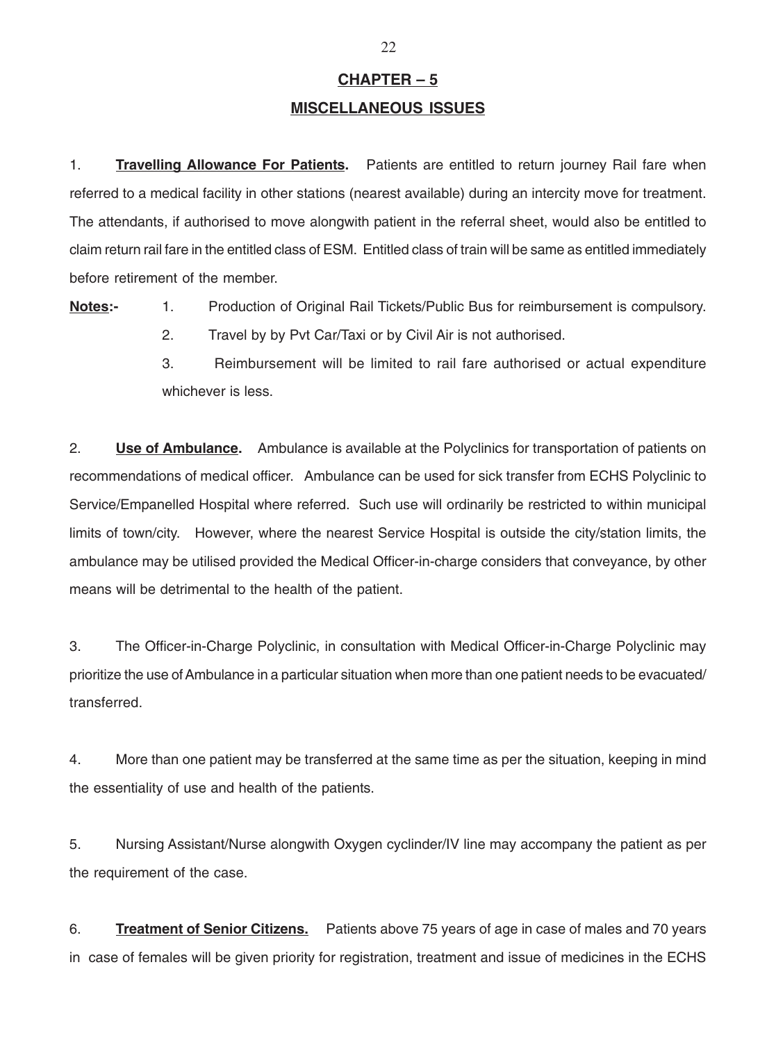## CHAPTER – 5

## MISCELLANEOUS ISSUES

1. **Travelling Allowance For Patients.** Patients are entitled to return journey Rail fare when referred to a medical facility in other stations (nearest available) during an intercity move for treatment. The attendants, if authorised to move alongwith patient in the referral sheet, would also be entitled to claim return rail fare in the entitled class of ESM. Entitled class of train will be same as entitled immediately before retirement of the member.

**Notes:-**

1. Production of Original Rail Tickets/Public Bus for reimbursement is compulsory.
2. Travel by by Pvt Car/Taxi or by Civil Air is not authorised.
3. Reimbursement will be limited to rail fare authorised or actual expenditure whichever is less.

2. **Use of Ambulance.** Ambulance is available at the Polyclinics for transportation of patients on recommendations of medical officer. Ambulance can be used for sick transfer from ECHS Polyclinic to Service/Empanelled Hospital where referred. Such use will ordinarily be restricted to within municipal limits of town/city. However, where the nearest Service Hospital is outside the city/station limits, the ambulance may be utilised provided the Medical Officer-in-charge considers that conveyance, by other means will be detrimental to the health of the patient.

3. The Officer-in-Charge Polyclinic, in consultation with Medical Officer-in-Charge Polyclinic may prioritize the use of Ambulance in a particular situation when more than one patient needs to be evacuated/ transferred.

4. More than one patient may be transferred at the same time as per the situation, keeping in mind the essentiality of use and health of the patients.

5. Nursing Assistant/Nurse alongwith Oxygen cyclinder/IV line may accompany the patient as per the requirement of the case.

6. **Treatment of Senior Citizens.** Patients above 75 years of age in case of males and 70 years in case of females will be given priority for registration, treatment and issue of medicines in the ECHS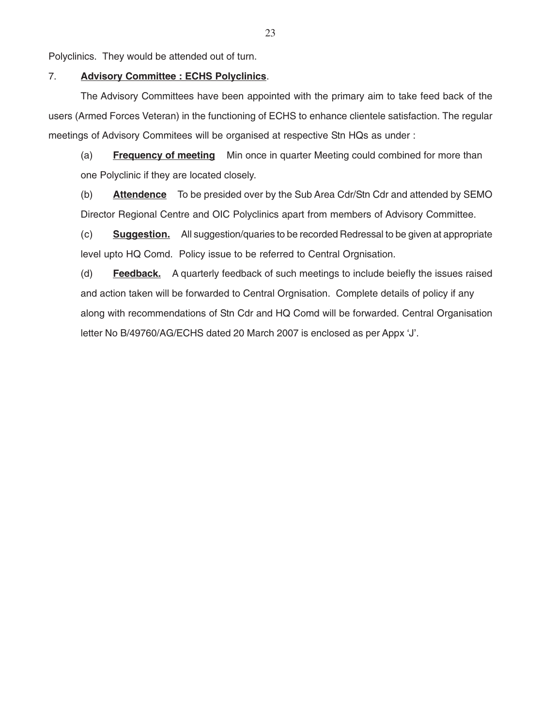Polyclinics. They would be attended out of turn.

7. **Advisory Committee : ECHS Polyclinics**.

The Advisory Committees have been appointed with the primary aim to take feed back of the users (Armed Forces Veteran) in the functioning of ECHS to enhance clientele satisfaction. The regular meetings of Advisory Commitees will be organised at respective Stn HQs as under :

(a) **Frequency of meeting** Min once in quarter Meeting could combined for more than one Polyclinic if they are located closely.

(b) **Attendence** To be presided over by the Sub Area Cdr/Stn Cdr and attended by SEMO Director Regional Centre and OIC Polyclinics apart from members of Advisory Committee.

(c) **Suggestion.** All suggestion/quaries to be recorded Redressal to be given at appropriate level upto HQ Comd. Policy issue to be referred to Central Orgnisation.

(d) **Feedback.** A quarterly feedback of such meetings to include beiefly the issues raised and action taken will be forwarded to Central Orgnisation. Complete details of policy if any along with recommendations of Stn Cdr and HQ Comd will be forwarded. Central Organisation letter No B/49760/AG/ECHS dated 20 March 2007 is enclosed as per Appx 'J'.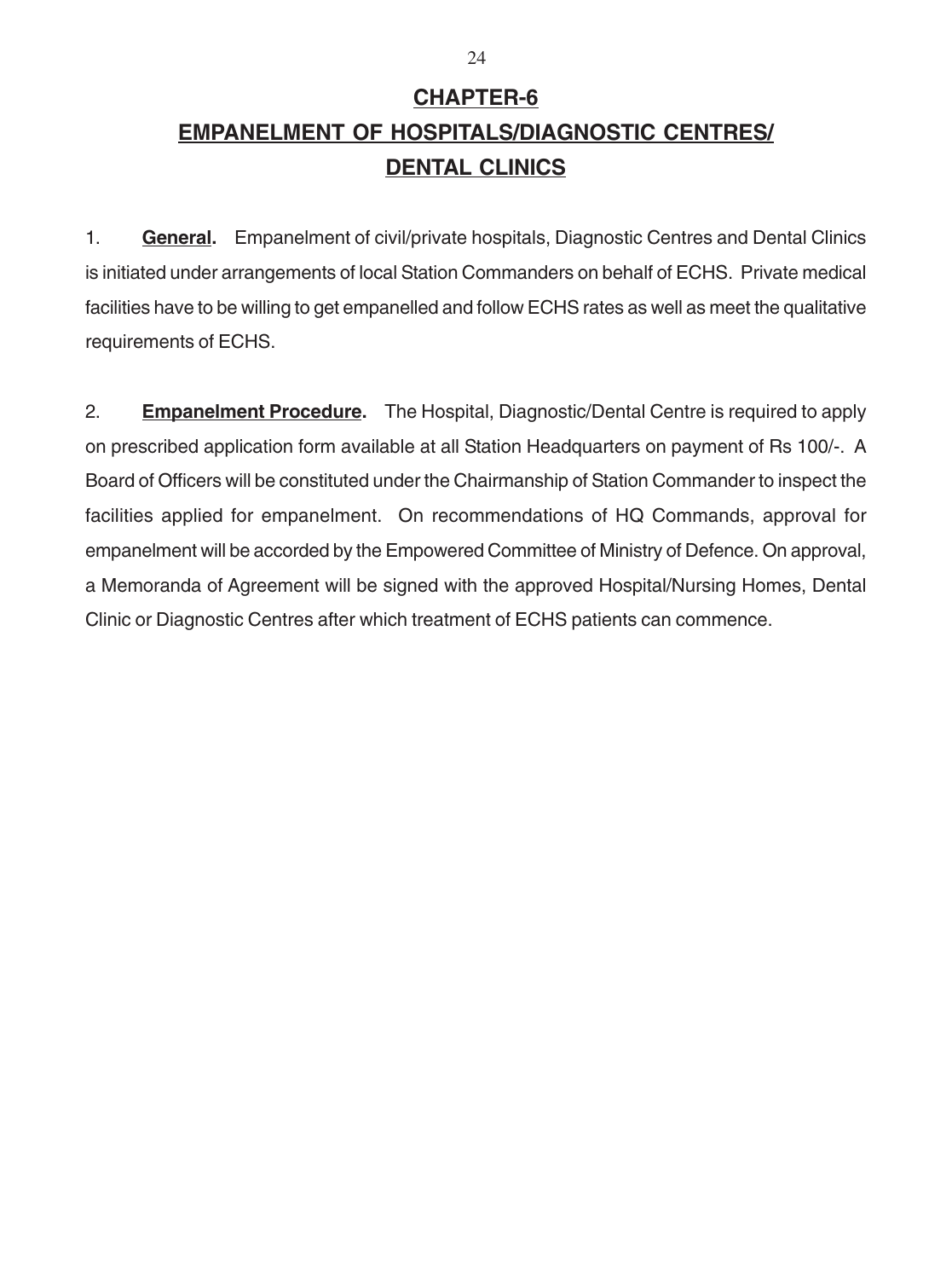# CHAPTER-6

# EMPANELMENT OF HOSPITALS/DIAGNOSTIC CENTRES/ DENTAL CLINICS

1. **General.** Empanelment of civil/private hospitals, Diagnostic Centres and Dental Clinics is initiated under arrangements of local Station Commanders on behalf of ECHS. Private medical facilities have to be willing to get empanelled and follow ECHS rates as well as meet the qualitative requirements of ECHS.

2. **Empanelment Procedure.** The Hospital, Diagnostic/Dental Centre is required to apply on prescribed application form available at all Station Headquarters on payment of Rs 100/-. A Board of Officers will be constituted under the Chairmanship of Station Commander to inspect the facilities applied for empanelment. On recommendations of HQ Commands, approval for empanelment will be accorded by the Empowered Committee of Ministry of Defence. On approval, a Memoranda of Agreement will be signed with the approved Hospital/Nursing Homes, Dental Clinic or Diagnostic Centres after which treatment of ECHS patients can commence.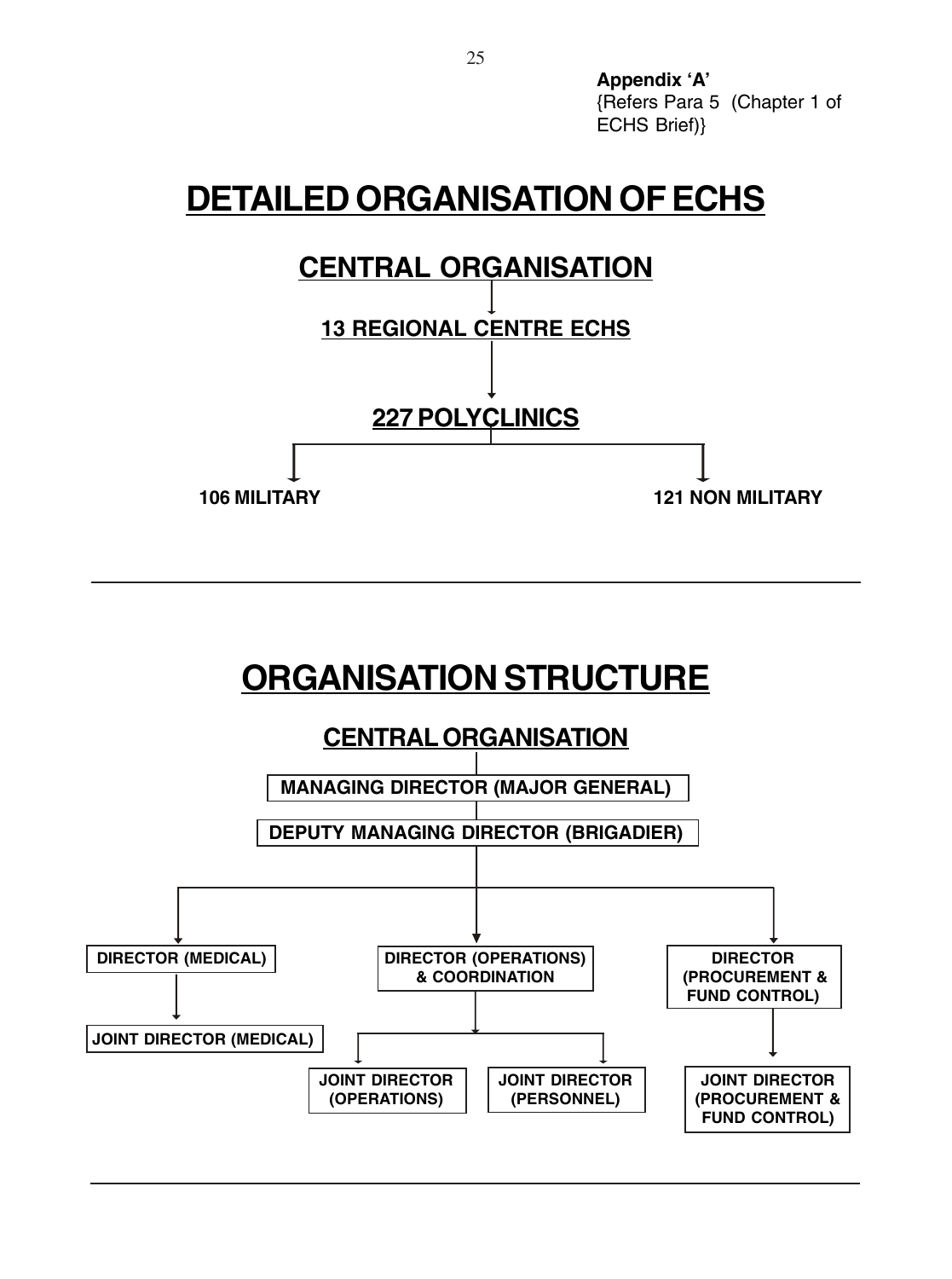**Appendix 'A'**
{Refers Para 5 (Chapter 1 of ECHS Brief)}

# DETAILED ORGANISATION OF ECHS

## CENTRAL ORGANISATION

**13 REGIONAL CENTRE ECHS**

**227 POLYCLINICS**

- **106 MILITARY**
- **121 NON MILITARY**

---

# ORGANISATION STRUCTURE

## CENTRAL ORGANISATION

**MANAGING DIRECTOR (MAJOR GENERAL)**

**DEPUTY MANAGING DIRECTOR (BRIGADIER)**

- **DIRECTOR (MEDICAL)**
  - **JOINT DIRECTOR (MEDICAL)**
- **DIRECTOR (OPERATIONS) & COORDINATION**
  - **JOINT DIRECTOR (OPERATIONS)**
  - **JOINT DIRECTOR (PERSONNEL)**
- **DIRECTOR (PROCUREMENT & FUND CONTROL)**
  - **JOINT DIRECTOR (PROCUREMENT & FUND CONTROL)**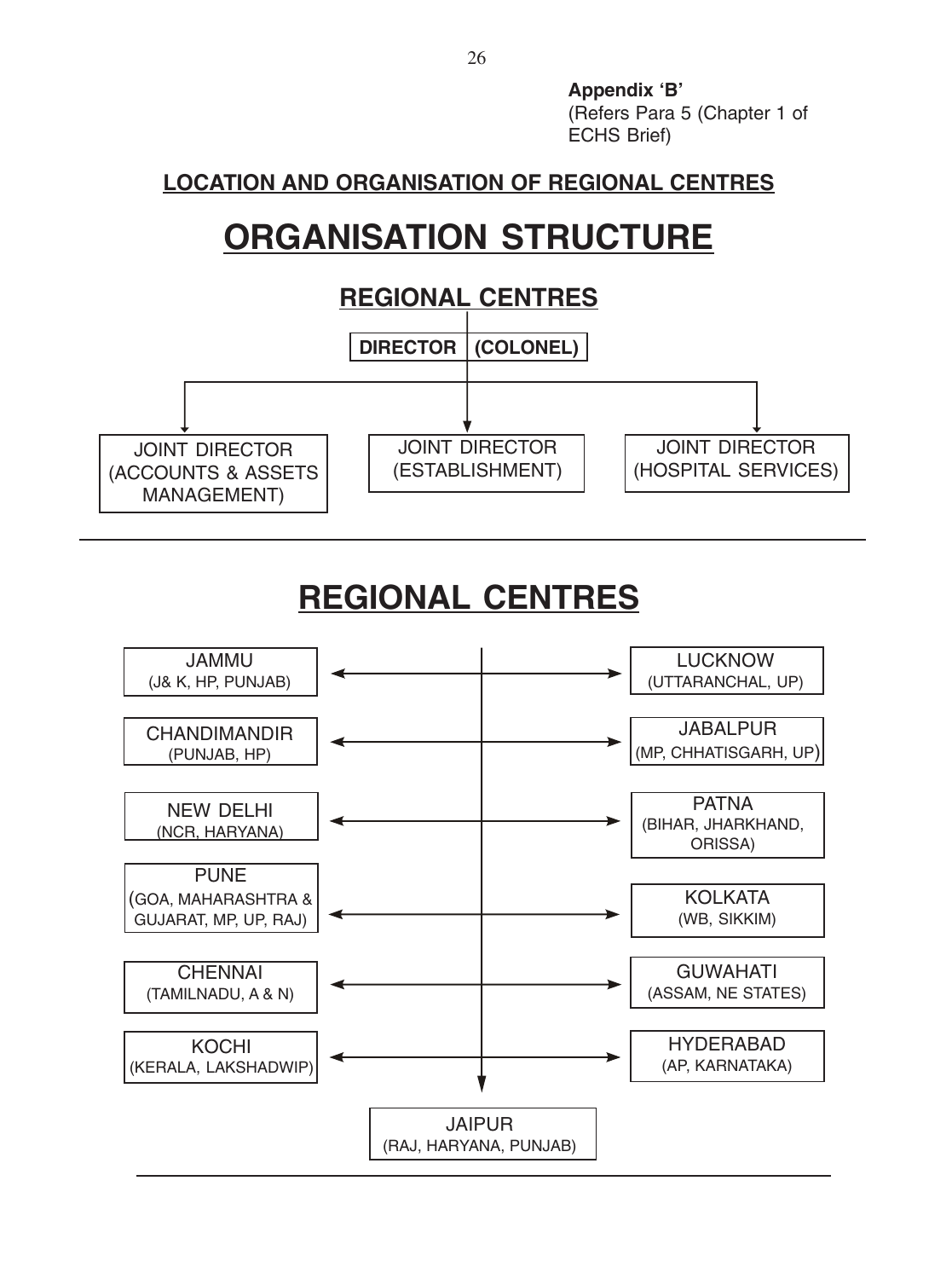**Appendix 'B'**
(Refers Para 5 (Chapter 1 of ECHS Brief)

**LOCATION AND ORGANISATION OF REGIONAL CENTRES**

# ORGANISATION STRUCTURE

## REGIONAL CENTRES

**DIRECTOR (COLONEL)**

- JOINT DIRECTOR (ACCOUNTS & ASSETS MANAGEMENT)
- JOINT DIRECTOR (ESTABLISHMENT)
- JOINT DIRECTOR (HOSPITAL SERVICES)

# REGIONAL CENTRES

- JAMMU (J& K, HP, PUNJAB)
- LUCKNOW (UTTARANCHAL, UP)
- CHANDIMANDIR (PUNJAB, HP)
- JABALPUR (MP, CHHATISGARH, UP)
- NEW DELHI (NCR, HARYANA)
- PATNA (BIHAR, JHARKHAND, ORISSA)
- PUNE (GOA, MAHARASHTRA & GUJARAT, MP, UP, RAJ)
- KOLKATA (WB, SIKKIM)
- CHENNAI (TAMILNADU, A & N)
- GUWAHATI (ASSAM, NE STATES)
- KOCHI (KERALA, LAKSHADWIP)
- HYDERABAD (AP, KARNATAKA)
- JAIPUR (RAJ, HARYANA, PUNJAB)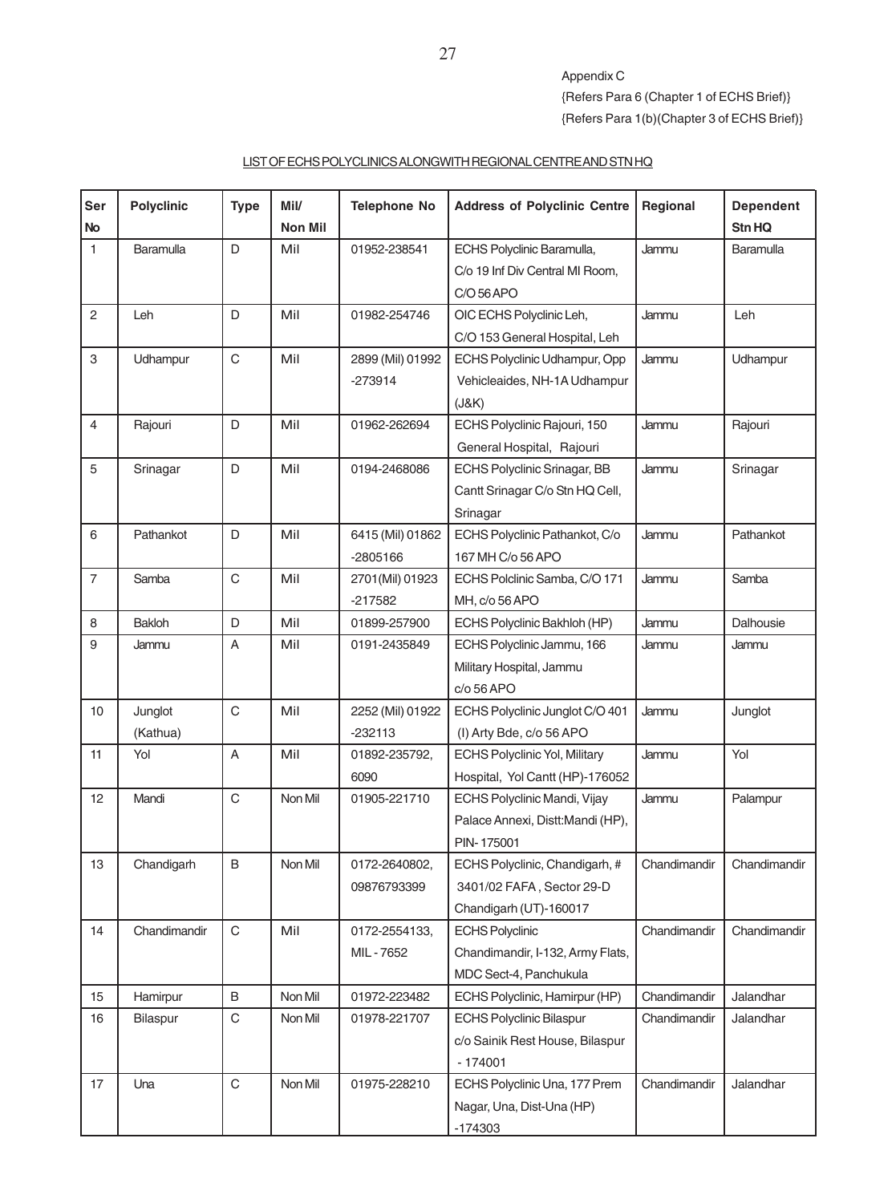Appendix C

{Refers Para 6 (Chapter 1 of ECHS Brief)}

{Refers Para 1(b)(Chapter 3 of ECHS Brief)}

LIST OF ECHS POLYCLINICS ALONGWITH REGIONAL CENTRE AND STN HQ

| Ser No | Polyclinic | Type | Mil/ Non Mil | Telephone No | Address of Polyclinic Centre | Regional | Dependent Stn HQ |
|---|---|---|---|---|---|---|---|
| 1 | Baramulla | D | Mil | 01952-238541 | ECHS Polyclinic Baramulla, C/o 19 Inf Div Central MI Room, C/O 56 APO | Jammu | Baramulla |
| 2 | Leh | D | Mil | 01982-254746 | OIC ECHS Polyclinic Leh, C/O 153 General Hospital, Leh | Jammu | Leh |
| 3 | Udhampur | C | Mil | 2899 (Mil) 01992 -273914 | ECHS Polyclinic Udhampur, Opp Vehicleaides, NH-1A Udhampur (J&K) | Jammu | Udhampur |
| 4 | Rajouri | D | Mil | 01962-262694 | ECHS Polyclinic Rajouri, 150 General Hospital, Rajouri | Jammu | Rajouri |
| 5 | Srinagar | D | Mil | 0194-2468086 | ECHS Polyclinic Srinagar, BB Cantt Srinagar C/o Stn HQ Cell, Srinagar | Jammu | Srinagar |
| 6 | Pathankot | D | Mil | 6415 (Mil) 01862 -2805166 | ECHS Polyclinic Pathankot, C/o 167 MH C/o 56 APO | Jammu | Pathankot |
| 7 | Samba | C | Mil | 2701(Mil) 01923 -217582 | ECHS Polclinic Samba, C/O 171 MH, c/o 56 APO | Jammu | Samba |
| 8 | Bakloh | D | Mil | 01899-257900 | ECHS Polyclinic Bakhloh (HP) | Jammu | Dalhousie |
| 9 | Jammu | A | Mil | 0191-2435849 | ECHS Polyclinic Jammu, 166 Military Hospital, Jammu c/o 56 APO | Jammu | Jammu |
| 10 | Junglot (Kathua) | C | Mil | 2252 (Mil) 01922 -232113 | ECHS Polyclinic Junglot C/O 401 (I) Arty Bde, c/o 56 APO | Jammu | Junglot |
| 11 | Yol | A | Mil | 01892-235792, 6090 | ECHS Polyclinic Yol, Military Hospital, Yol Cantt (HP)-176052 | Jammu | Yol |
| 12 | Mandi | C | Non Mil | 01905-221710 | ECHS Polyclinic Mandi, Vijay Palace Annexi, Distt:Mandi (HP), PIN- 175001 | Jammu | Palampur |
| 13 | Chandigarh | B | Non Mil | 0172-2640802, 09876793399 | ECHS Polyclinic, Chandigarh, # 3401/02 FAFA , Sector 29-D Chandigarh (UT)-160017 | Chandimandir | Chandimandir |
| 14 | Chandimandir | C | Mil | 0172-2554133, MIL - 7652 | ECHS Polyclinic Chandimandir, I-132, Army Flats, MDC Sect-4, Panchukula | Chandimandir | Chandimandir |
| 15 | Hamirpur | B | Non Mil | 01972-223482 | ECHS Polyclinic, Hamirpur (HP) | Chandimandir | Jalandhar |
| 16 | Bilaspur | C | Non Mil | 01978-221707 | ECHS Polyclinic Bilaspur c/o Sainik Rest House, Bilaspur - 174001 | Chandimandir | Jalandhar |
| 17 | Una | C | Non Mil | 01975-228210 | ECHS Polyclinic Una, 177 Prem Nagar, Una, Dist-Una (HP) -174303 | Chandimandir | Jalandhar |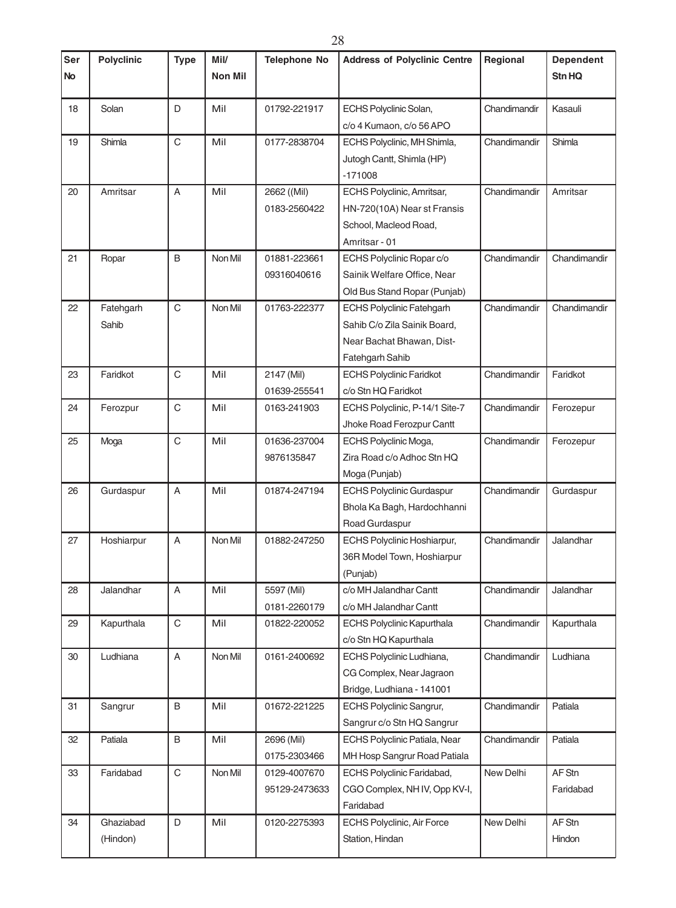| Ser No | Polyclinic | Type | Mil/ Non Mil | Telephone No | Address of Polyclinic Centre | Regional | Dependent Stn HQ |
|---|---|---|---|---|---|---|---|
| 18 | Solan | D | Mil | 01792-221917 | ECHS Polyclinic Solan, c/o 4 Kumaon, c/o 56 APO | Chandimandir | Kasauli |
| 19 | Shimla | C | Mil | 0177-2838704 | ECHS Polyclinic, MH Shimla, Jutogh Cantt, Shimla (HP) -171008 | Chandimandir | Shimla |
| 20 | Amritsar | A | Mil | 2662 ((Mil) 0183-2560422 | ECHS Polyclinic, Amritsar, HN-720(10A) Near st Fransis School, Macleod Road, Amritsar - 01 | Chandimandir | Amritsar |
| 21 | Ropar | B | Non Mil | 01881-223661 09316040616 | ECHS Polyclinic Ropar c/o Sainik Welfare Office, Near Old Bus Stand Ropar (Punjab) | Chandimandir | Chandimandir |
| 22 | Fatehgarh Sahib | C | Non Mil | 01763-222377 | ECHS Polyclinic Fatehgarh Sahib C/o Zila Sainik Board, Near Bachat Bhawan, Dist-Fatehgarh Sahib | Chandimandir | Chandimandir |
| 23 | Faridkot | C | Mil | 2147 (Mil) 01639-255541 | ECHS Polyclinic Faridkot c/o Stn HQ Faridkot | Chandimandir | Faridkot |
| 24 | Ferozpur | C | Mil | 0163-241903 | ECHS Polyclinic, P-14/1 Site-7 Jhoke Road Ferozpur Cantt | Chandimandir | Ferozepur |
| 25 | Moga | C | Mil | 01636-237004 9876135847 | ECHS Polyclinic Moga, Zira Road c/o Adhoc Stn HQ Moga (Punjab) | Chandimandir | Ferozepur |
| 26 | Gurdaspur | A | Mil | 01874-247194 | ECHS Polyclinic Gurdaspur Bhola Ka Bagh, Hardochhanni Road Gurdaspur | Chandimandir | Gurdaspur |
| 27 | Hoshiarpur | A | Non Mil | 01882-247250 | ECHS Polyclinic Hoshiarpur, 36R Model Town, Hoshiarpur (Punjab) | Chandimandir | Jalandhar |
| 28 | Jalandhar | A | Mil | 5597 (Mil) 0181-2260179 | c/o MH Jalandhar Cantt c/o MH Jalandhar Cantt | Chandimandir | Jalandhar |
| 29 | Kapurthala | C | Mil | 01822-220052 | ECHS Polyclinic Kapurthala c/o Stn HQ Kapurthala | Chandimandir | Kapurthala |
| 30 | Ludhiana | A | Non Mil | 0161-2400692 | ECHS Polyclinic Ludhiana, CG Complex, Near Jagraon Bridge, Ludhiana - 141001 | Chandimandir | Ludhiana |
| 31 | Sangrur | B | Mil | 01672-221225 | ECHS Polyclinic Sangrur, Sangrur c/o Stn HQ Sangrur | Chandimandir | Patiala |
| 32 | Patiala | B | Mil | 2696 (Mil) 0175-2303466 | ECHS Polyclinic Patiala, Near MH Hosp Sangrur Road Patiala | Chandimandir | Patiala |
| 33 | Faridabad | C | Non Mil | 0129-4007670 95129-2473633 | ECHS Polyclinic Faridabad, CGO Complex, NH IV, Opp KV-I, Faridabad | New Delhi | AF Stn Faridabad |
| 34 | Ghaziabad (Hindon) | D | Mil | 0120-2275393 | ECHS Polyclinic, Air Force Station, Hindan | New Delhi | AF Stn Hindon |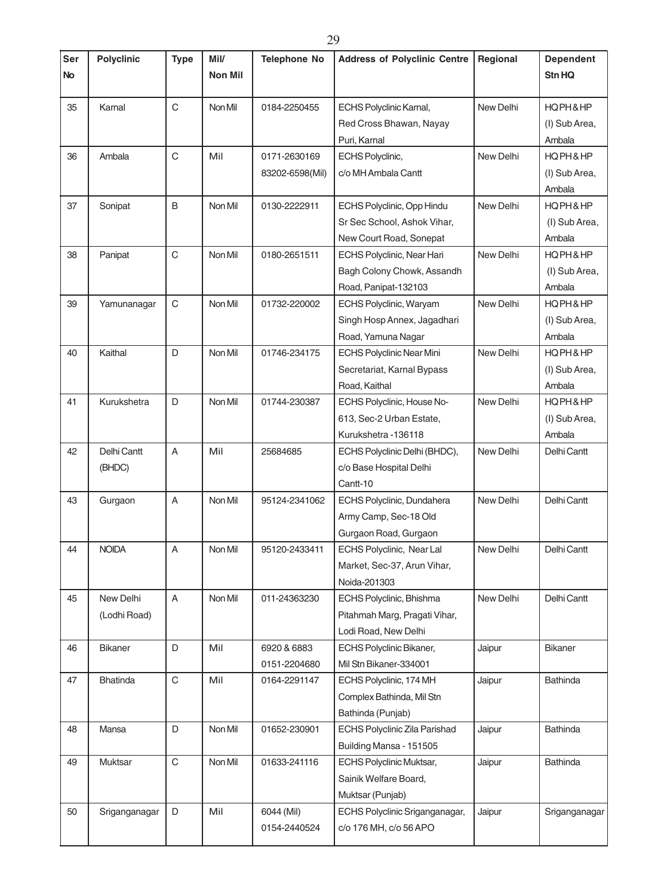| Ser No | Polyclinic | Type | Mil/ Non Mil | Telephone No | Address of Polyclinic Centre | Regional | Dependent Stn HQ |
|---|---|---|---|---|---|---|---|
| 35 | Karnal | C | Non Mil | 0184-2250455 | ECHS Polyclinic Karnal, Red Cross Bhawan, Nayay Puri, Karnal | New Delhi | HQ PH & HP (I) Sub Area, Ambala |
| 36 | Ambala | C | Mil | 0171-2630169 83202-6598(Mil) | ECHS Polyclinic, c/o MH Ambala Cantt | New Delhi | HQ PH & HP (I) Sub Area, Ambala |
| 37 | Sonipat | B | Non Mil | 0130-2222911 | ECHS Polyclinic, Opp Hindu Sr Sec School, Ashok Vihar, New Court Road, Sonepat | New Delhi | HQ PH & HP (I) Sub Area, Ambala |
| 38 | Panipat | C | Non Mil | 0180-2651511 | ECHS Polyclinic, Near Hari Bagh Colony Chowk, Assandh Road, Panipat-132103 | New Delhi | HQ PH & HP (I) Sub Area, Ambala |
| 39 | Yamunanagar | C | Non Mil | 01732-220002 | ECHS Polyclinic, Waryam Singh Hosp Annex, Jagadhari Road, Yamuna Nagar | New Delhi | HQ PH & HP (I) Sub Area, Ambala |
| 40 | Kaithal | D | Non Mil | 01746-234175 | ECHS Polyclinic Near Mini Secretariat, Karnal Bypass Road, Kaithal | New Delhi | HQ PH & HP (I) Sub Area, Ambala |
| 41 | Kurukshetra | D | Non Mil | 01744-230387 | ECHS Polyclinic, House No-613, Sec-2 Urban Estate, Kurukshetra -136118 | New Delhi | HQ PH & HP (I) Sub Area, Ambala |
| 42 | Delhi Cantt (BHDC) | A | Mil | 25684685 | ECHS Polyclinic Delhi (BHDC), c/o Base Hospital Delhi Cantt-10 | New Delhi | Delhi Cantt |
| 43 | Gurgaon | A | Non Mil | 95124-2341062 | ECHS Polyclinic, Dundahera Army Camp, Sec-18 Old Gurgaon Road, Gurgaon | New Delhi | Delhi Cantt |
| 44 | NOIDA | A | Non Mil | 95120-2433411 | ECHS Polyclinic, Near Lal Market, Sec-37, Arun Vihar, Noida-201303 | New Delhi | Delhi Cantt |
| 45 | New Delhi (Lodhi Road) | A | Non Mil | 011-24363230 | ECHS Polyclinic, Bhishma Pitahmah Marg, Pragati Vihar, Lodi Road, New Delhi | New Delhi | Delhi Cantt |
| 46 | Bikaner | D | Mil | 6920 & 6883 0151-2204680 | ECHS Polyclinic Bikaner, Mil Stn Bikaner-334001 | Jaipur | Bikaner |
| 47 | Bhatinda | C | Mil | 0164-2291147 | ECHS Polyclinic, 174 MH Complex Bathinda, Mil Stn Bathinda (Punjab) | Jaipur | Bathinda |
| 48 | Mansa | D | Non Mil | 01652-230901 | ECHS Polyclinic Zila Parishad Building Mansa - 151505 | Jaipur | Bathinda |
| 49 | Muktsar | C | Non Mil | 01633-241116 | ECHS Polyclinic Muktsar, Sainik Welfare Board, Muktsar (Punjab) | Jaipur | Bathinda |
| 50 | Sriganganagar | D | Mil | 6044 (Mil) 0154-2440524 | ECHS Polyclinic Sriganganagar, c/o 176 MH, c/o 56 APO | Jaipur | Sriganganagar |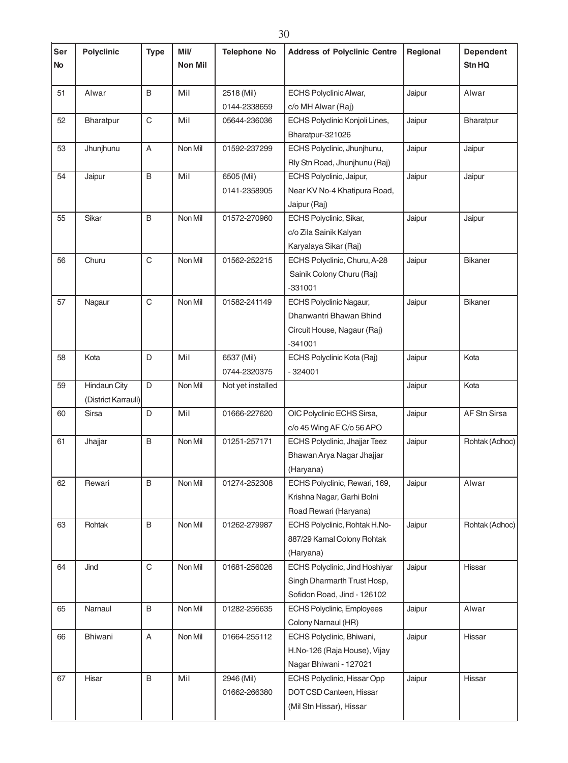| Ser No | Polyclinic | Type | Mil/ Non Mil | Telephone No | Address of Polyclinic Centre | Regional | Dependent Stn HQ |
|---|---|---|---|---|---|---|---|
| 51 | Alwar | B | Mil | 2518 (Mil) 0144-2338659 | ECHS Polyclinic Alwar, c/o MH Alwar (Raj) | Jaipur | Alwar |
| 52 | Bharatpur | C | Mil | 05644-236036 | ECHS Polyclinic Konjoli Lines, Bharatpur-321026 | Jaipur | Bharatpur |
| 53 | Jhunjhunu | A | Non Mil | 01592-237299 | ECHS Polyclinic, Jhunjhunu, Rly Stn Road, Jhunjhunu (Raj) | Jaipur | Jaipur |
| 54 | Jaipur | B | Mil | 6505 (Mil) 0141-2358905 | ECHS Polyclinic, Jaipur, Near KV No-4 Khatipura Road, Jaipur (Raj) | Jaipur | Jaipur |
| 55 | Sikar | B | Non Mil | 01572-270960 | ECHS Polyclinic, Sikar, c/o Zila Sainik Kalyan Karyalaya Sikar (Raj) | Jaipur | Jaipur |
| 56 | Churu | C | Non Mil | 01562-252215 | ECHS Polyclinic, Churu, A-28 Sainik Colony Churu (Raj) -331001 | Jaipur | Bikaner |
| 57 | Nagaur | C | Non Mil | 01582-241149 | ECHS Polyclinic Nagaur, Dhanwantri Bhawan Bhind Circuit House, Nagaur (Raj) -341001 | Jaipur | Bikaner |
| 58 | Kota | D | Mil | 6537 (Mil) 0744-2320375 | ECHS Polyclinic Kota (Raj) - 324001 | Jaipur | Kota |
| 59 | Hindaun City (District Karrauli) | D | Non Mil | Not yet installed | | Jaipur | Kota |
| 60 | Sirsa | D | Mil | 01666-227620 | OIC Polyclinic ECHS Sirsa, c/o 45 Wing AF C/o 56 APO | Jaipur | AF Stn Sirsa |
| 61 | Jhajjar | B | Non Mil | 01251-257171 | ECHS Polyclinic, Jhajjar Teez Bhawan Arya Nagar Jhajjar (Haryana) | Jaipur | Rohtak (Adhoc) |
| 62 | Rewari | B | Non Mil | 01274-252308 | ECHS Polyclinic, Rewari, 169, Krishna Nagar, Garhi Bolni Road Rewari (Haryana) | Jaipur | Alwar |
| 63 | Rohtak | B | Non Mil | 01262-279987 | ECHS Polyclinic, Rohtak H.No-887/29 Kamal Colony Rohtak (Haryana) | Jaipur | Rohtak (Adhoc) |
| 64 | Jind | C | Non Mil | 01681-256026 | ECHS Polyclinic, Jind Hoshiyar Singh Dharmarth Trust Hosp, Sofidon Road, Jind - 126102 | Jaipur | Hissar |
| 65 | Narnaul | B | Non Mil | 01282-256635 | ECHS Polyclinic, Employees Colony Narnaul (HR) | Jaipur | Alwar |
| 66 | Bhiwani | A | Non Mil | 01664-255112 | ECHS Polyclinic, Bhiwani, H.No-126 (Raja House), Vijay Nagar Bhiwani - 127021 | Jaipur | Hissar |
| 67 | Hisar | B | Mil | 2946 (Mil) 01662-266380 | ECHS Polyclinic, Hissar Opp DOT CSD Canteen, Hissar (Mil Stn Hissar), Hissar | Jaipur | Hissar |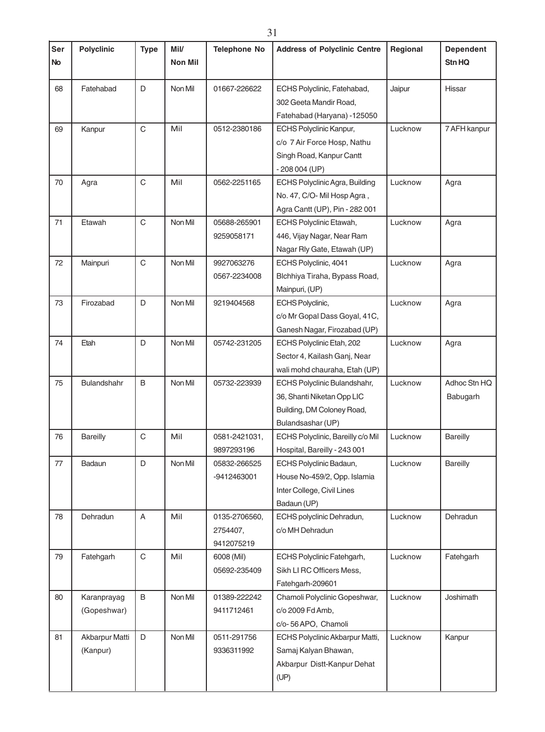| Ser No | Polyclinic | Type | Mil/ Non Mil | Telephone No | Address of Polyclinic Centre | Regional | Dependent Stn HQ |
|---|---|---|---|---|---|---|---|
| 68 | Fatehabad | D | Non Mil | 01667-226622 | ECHS Polyclinic, Fatehabad, 302 Geeta Mandir Road, Fatehabad (Haryana) -125050 | Jaipur | Hissar |
| 69 | Kanpur | C | Mil | 0512-2380186 | ECHS Polyclinic Kanpur, c/o 7 Air Force Hosp, Nathu Singh Road, Kanpur Cantt - 208 004 (UP) | Lucknow | 7 AFH kanpur |
| 70 | Agra | C | Mil | 0562-2251165 | ECHS Polyclinic Agra, Building No. 47, C/O- Mil Hosp Agra , Agra Cantt (UP), Pin - 282 001 | Lucknow | Agra |
| 71 | Etawah | C | Non Mil | 05688-265901 9259058171 | ECHS Polyclinic Etawah, 446, Vijay Nagar, Near Ram Nagar Rly Gate, Etawah (UP) | Lucknow | Agra |
| 72 | Mainpuri | C | Non Mil | 9927063276 0567-2234008 | ECHS Polyclinic, 4041 Blchhiya Tiraha, Bypass Road, Mainpuri, (UP) | Lucknow | Agra |
| 73 | Firozabad | D | Non Mil | 9219404568 | ECHS Polyclinic, c/o Mr Gopal Dass Goyal, 41C, Ganesh Nagar, Firozabad (UP) | Lucknow | Agra |
| 74 | Etah | D | Non Mil | 05742-231205 | ECHS Polyclinic Etah, 202 Sector 4, Kailash Ganj, Near wali mohd chauraha, Etah (UP) | Lucknow | Agra |
| 75 | Bulandshahr | B | Non Mil | 05732-223939 | ECHS Polyclinic Bulandshahr, 36, Shanti Niketan Opp LIC Building, DM Coloney Road, Bulandsashar (UP) | Lucknow | Adhoc Stn HQ Babugarh |
| 76 | Bareilly | C | Mil | 0581-2421031, 9897293196 | ECHS Polyclinic, Bareilly c/o Mil Hospital, Bareilly - 243 001 | Lucknow | Bareilly |
| 77 | Badaun | D | Non Mil | 05832-266525 -9412463001 | ECHS Polyclinic Badaun, House No-459/2, Opp. Islamia Inter College, Civil Lines Badaun (UP) | Lucknow | Bareilly |
| 78 | Dehradun | A | Mil | 0135-2706560, 2754407, 9412075219 | ECHS polyclinic Dehradun, c/o MH Dehradun | Lucknow | Dehradun |
| 79 | Fatehgarh | C | Mil | 6008 (Mil) 05692-235409 | ECHS Polyclinic Fatehgarh, Sikh LI RC Officers Mess, Fatehgarh-209601 | Lucknow | Fatehgarh |
| 80 | Karanprayag (Gopeshwar) | B | Non Mil | 01389-222242 9411712461 | Chamoli Polyclinic Gopeshwar, c/o 2009 Fd Amb, c/o- 56 APO, Chamoli | Lucknow | Joshimath |
| 81 | Akbarpur Matti (Kanpur) | D | Non Mil | 0511-291756 9336311992 | ECHS Polyclinic Akbarpur Matti, Samaj Kalyan Bhawan, Akbarpur Distt-Kanpur Dehat (UP) | Lucknow | Kanpur |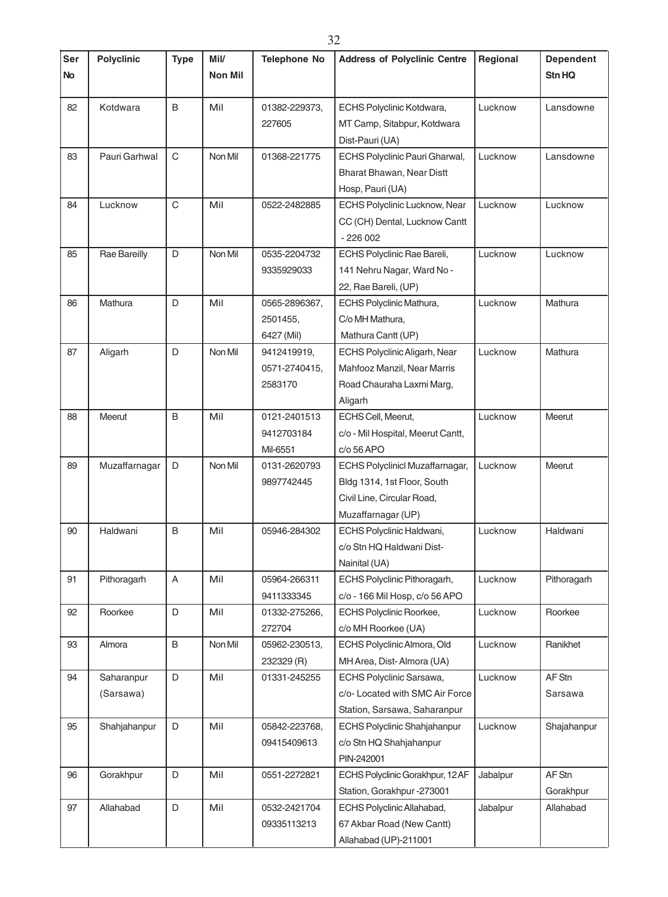| Ser No | Polyclinic | Type | Mil/ Non Mil | Telephone No | Address of Polyclinic Centre | Regional | Dependent Stn HQ |
|---|---|---|---|---|---|---|---|
| 82 | Kotdwara | B | Mil | 01382-229373, 227605 | ECHS Polyclinic Kotdwara, MT Camp, Sitabpur, Kotdwara Dist-Pauri (UA) | Lucknow | Lansdowne |
| 83 | Pauri Garhwal | C | Non Mil | 01368-221775 | ECHS Polyclinic Pauri Gharwal, Bharat Bhawan, Near Distt Hosp, Pauri (UA) | Lucknow | Lansdowne |
| 84 | Lucknow | C | Mil | 0522-2482885 | ECHS Polyclinic Lucknow, Near CC (CH) Dental, Lucknow Cantt - 226 002 | Lucknow | Lucknow |
| 85 | Rae Bareilly | D | Non Mil | 0535-2204732 9335929033 | ECHS Polyclinic Rae Bareli, 141 Nehru Nagar, Ward No - 22, Rae Bareli, (UP) | Lucknow | Lucknow |
| 86 | Mathura | D | Mil | 0565-2896367, 2501455, 6427 (Mil) | ECHS Polyclinic Mathura, C/o MH Mathura, Mathura Cantt (UP) | Lucknow | Mathura |
| 87 | Aligarh | D | Non Mil | 9412419919, 0571-2740415, 2583170 | ECHS Polyclinic Aligarh, Near Mahfooz Manzil, Near Marris Road Chauraha Laxmi Marg, Aligarh | Lucknow | Mathura |
| 88 | Meerut | B | Mil | 0121-2401513 9412703184 Mil-6551 | ECHS Cell, Meerut, c/o - Mil Hospital, Meerut Cantt, c/o 56 APO | Lucknow | Meerut |
| 89 | Muzaffarnagar | D | Non Mil | 0131-2620793 9897742445 | ECHS Polyclinicl Muzaffarnagar, Bldg 1314, 1st Floor, South Civil Line, Circular Road, Muzaffarnagar (UP) | Lucknow | Meerut |
| 90 | Haldwani | B | Mil | 05946-284302 | ECHS Polyclinic Haldwani, c/o Stn HQ Haldwani Dist-Nainital (UA) | Lucknow | Haldwani |
| 91 | Pithoragarh | A | Mil | 05964-266311 9411333345 | ECHS Polyclinic Pithoragarh, c/o - 166 Mil Hosp, c/o 56 APO | Lucknow | Pithoragarh |
| 92 | Roorkee | D | Mil | 01332-275266, 272704 | ECHS Polyclinic Roorkee, c/o MH Roorkee (UA) | Lucknow | Roorkee |
| 93 | Almora | B | Non Mil | 05962-230513, 232329 (R) | ECHS Polyclinic Almora, Old MH Area, Dist- Almora (UA) | Lucknow | Ranikhet |
| 94 | Saharanpur (Sarsawa) | D | Mil | 01331-245255 | ECHS Polyclinic Sarsawa, c/o- Located with SMC Air Force Station, Sarsawa, Saharanpur | Lucknow | AF Stn Sarsawa |
| 95 | Shahjahanpur | D | Mil | 05842-223768, 09415409613 | ECHS Polyclinic Shahjahanpur c/o Stn HQ Shahjahanpur PIN-242001 | Lucknow | Shajahanpur |
| 96 | Gorakhpur | D | Mil | 0551-2272821 | ECHS Polyclinic Gorakhpur, 12 AF Station, Gorakhpur -273001 | Jabalpur | AF Stn Gorakhpur |
| 97 | Allahabad | D | Mil | 0532-2421704 09335113213 | ECHS Polyclinic Allahabad, 67 Akbar Road (New Cantt) Allahabad (UP)-211001 | Jabalpur | Allahabad |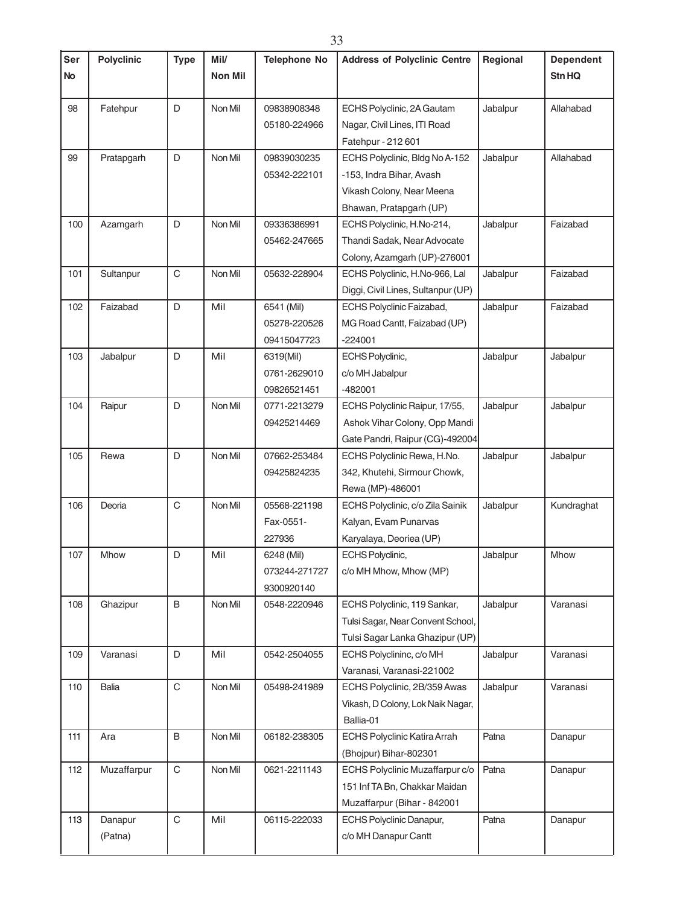| Ser No | Polyclinic | Type | Mil/ Non Mil | Telephone No | Address of Polyclinic Centre | Regional | Dependent Stn HQ |
|---|---|---|---|---|---|---|---|
| 98 | Fatehpur | D | Non Mil | 09838908348 05180-224966 | ECHS Polyclinic, 2A Gautam Nagar, Civil Lines, ITI Road Fatehpur - 212 601 | Jabalpur | Allahabad |
| 99 | Pratapgarh | D | Non Mil | 09839030235 05342-222101 | ECHS Polyclinic, Bldg No A-152 -153, Indra Bihar, Avash Vikash Colony, Near Meena Bhawan, Pratapgarh (UP) | Jabalpur | Allahabad |
| 100 | Azamgarh | D | Non Mil | 09336386991 05462-247665 | ECHS Polyclinic, H.No-214, Thandi Sadak, Near Advocate Colony, Azamgarh (UP)-276001 | Jabalpur | Faizabad |
| 101 | Sultanpur | C | Non Mil | 05632-228904 | ECHS Polyclinic, H.No-966, Lal Diggi, Civil Lines, Sultanpur (UP) | Jabalpur | Faizabad |
| 102 | Faizabad | D | Mil | 6541 (Mil) 05278-220526 09415047723 | ECHS Polyclinic Faizabad, MG Road Cantt, Faizabad (UP) -224001 | Jabalpur | Faizabad |
| 103 | Jabalpur | D | Mil | 6319(Mil) 0761-2629010 09826521451 | ECHS Polyclinic, c/o MH Jabalpur -482001 | Jabalpur | Jabalpur |
| 104 | Raipur | D | Non Mil | 0771-2213279 09425214469 | ECHS Polyclinic Raipur, 17/55, Ashok Vihar Colony, Opp Mandi Gate Pandri, Raipur (CG)-492004 | Jabalpur | Jabalpur |
| 105 | Rewa | D | Non Mil | 07662-253484 09425824235 | ECHS Polyclinic Rewa, H.No. 342, Khutehi, Sirmour Chowk, Rewa (MP)-486001 | Jabalpur | Jabalpur |
| 106 | Deoria | C | Non Mil | 05568-221198 Fax-0551- 227936 | ECHS Polyclinic, c/o Zila Sainik Kalyan, Evam Punarvas Karyalaya, Deoriea (UP) | Jabalpur | Kundraghat |
| 107 | Mhow | D | Mil | 6248 (Mil) 073244-271727 9300920140 | ECHS Polyclinic, c/o MH Mhow, Mhow (MP) | Jabalpur | Mhow |
| 108 | Ghazipur | B | Non Mil | 0548-2220946 | ECHS Polyclinic, 119 Sankar, Tulsi Sagar, Near Convent School, Tulsi Sagar Lanka Ghazipur (UP) | Jabalpur | Varanasi |
| 109 | Varanasi | D | Mil | 0542-2504055 | ECHS Polyclininc, c/o MH Varanasi, Varanasi-221002 | Jabalpur | Varanasi |
| 110 | Balia | C | Non Mil | 05498-241989 | ECHS Polyclinic, 2B/359 Awas Vikash, D Colony, Lok Naik Nagar, Ballia-01 | Jabalpur | Varanasi |
| 111 | Ara | B | Non Mil | 06182-238305 | ECHS Polyclinic Katira Arrah (Bhojpur) Bihar-802301 | Patna | Danapur |
| 112 | Muzaffarpur | C | Non Mil | 0621-2211143 | ECHS Polyclinic Muzaffarpur c/o 151 Inf TA Bn, Chakkar Maidan Muzaffarpur (Bihar - 842001 | Patna | Danapur |
| 113 | Danapur (Patna) | C | Mil | 06115-222033 | ECHS Polyclinic Danapur, c/o MH Danapur Cantt | Patna | Danapur |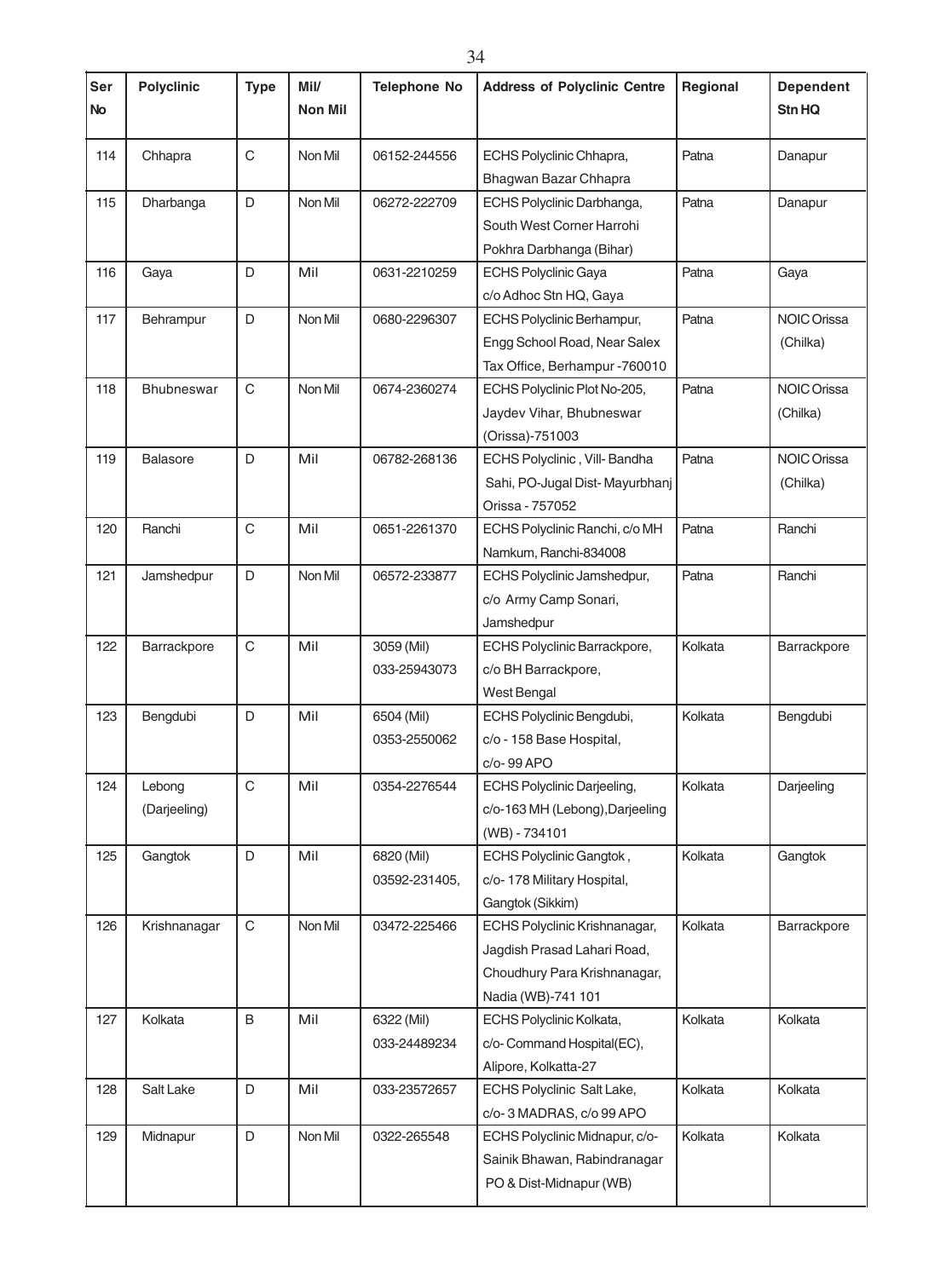| Ser No | Polyclinic | Type | Mil/ Non Mil | Telephone No | Address of Polyclinic Centre | Regional | Dependent Stn HQ |
|---|---|---|---|---|---|---|---|
| 114 | Chhapra | C | Non Mil | 06152-244556 | ECHS Polyclinic Chhapra, Bhagwan Bazar Chhapra | Patna | Danapur |
| 115 | Dharbanga | D | Non Mil | 06272-222709 | ECHS Polyclinic Darbhanga, South West Corner Harrohi Pokhra Darbhanga (Bihar) | Patna | Danapur |
| 116 | Gaya | D | Mil | 0631-2210259 | ECHS Polyclinic Gaya c/o Adhoc Stn HQ, Gaya | Patna | Gaya |
| 117 | Behrampur | D | Non Mil | 0680-2296307 | ECHS Polyclinic Berhampur, Engg School Road, Near Salex Tax Office, Berhampur -760010 | Patna | NOIC Orissa (Chilka) |
| 118 | Bhubneswar | C | Non Mil | 0674-2360274 | ECHS Polyclinic Plot No-205, Jaydev Vihar, Bhubneswar (Orissa)-751003 | Patna | NOIC Orissa (Chilka) |
| 119 | Balasore | D | Mil | 06782-268136 | ECHS Polyclinic , Vill- Bandha Sahi, PO-Jugal Dist- Mayurbhanj Orissa - 757052 | Patna | NOIC Orissa (Chilka) |
| 120 | Ranchi | C | Mil | 0651-2261370 | ECHS Polyclinic Ranchi, c/o MH Namkum, Ranchi-834008 | Patna | Ranchi |
| 121 | Jamshedpur | D | Non Mil | 06572-233877 | ECHS Polyclinic Jamshedpur, c/o Army Camp Sonari, Jamshedpur | Patna | Ranchi |
| 122 | Barrackpore | C | Mil | 3059 (Mil) 033-25943073 | ECHS Polyclinic Barrackpore, c/o BH Barrackpore, West Bengal | Kolkata | Barrackpore |
| 123 | Bengdubi | D | Mil | 6504 (Mil) 0353-2550062 | ECHS Polyclinic Bengdubi, c/o - 158 Base Hospital, c/o- 99 APO | Kolkata | Bengdubi |
| 124 | Lebong (Darjeeling) | C | Mil | 0354-2276544 | ECHS Polyclinic Darjeeling, c/o-163 MH (Lebong),Darjeeling (WB) - 734101 | Kolkata | Darjeeling |
| 125 | Gangtok | D | Mil | 6820 (Mil) 03592-231405, | ECHS Polyclinic Gangtok , c/o- 178 Military Hospital, Gangtok (Sikkim) | Kolkata | Gangtok |
| 126 | Krishnanagar | C | Non Mil | 03472-225466 | ECHS Polyclinic Krishnanagar, Jagdish Prasad Lahari Road, Choudhury Para Krishnanagar, Nadia (WB)-741 101 | Kolkata | Barrackpore |
| 127 | Kolkata | B | Mil | 6322 (Mil) 033-24489234 | ECHS Polyclinic Kolkata, c/o- Command Hospital(EC), Alipore, Kolkatta-27 | Kolkata | Kolkata |
| 128 | Salt Lake | D | Mil | 033-23572657 | ECHS Polyclinic Salt Lake, c/o- 3 MADRAS, c/o 99 APO | Kolkata | Kolkata |
| 129 | Midnapur | D | Non Mil | 0322-265548 | ECHS Polyclinic Midnapur, c/o- Sainik Bhawan, Rabindranagar PO & Dist-Midnapur (WB) | Kolkata | Kolkata |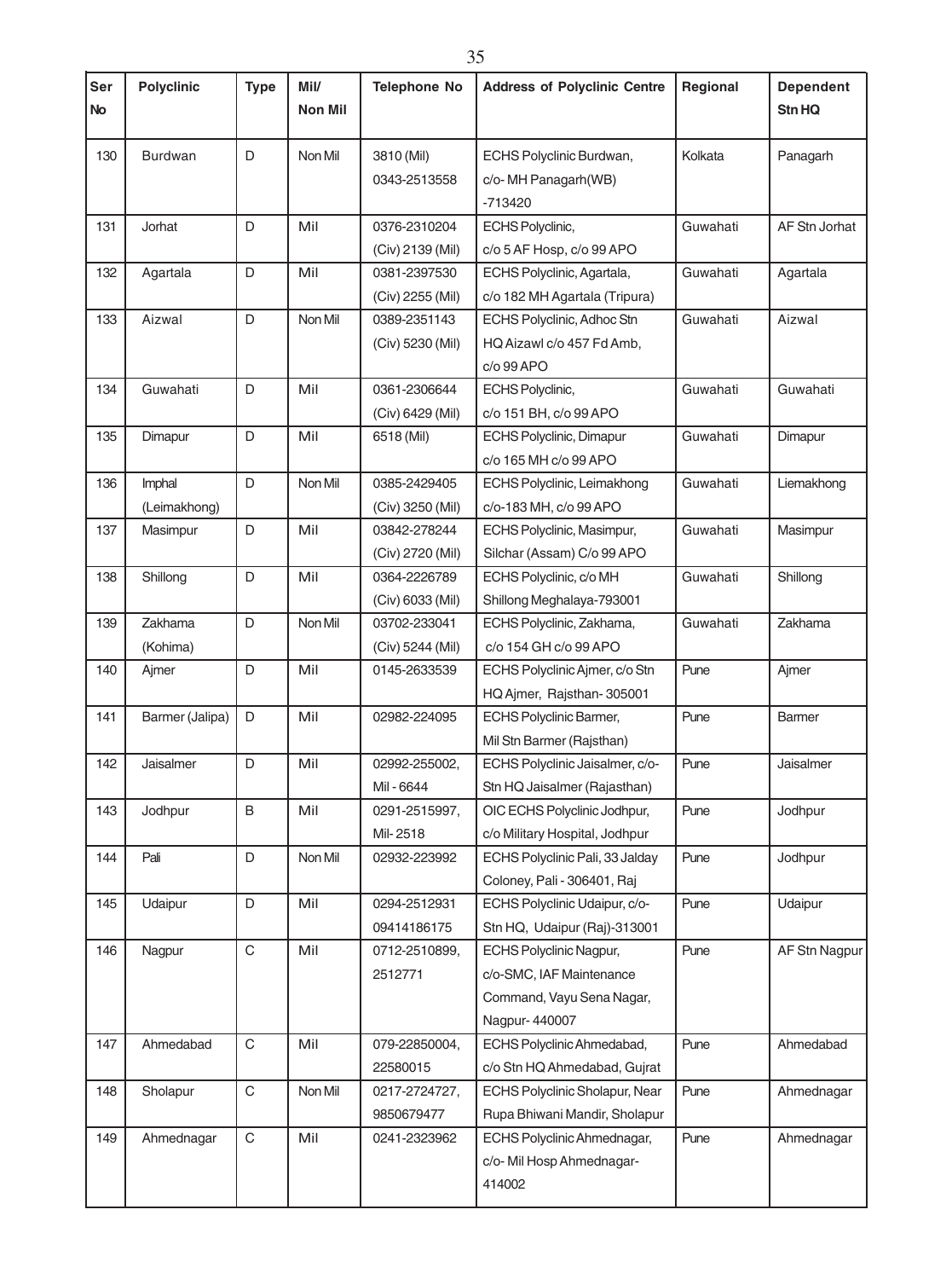| Ser No | Polyclinic | Type | Mil/ Non Mil | Telephone No | Address of Polyclinic Centre | Regional | Dependent Stn HQ |
|---|---|---|---|---|---|---|---|
| 130 | Burdwan | D | Non Mil | 3810 (Mil) 0343-2513558 | ECHS Polyclinic Burdwan, c/o- MH Panagarh(WB) -713420 | Kolkata | Panagarh |
| 131 | Jorhat | D | Mil | 0376-2310204 (Civ) 2139 (Mil) | ECHS Polyclinic, c/o 5 AF Hosp, c/o 99 APO | Guwahati | AF Stn Jorhat |
| 132 | Agartala | D | Mil | 0381-2397530 (Civ) 2255 (Mil) | ECHS Polyclinic, Agartala, c/o 182 MH Agartala (Tripura) | Guwahati | Agartala |
| 133 | Aizwal | D | Non Mil | 0389-2351143 (Civ) 5230 (Mil) | ECHS Polyclinic, Adhoc Stn HQ Aizawl c/o 457 Fd Amb, c/o 99 APO | Guwahati | Aizwal |
| 134 | Guwahati | D | Mil | 0361-2306644 (Civ) 6429 (Mil) | ECHS Polyclinic, c/o 151 BH, c/o 99 APO | Guwahati | Guwahati |
| 135 | Dimapur | D | Mil | 6518 (Mil) | ECHS Polyclinic, Dimapur c/o 165 MH c/o 99 APO | Guwahati | Dimapur |
| 136 | Imphal (Leimakhong) | D | Non Mil | 0385-2429405 (Civ) 3250 (Mil) | ECHS Polyclinic, Leimakhong c/o-183 MH, c/o 99 APO | Guwahati | Liemakhong |
| 137 | Masimpur | D | Mil | 03842-278244 (Civ) 2720 (Mil) | ECHS Polyclinic, Masimpur, Silchar (Assam) C/o 99 APO | Guwahati | Masimpur |
| 138 | Shillong | D | Mil | 0364-2226789 (Civ) 6033 (Mil) | ECHS Polyclinic, c/o MH Shillong Meghalaya-793001 | Guwahati | Shillong |
| 139 | Zakhama (Kohima) | D | Non Mil | 03702-233041 (Civ) 5244 (Mil) | ECHS Polyclinic, Zakhama, c/o 154 GH c/o 99 APO | Guwahati | Zakhama |
| 140 | Ajmer | D | Mil | 0145-2633539 | ECHS Polyclinic Ajmer, c/o Stn HQ Ajmer, Rajsthan- 305001 | Pune | Ajmer |
| 141 | Barmer (Jalipa) | D | Mil | 02982-224095 | ECHS Polyclinic Barmer, Mil Stn Barmer (Rajsthan) | Pune | Barmer |
| 142 | Jaisalmer | D | Mil | 02992-255002, Mil - 6644 | ECHS Polyclinic Jaisalmer, c/o- Stn HQ Jaisalmer (Rajasthan) | Pune | Jaisalmer |
| 143 | Jodhpur | B | Mil | 0291-2515997, Mil- 2518 | OIC ECHS Polyclinic Jodhpur, c/o Military Hospital, Jodhpur | Pune | Jodhpur |
| 144 | Pali | D | Non Mil | 02932-223992 | ECHS Polyclinic Pali, 33 Jalday Coloney, Pali - 306401, Raj | Pune | Jodhpur |
| 145 | Udaipur | D | Mil | 0294-2512931 09414186175 | ECHS Polyclinic Udaipur, c/o- Stn HQ, Udaipur (Raj)-313001 | Pune | Udaipur |
| 146 | Nagpur | C | Mil | 0712-2510899, 2512771 | ECHS Polyclinic Nagpur, c/o-SMC, IAF Maintenance Command, Vayu Sena Nagar, Nagpur- 440007 | Pune | AF Stn Nagpur |
| 147 | Ahmedabad | C | Mil | 079-22850004, 22580015 | ECHS Polyclinic Ahmedabad, c/o Stn HQ Ahmedabad, Gujrat | Pune | Ahmedabad |
| 148 | Sholapur | C | Non Mil | 0217-2724727, 9850679477 | ECHS Polyclinic Sholapur, Near Rupa Bhiwani Mandir, Sholapur | Pune | Ahmednagar |
| 149 | Ahmednagar | C | Mil | 0241-2323962 | ECHS Polyclinic Ahmednagar, c/o- Mil Hosp Ahmednagar- 414002 | Pune | Ahmednagar |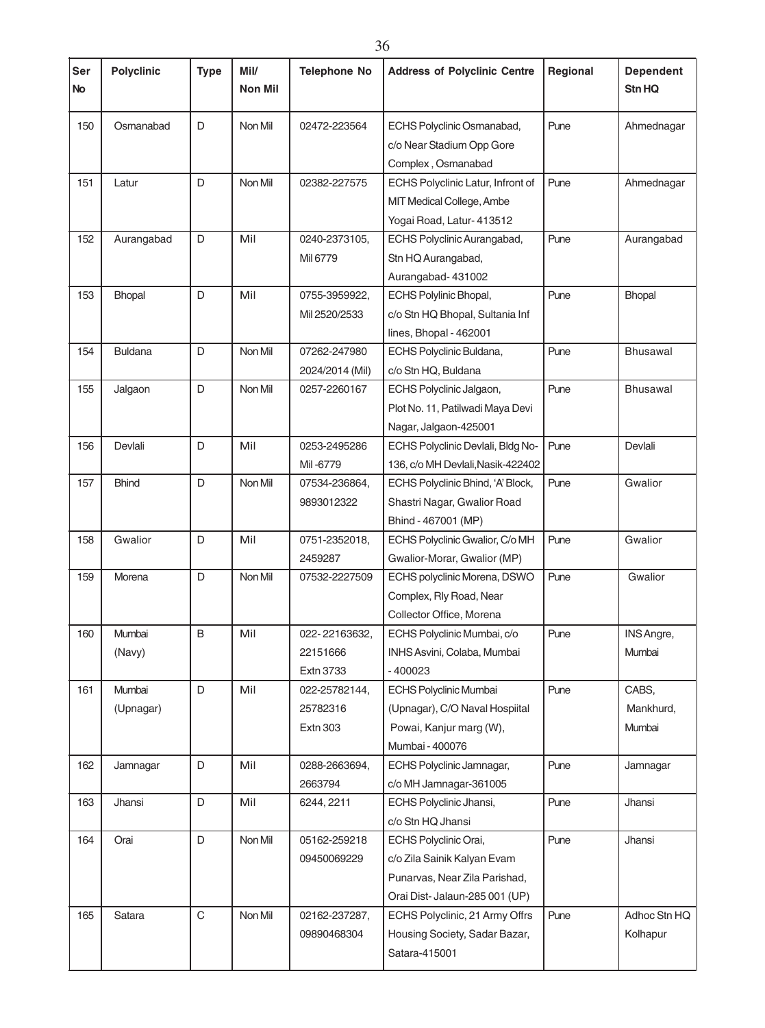| Ser No | Polyclinic | Type | Mil/ Non Mil | Telephone No | Address of Polyclinic Centre | Regional | Dependent Stn HQ |
|---|---|---|---|---|---|---|---|
| 150 | Osmanabad | D | Non Mil | 02472-223564 | ECHS Polyclinic Osmanabad, c/o Near Stadium Opp Gore Complex , Osmanabad | Pune | Ahmednagar |
| 151 | Latur | D | Non Mil | 02382-227575 | ECHS Polyclinic Latur, Infront of MIT Medical College, Ambe Yogai Road, Latur- 413512 | Pune | Ahmednagar |
| 152 | Aurangabad | D | Mil | 0240-2373105, Mil 6779 | ECHS Polyclinic Aurangabad, Stn HQ Aurangabad, Aurangabad- 431002 | Pune | Aurangabad |
| 153 | Bhopal | D | Mil | 0755-3959922, Mil 2520/2533 | ECHS Polylinic Bhopal, c/o Stn HQ Bhopal, Sultania Inf lines, Bhopal - 462001 | Pune | Bhopal |
| 154 | Buldana | D | Non Mil | 07262-247980 2024/2014 (Mil) | ECHS Polyclinic Buldana, c/o Stn HQ, Buldana | Pune | Bhusawal |
| 155 | Jalgaon | D | Non Mil | 0257-2260167 | ECHS Polyclinic Jalgaon, Plot No. 11, Patilwadi Maya Devi Nagar, Jalgaon-425001 | Pune | Bhusawal |
| 156 | Devlali | D | Mil | 0253-2495286 Mil -6779 | ECHS Polyclinic Devlali, Bldg No-136, c/o MH Devlali,Nasik-422402 | Pune | Devlali |
| 157 | Bhind | D | Non Mil | 07534-236864, 9893012322 | ECHS Polyclinic Bhind, 'A' Block, Shastri Nagar, Gwalior Road Bhind - 467001 (MP) | Pune | Gwalior |
| 158 | Gwalior | D | Mil | 0751-2352018, 2459287 | ECHS Polyclinic Gwalior, C/o MH Gwalior-Morar, Gwalior (MP) | Pune | Gwalior |
| 159 | Morena | D | Non Mil | 07532-2227509 | ECHS polyclinic Morena, DSWO Complex, Rly Road, Near Collector Office, Morena | Pune | Gwalior |
| 160 | Mumbai (Navy) | B | Mil | 022- 22163632, 22151666 Extn 3733 | ECHS Polyclinic Mumbai, c/o INHS Asvini, Colaba, Mumbai - 400023 | Pune | INS Angre, Mumbai |
| 161 | Mumbai (Upnagar) | D | Mil | 022-25782144, 25782316 Extn 303 | ECHS Polyclinic Mumbai (Upnagar), C/O Naval Hospiital Powai, Kanjur marg (W), Mumbai - 400076 | Pune | CABS, Mankhurd, Mumbai |
| 162 | Jamnagar | D | Mil | 0288-2663694, 2663794 | ECHS Polyclinic Jamnagar, c/o MH Jamnagar-361005 | Pune | Jamnagar |
| 163 | Jhansi | D | Mil | 6244, 2211 | ECHS Polyclinic Jhansi, c/o Stn HQ Jhansi | Pune | Jhansi |
| 164 | Orai | D | Non Mil | 05162-259218 09450069229 | ECHS Polyclinic Orai, c/o Zila Sainik Kalyan Evam Punarvas, Near Zila Parishad, Orai Dist- Jalaun-285 001 (UP) | Pune | Jhansi |
| 165 | Satara | C | Non Mil | 02162-237287, 09890468304 | ECHS Polyclinic, 21 Army Offrs Housing Society, Sadar Bazar, Satara-415001 | Pune | Adhoc Stn HQ Kolhapur |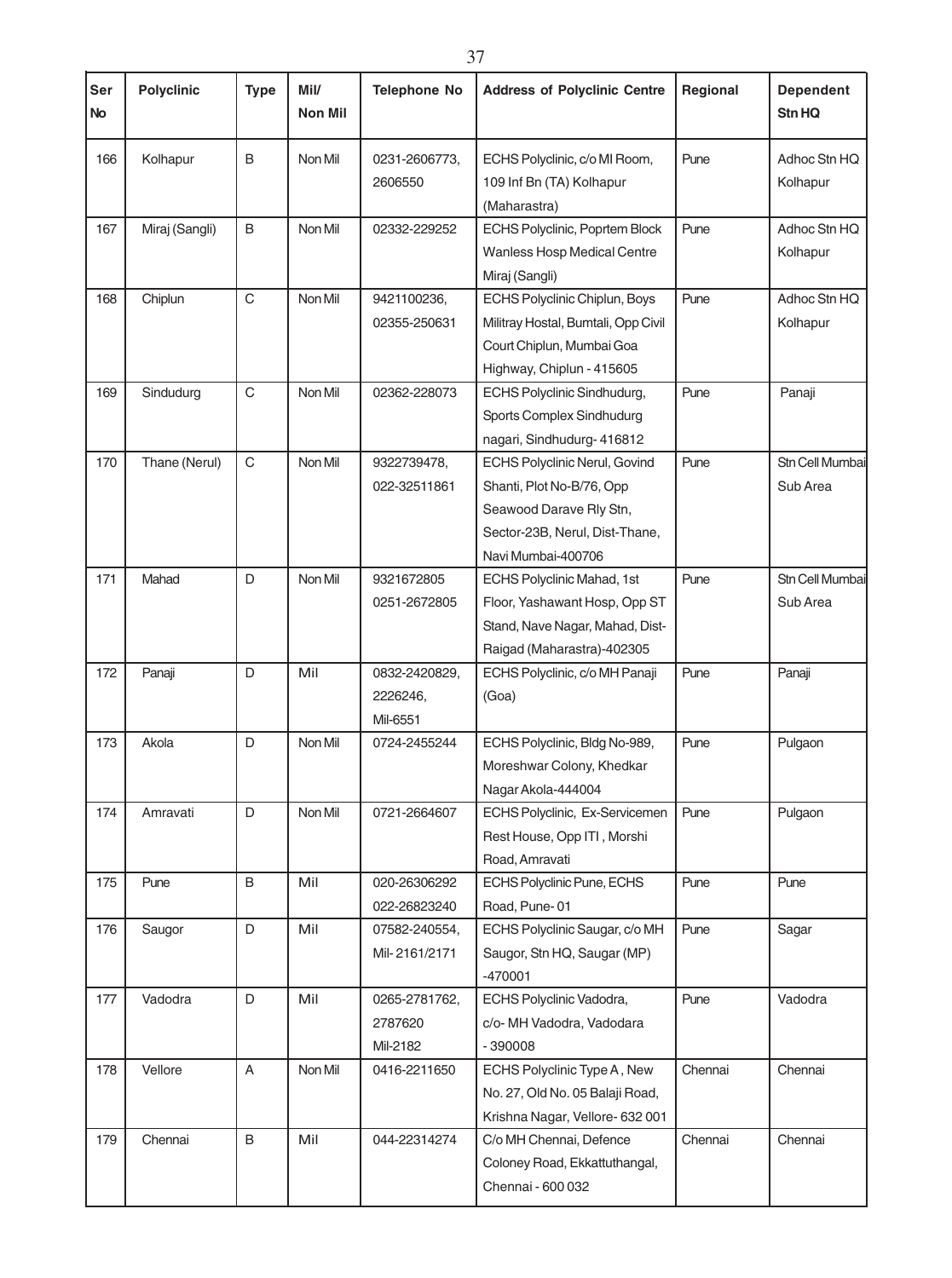| Ser No | Polyclinic | Type | Mil/ Non Mil | Telephone No | Address of Polyclinic Centre | Regional | Dependent Stn HQ |
|---|---|---|---|---|---|---|---|
| 166 | Kolhapur | B | Non Mil | 0231-2606773, 2606550 | ECHS Polyclinic, c/o MI Room, 109 Inf Bn (TA) Kolhapur (Maharastra) | Pune | Adhoc Stn HQ Kolhapur |
| 167 | Miraj (Sangli) | B | Non Mil | 02332-229252 | ECHS Polyclinic, Poprtem Block Wanless Hosp Medical Centre Miraj (Sangli) | Pune | Adhoc Stn HQ Kolhapur |
| 168 | Chiplun | C | Non Mil | 9421100236, 02355-250631 | ECHS Polyclinic Chiplun, Boys Militray Hostal, Bumtali, Opp Civil Court Chiplun, Mumbai Goa Highway, Chiplun - 415605 | Pune | Adhoc Stn HQ Kolhapur |
| 169 | Sindudurg | C | Non Mil | 02362-228073 | ECHS Polyclinic Sindhudurg, Sports Complex Sindhudurg nagari, Sindhudurg- 416812 | Pune | Panaji |
| 170 | Thane (Nerul) | C | Non Mil | 9322739478, 022-32511861 | ECHS Polyclinic Nerul, Govind Shanti, Plot No-B/76, Opp Seawood Darave Rly Stn, Sector-23B, Nerul, Dist-Thane, Navi Mumbai-400706 | Pune | Stn Cell Mumbai Sub Area |
| 171 | Mahad | D | Non Mil | 9321672805 0251-2672805 | ECHS Polyclinic Mahad, 1st Floor, Yashawant Hosp, Opp ST Stand, Nave Nagar, Mahad, Dist-Raigad (Maharastra)-402305 | Pune | Stn Cell Mumbai Sub Area |
| 172 | Panaji | D | Mil | 0832-2420829, 2226246, Mil-6551 | ECHS Polyclinic, c/o MH Panaji (Goa) | Pune | Panaji |
| 173 | Akola | D | Non Mil | 0724-2455244 | ECHS Polyclinic, Bldg No-989, Moreshwar Colony, Khedkar Nagar Akola-444004 | Pune | Pulgaon |
| 174 | Amravati | D | Non Mil | 0721-2664607 | ECHS Polyclinic, Ex-Servicemen Rest House, Opp ITI , Morshi Road, Amravati | Pune | Pulgaon |
| 175 | Pune | B | Mil | 020-26306292 022-26823240 | ECHS Polyclinic Pune, ECHS Road, Pune- 01 | Pune | Pune |
| 176 | Saugor | D | Mil | 07582-240554, Mil- 2161/2171 | ECHS Polyclinic Saugar, c/o MH Saugor, Stn HQ, Saugar (MP) -470001 | Pune | Sagar |
| 177 | Vadodra | D | Mil | 0265-2781762, 2787620 Mil-2182 | ECHS Polyclinic Vadodra, c/o- MH Vadodra, Vadodara - 390008 | Pune | Vadodra |
| 178 | Vellore | A | Non Mil | 0416-2211650 | ECHS Polyclinic Type A , New No. 27, Old No. 05 Balaji Road, Krishna Nagar, Vellore- 632 001 | Chennai | Chennai |
| 179 | Chennai | B | Mil | 044-22314274 | C/o MH Chennai, Defence Coloney Road, Ekkattuthangal, Chennai - 600 032 | Chennai | Chennai |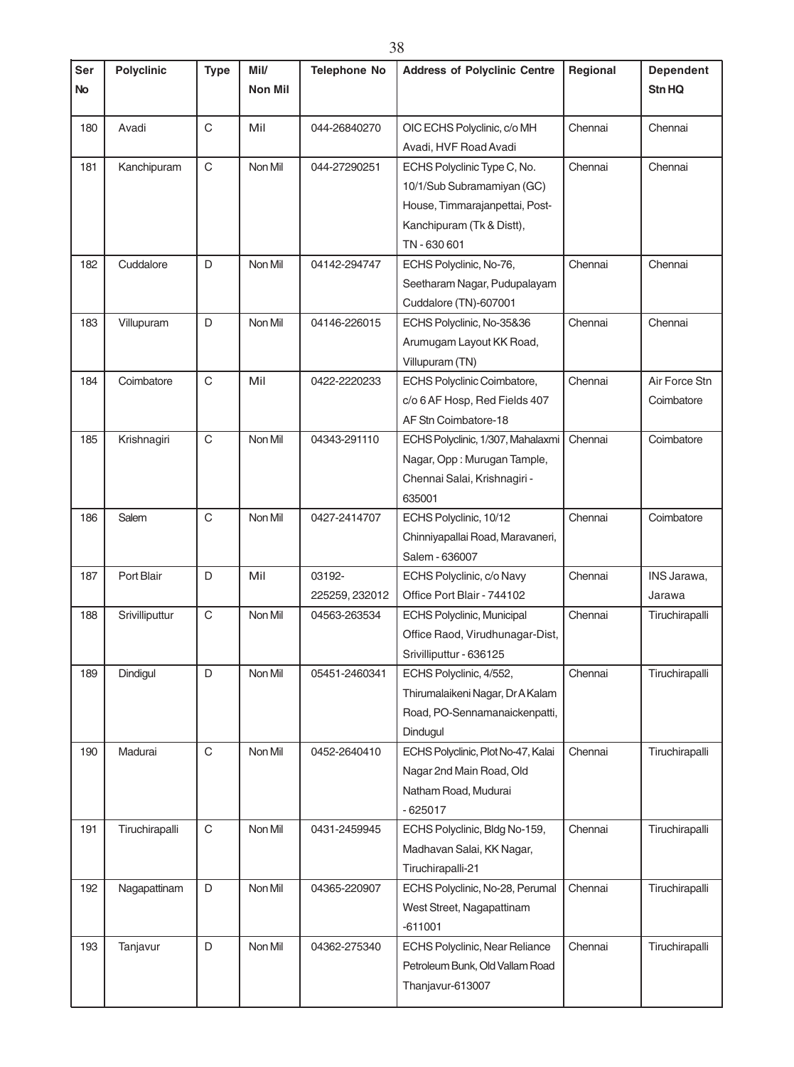| Ser No | Polyclinic | Type | Mil/ Non Mil | Telephone No | Address of Polyclinic Centre | Regional | Dependent Stn HQ |
|---|---|---|---|---|---|---|---|
| 180 | Avadi | C | Mil | 044-26840270 | OIC ECHS Polyclinic, c/o MH Avadi, HVF Road Avadi | Chennai | Chennai |
| 181 | Kanchipuram | C | Non Mil | 044-27290251 | ECHS Polyclinic Type C, No. 10/1/Sub Subramamiyan (GC) House, Timmarajanpettai, Post-Kanchipuram (Tk & Distt), TN - 630 601 | Chennai | Chennai |
| 182 | Cuddalore | D | Non Mil | 04142-294747 | ECHS Polyclinic, No-76, Seetharam Nagar, Pudupalayam Cuddalore (TN)-607001 | Chennai | Chennai |
| 183 | Villupuram | D | Non Mil | 04146-226015 | ECHS Polyclinic, No-35&36 Arumugam Layout KK Road, Villupuram (TN) | Chennai | Chennai |
| 184 | Coimbatore | C | Mil | 0422-2220233 | ECHS Polyclinic Coimbatore, c/o 6 AF Hosp, Red Fields 407 AF Stn Coimbatore-18 | Chennai | Air Force Stn Coimbatore |
| 185 | Krishnagiri | C | Non Mil | 04343-291110 | ECHS Polyclinic, 1/307, Mahalaxmi Nagar, Opp : Murugan Tample, Chennai Salai, Krishnagiri - 635001 | Chennai | Coimbatore |
| 186 | Salem | C | Non Mil | 0427-2414707 | ECHS Polyclinic, 10/12 Chinniyapallai Road, Maravaneri, Salem - 636007 | Chennai | Coimbatore |
| 187 | Port Blair | D | Mil | 03192-225259, 232012 | ECHS Polyclinic, c/o Navy Office Port Blair - 744102 | Chennai | INS Jarawa, Jarawa |
| 188 | Srivilliputtur | C | Non Mil | 04563-263534 | ECHS Polyclinic, Municipal Office Raod, Virudhunagar-Dist, Srivilliputtur - 636125 | Chennai | Tiruchirapalli |
| 189 | Dindigul | D | Non Mil | 05451-2460341 | ECHS Polyclinic, 4/552, Thirumalaikeni Nagar, Dr A Kalam Road, PO-Sennamanaickenpatti, Dindugul | Chennai | Tiruchirapalli |
| 190 | Madurai | C | Non Mil | 0452-2640410 | ECHS Polyclinic, Plot No-47, Kalai Nagar 2nd Main Road, Old Natham Road, Mudurai - 625017 | Chennai | Tiruchirapalli |
| 191 | Tiruchirapalli | C | Non Mil | 0431-2459945 | ECHS Polyclinic, Bldg No-159, Madhavan Salai, KK Nagar, Tiruchirapalli-21 | Chennai | Tiruchirapalli |
| 192 | Nagapattinam | D | Non Mil | 04365-220907 | ECHS Polyclinic, No-28, Perumal West Street, Nagapattinam -611001 | Chennai | Tiruchirapalli |
| 193 | Tanjavur | D | Non Mil | 04362-275340 | ECHS Polyclinic, Near Reliance Petroleum Bunk, Old Vallam Road Thanjavur-613007 | Chennai | Tiruchirapalli |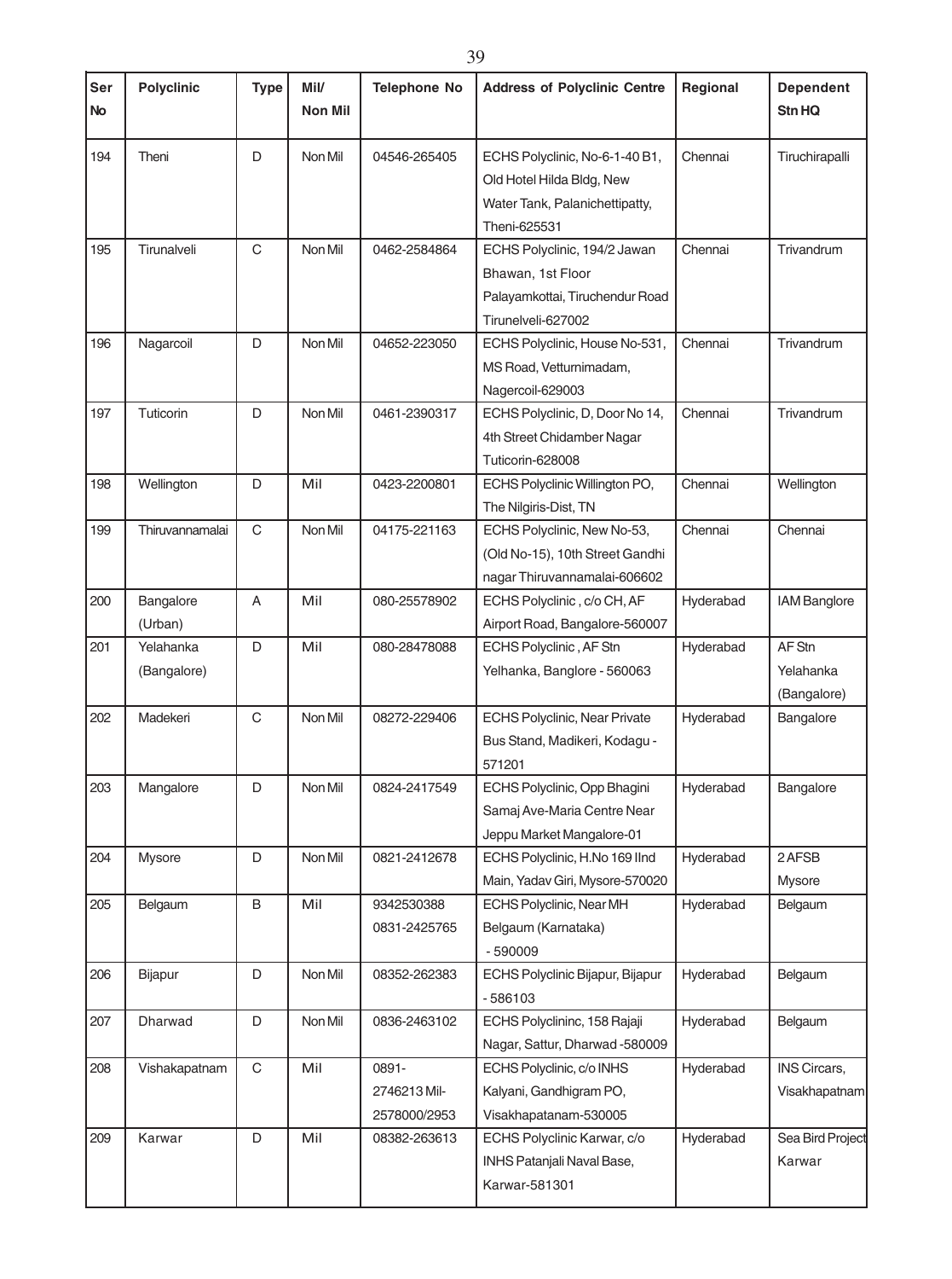| Ser No | Polyclinic | Type | Mil/ Non Mil | Telephone No | Address of Polyclinic Centre | Regional | Dependent Stn HQ |
|---|---|---|---|---|---|---|---|
| 194 | Theni | D | Non Mil | 04546-265405 | ECHS Polyclinic, No-6-1-40 B1, Old Hotel Hilda Bldg, New Water Tank, Palanichettipatty, Theni-625531 | Chennai | Tiruchirapalli |
| 195 | Tirunalveli | C | Non Mil | 0462-2584864 | ECHS Polyclinic, 194/2 Jawan Bhawan, 1st Floor Palayamkottai, Tiruchendur Road Tirunelveli-627002 | Chennai | Trivandrum |
| 196 | Nagarcoil | D | Non Mil | 04652-223050 | ECHS Polyclinic, House No-531, MS Road, Vetturnimadam, Nagercoil-629003 | Chennai | Trivandrum |
| 197 | Tuticorin | D | Non Mil | 0461-2390317 | ECHS Polyclinic, D, Door No 14, 4th Street Chidamber Nagar Tuticorin-628008 | Chennai | Trivandrum |
| 198 | Wellington | D | Mil | 0423-2200801 | ECHS Polyclinic Willington PO, The Nilgiris-Dist, TN | Chennai | Wellington |
| 199 | Thiruvannamalai | C | Non Mil | 04175-221163 | ECHS Polyclinic, New No-53, (Old No-15), 10th Street Gandhi nagar Thiruvannamalai-606602 | Chennai | Chennai |
| 200 | Bangalore (Urban) | A | Mil | 080-25578902 | ECHS Polyclinic , c/o CH, AF Airport Road, Bangalore-560007 | Hyderabad | IAM Banglore |
| 201 | Yelahanka (Bangalore) | D | Mil | 080-28478088 | ECHS Polyclinic , AF Stn Yelhanka, Banglore - 560063 | Hyderabad | AF Stn Yelahanka (Bangalore) |
| 202 | Madekeri | C | Non Mil | 08272-229406 | ECHS Polyclinic, Near Private Bus Stand, Madikeri, Kodagu - 571201 | Hyderabad | Bangalore |
| 203 | Mangalore | D | Non Mil | 0824-2417549 | ECHS Polyclinic, Opp Bhagini Samaj Ave-Maria Centre Near Jeppu Market Mangalore-01 | Hyderabad | Bangalore |
| 204 | Mysore | D | Non Mil | 0821-2412678 | ECHS Polyclinic, H.No 169 IInd Main, Yadav Giri, Mysore-570020 | Hyderabad | 2 AFSB Mysore |
| 205 | Belgaum | B | Mil | 9342530388 0831-2425765 | ECHS Polyclinic, Near MH Belgaum (Karnataka) - 590009 | Hyderabad | Belgaum |
| 206 | Bijapur | D | Non Mil | 08352-262383 | ECHS Polyclinic Bijapur, Bijapur - 586103 | Hyderabad | Belgaum |
| 207 | Dharwad | D | Non Mil | 0836-2463102 | ECHS Polyclininc, 158 Rajaji Nagar, Sattur, Dharwad -580009 | Hyderabad | Belgaum |
| 208 | Vishakapatnam | C | Mil | 0891-2746213 Mil-2578000/2953 | ECHS Polyclinic, c/o INHS Kalyani, Gandhigram PO, Visakhapatanam-530005 | Hyderabad | INS Circars, Visakhapatnam |
| 209 | Karwar | D | Mil | 08382-263613 | ECHS Polyclinic Karwar, c/o INHS Patanjali Naval Base, Karwar-581301 | Hyderabad | Sea Bird Project Karwar |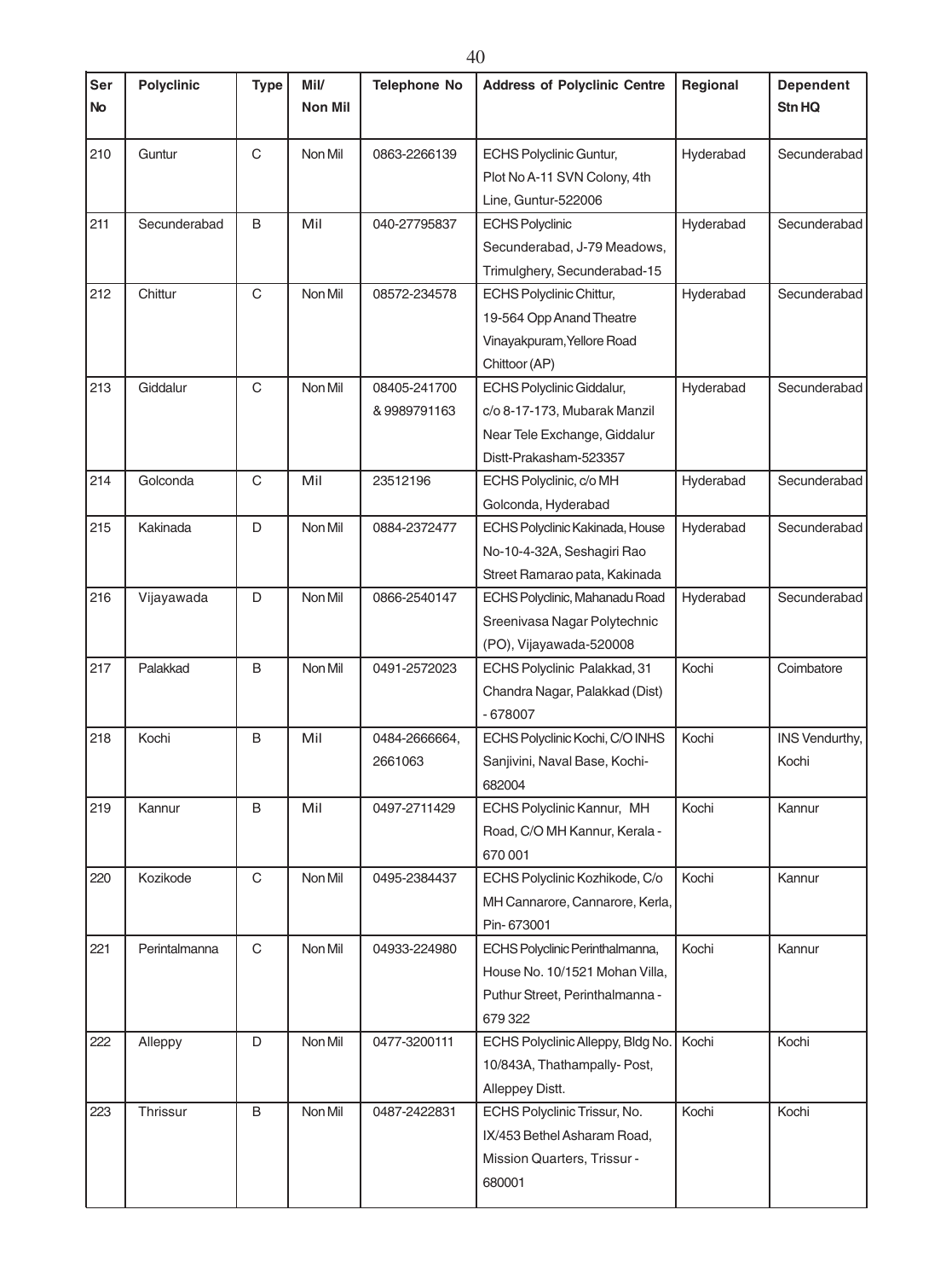| Ser No | Polyclinic | Type | Mil/ Non Mil | Telephone No | Address of Polyclinic Centre | Regional | Dependent Stn HQ |
|---|---|---|---|---|---|---|---|
| 210 | Guntur | C | Non Mil | 0863-2266139 | ECHS Polyclinic Guntur, Plot No A-11 SVN Colony, 4th Line, Guntur-522006 | Hyderabad | Secunderabad |
| 211 | Secunderabad | B | Mil | 040-27795837 | ECHS Polyclinic Secunderabad, J-79 Meadows, Trimulghery, Secunderabad-15 | Hyderabad | Secunderabad |
| 212 | Chittur | C | Non Mil | 08572-234578 | ECHS Polyclinic Chittur, 19-564 Opp Anand Theatre Vinayakpuram,Yellore Road Chittoor (AP) | Hyderabad | Secunderabad |
| 213 | Giddalur | C | Non Mil | 08405-241700 & 9989791163 | ECHS Polyclinic Giddalur, c/o 8-17-173, Mubarak Manzil Near Tele Exchange, Giddalur Distt-Prakasham-523357 | Hyderabad | Secunderabad |
| 214 | Golconda | C | Mil | 23512196 | ECHS Polyclinic, c/o MH Golconda, Hyderabad | Hyderabad | Secunderabad |
| 215 | Kakinada | D | Non Mil | 0884-2372477 | ECHS Polyclinic Kakinada, House No-10-4-32A, Seshagiri Rao Street Ramarao pata, Kakinada | Hyderabad | Secunderabad |
| 216 | Vijayawada | D | Non Mil | 0866-2540147 | ECHS Polyclinic, Mahanadu Road Sreenivasa Nagar Polytechnic (PO), Vijayawada-520008 | Hyderabad | Secunderabad |
| 217 | Palakkad | B | Non Mil | 0491-2572023 | ECHS Polyclinic Palakkad, 31 Chandra Nagar, Palakkad (Dist) - 678007 | Kochi | Coimbatore |
| 218 | Kochi | B | Mil | 0484-2666664, 2661063 | ECHS Polyclinic Kochi, C/O INHS Sanjivini, Naval Base, Kochi-682004 | Kochi | INS Vendurthy, Kochi |
| 219 | Kannur | B | Mil | 0497-2711429 | ECHS Polyclinic Kannur, MH Road, C/O MH Kannur, Kerala - 670 001 | Kochi | Kannur |
| 220 | Kozikode | C | Non Mil | 0495-2384437 | ECHS Polyclinic Kozhikode, C/o MH Cannarore, Cannarore, Kerla, Pin- 673001 | Kochi | Kannur |
| 221 | Perintalmanna | C | Non Mil | 04933-224980 | ECHS Polyclinic Perinthalmanna, House No. 10/1521 Mohan Villa, Puthur Street, Perinthalmanna - 679 322 | Kochi | Kannur |
| 222 | Alleppy | D | Non Mil | 0477-3200111 | ECHS Polyclinic Alleppy, Bldg No. 10/843A, Thathampally- Post, Alleppey Distt. | Kochi | Kochi |
| 223 | Thrissur | B | Non Mil | 0487-2422831 | ECHS Polyclinic Trissur, No. IX/453 Bethel Asharam Road, Mission Quarters, Trissur - 680001 | Kochi | Kochi |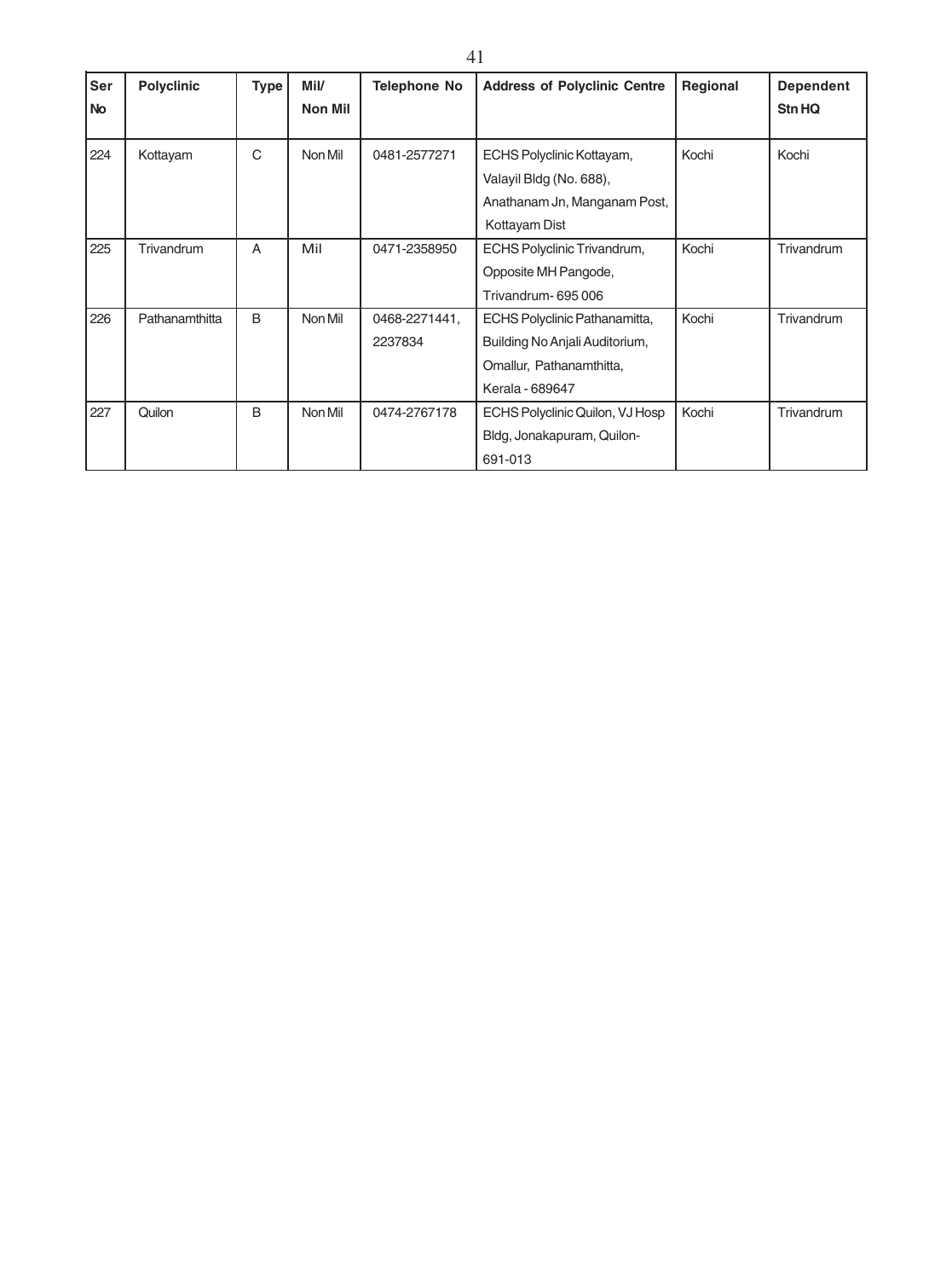| Ser No | Polyclinic | Type | Mil/ Non Mil | Telephone No | Address of Polyclinic Centre | Regional | Dependent Stn HQ |
|---|---|---|---|---|---|---|---|
| 224 | Kottayam | C | Non Mil | 0481-2577271 | ECHS Polyclinic Kottayam, Valayil Bldg (No. 688), Anathanam Jn, Manganam Post, Kottayam Dist | Kochi | Kochi |
| 225 | Trivandrum | A | Mil | 0471-2358950 | ECHS Polyclinic Trivandrum, Opposite MH Pangode, Trivandrum- 695 006 | Kochi | Trivandrum |
| 226 | Pathanamthitta | B | Non Mil | 0468-2271441, 2237834 | ECHS Polyclinic Pathanamitta, Building No Anjali Auditorium, Omallur, Pathanamthitta, Kerala - 689647 | Kochi | Trivandrum |
| 227 | Quilon | B | Non Mil | 0474-2767178 | ECHS Polyclinic Quilon, VJ Hosp Bldg, Jonakapuram, Quilon-691-013 | Kochi | Trivandrum |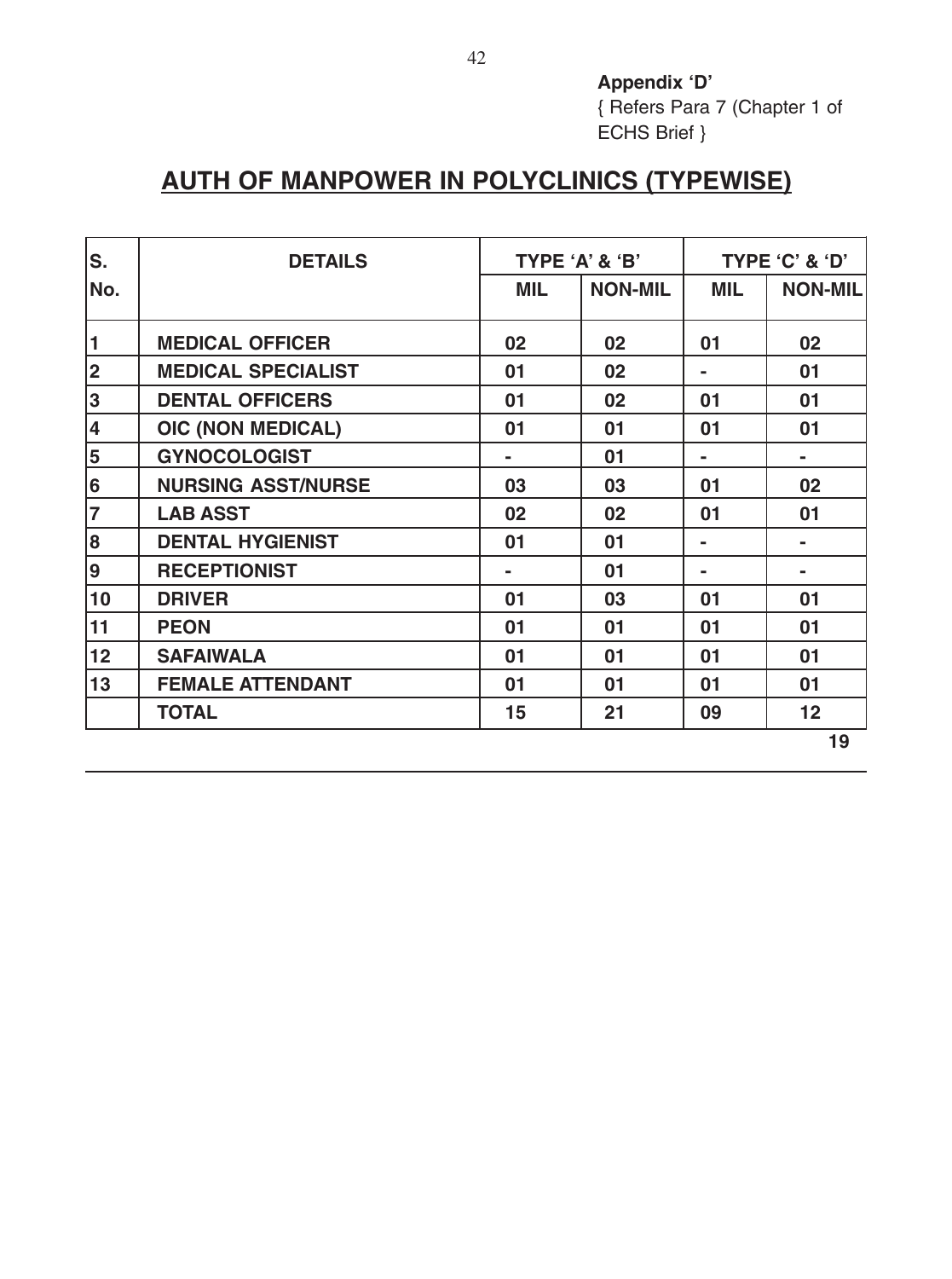**Appendix 'D'**

{ Refers Para 7 (Chapter 1 of ECHS Brief }

# AUTH OF MANPOWER IN POLYCLINICS (TYPEWISE)

| S. No. | DETAILS | TYPE 'A' & 'B' | | TYPE 'C' & 'D' | |
|---|---|---|---|---|---|
| | | MIL | NON-MIL | MIL | NON-MIL |
| 1 | MEDICAL OFFICER | 02 | 02 | 01 | 02 |
| 2 | MEDICAL SPECIALIST | 01 | 02 | - | 01 |
| 3 | DENTAL OFFICERS | 01 | 02 | 01 | 01 |
| 4 | OIC (NON MEDICAL) | 01 | 01 | 01 | 01 |
| 5 | GYNOCOLOGIST | - | 01 | - | - |
| 6 | NURSING ASST/NURSE | 03 | 03 | 01 | 02 |
| 7 | LAB ASST | 02 | 02 | 01 | 01 |
| 8 | DENTAL HYGIENIST | 01 | 01 | - | - |
| 9 | RECEPTIONIST | - | 01 | - | - |
| 10 | DRIVER | 01 | 03 | 01 | 01 |
| 11 | PEON | 01 | 01 | 01 | 01 |
| 12 | SAFAIWALA | 01 | 01 | 01 | 01 |
| 13 | FEMALE ATTENDANT | 01 | 01 | 01 | 01 |
| | TOTAL | 15 | 21 | 09 | 12 |

19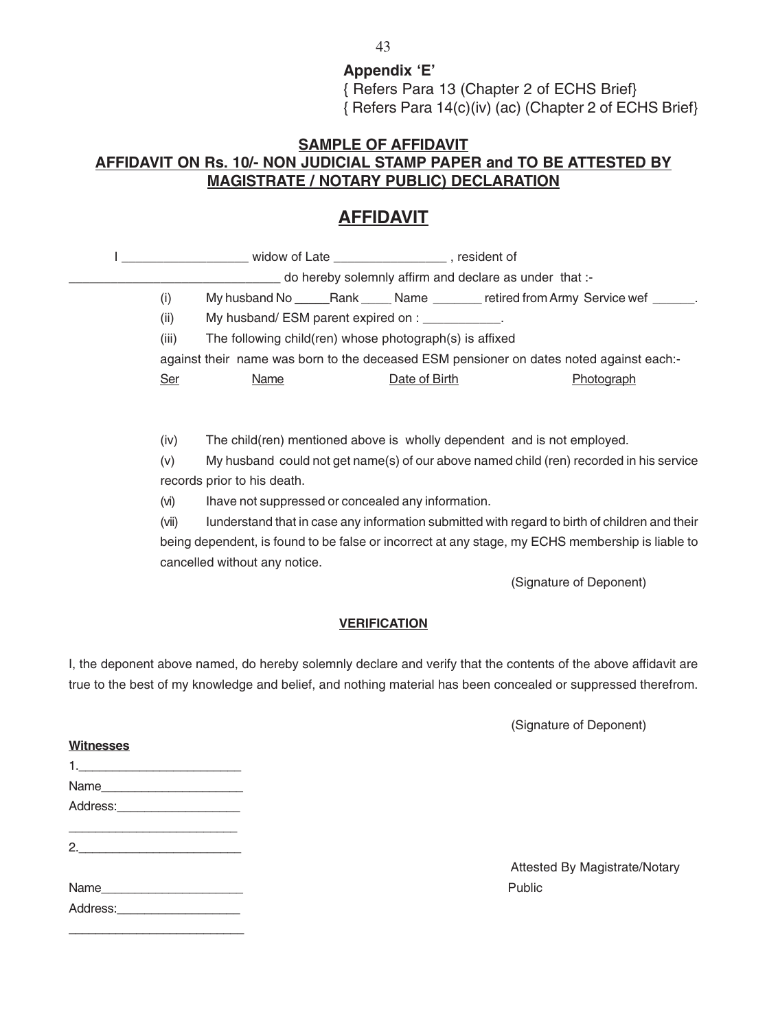**Appendix 'E'**

{ Refers Para 13 (Chapter 2 of ECHS Brief}

{ Refers Para 14(c)(iv) (ac) (Chapter 2 of ECHS Brief}

**SAMPLE OF AFFIDAVIT**

**AFFIDAVIT ON Rs. 10/- NON JUDICIAL STAMP PAPER and TO BE ATTESTED BY MAGISTRATE / NOTARY PUBLIC) DECLARATION**

# AFFIDAVIT

I _________________ widow of Late _______________ , resident of _____________________________ do hereby solemnly affirm and declare as under that :-

(i) My husband No _____Rank ____ Name _______ retired from Army Service wef ______.

(ii) My husband/ ESM parent expired on : ___________.

(iii) The following child(ren) whose photograph(s) is affixed against their name was born to the deceased ESM pensioner on dates noted against each:-

| Ser | Name | Date of Birth | Photograph |
|---|---|---|---|
| | | | |

(iv) The child(ren) mentioned above is wholly dependent and is not employed.

(v) My husband could not get name(s) of our above named child (ren) recorded in his service records prior to his death.

(vi) Ihave not suppressed or concealed any information.

(vii) Iunderstand that in case any information submitted with regard to birth of children and their being dependent, is found to be false or incorrect at any stage, my ECHS membership is liable to cancelled without any notice.

(Signature of Deponent)

**VERIFICATION**

I, the deponent above named, do hereby solemnly declare and verify that the contents of the above affidavit are true to the best of my knowledge and belief, and nothing material has been concealed or suppressed therefrom.

(Signature of Deponent)

**Witnesses**

1.______________________

Name____________________

Address:_________________

________________________

2.______________________

Name____________________

Address:_________________

________________________

Attested By Magistrate/Notary Public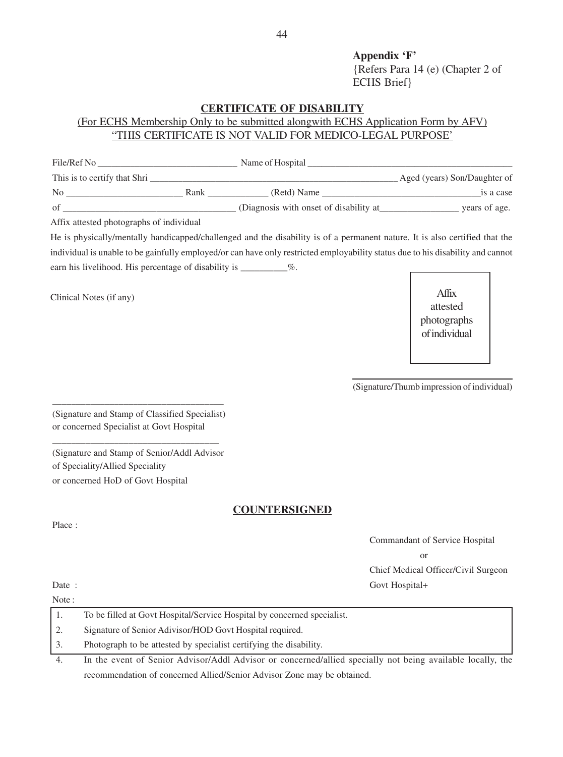**Appendix 'F'**
{Refers Para 14 (e) (Chapter 2 of ECHS Brief}

## CERTIFICATE OF DISABILITY

(For ECHS Membership Only to be submitted alongwith ECHS Application Form by AFV)
'THIS CERTIFICATE IS NOT VALID FOR MEDICO-LEGAL PURPOSE'

File/Ref No ______________________________ Name of Hospital ______________________________________________

This is to certify that Shri ______________________________________________________ Aged (years) Son/Daughter of

No ________________________ Rank ____________ (Retd) Name _________________________________is a case

of ____________________________________ (Diagnosis with onset of disability at________________ years of age.

Affix attested photographs of individual

He is physically/mentally handicapped/challenged and the disability is of a permanent nature. It is also certified that the individual is unable to be gainfully employed/or can have only restricted employability status due to his disability and cannot earn his livelihood. His percentage of disability is _________%.

Clinical Notes (if any)

Affix attested photographs of individual

(Signature/Thumb impression of individual)

___________________________________
(Signature and Stamp of Classified Specialist)
or concerned Specialist at Govt Hospital

___________________________________
(Signature and Stamp of Senior/Addl Advisor
of Speciality/Allied Speciality
or concerned HoD of Govt Hospital

## COUNTERSIGNED

Place :

Commandant of Service Hospital
or
Chief Medical Officer/Civil Surgeon
Govt Hospital+

Date :

Note :

1. To be filled at Govt Hospital/Service Hospital by concerned specialist.
2. Signature of Senior Adivisor/HOD Govt Hospital required.
3. Photograph to be attested by specialist certifying the disability.
4. In the event of Senior Advisor/Addl Advisor or concerned/allied specially not being available locally, the recommendation of concerned Allied/Senior Advisor Zone may be obtained.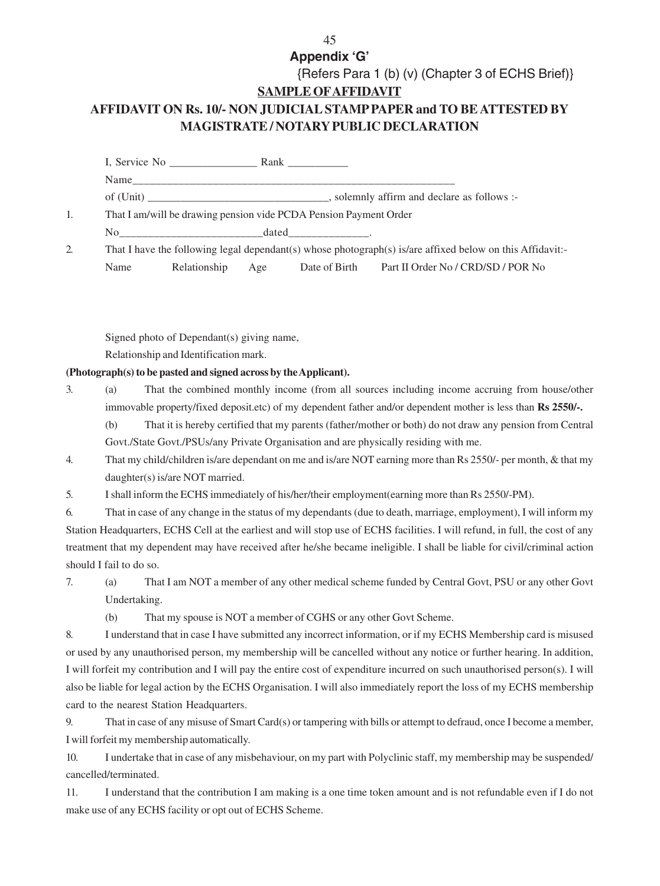## Appendix 'G'

{Refers Para 1 (b) (v) (Chapter 3 of ECHS Brief)}

**SAMPLE OF AFFIDAVIT**

**AFFIDAVIT ON Rs. 10/- NON JUDICIAL STAMP PAPER and TO BE ATTESTED BY MAGISTRATE / NOTARY PUBLIC DECLARATION**

I, Service No ________________ Rank ___________

Name____________________________________________________________

of (Unit) _________________________________, solemnly affirm and declare as follows :-

1. That I am/will be drawing pension vide PCDA Pension Payment Order No__________________________dated______________.

2. That I have the following legal dependant(s) whose photograph(s) is/are affixed below on this Affidavit:-

| Name | Relationship | Age | Date of Birth | Part II Order No / CRD/SD / POR No |
|---|---|---|---|---|
| | | | | |

Signed photo of Dependant(s) giving name, Relationship and Identification mark.

**(Photograph(s) to be pasted and signed across by the Applicant).**

3. (a) That the combined monthly income (from all sources including income accruing from house/other immovable property/fixed deposit.etc) of my dependent father and/or dependent mother is less than **Rs 2550/-.**

   (b) That it is hereby certified that my parents (father/mother or both) do not draw any pension from Central Govt./State Govt./PSUs/any Private Organisation and are physically residing with me.

4. That my child/children is/are dependant on me and is/are NOT earning more than Rs 2550/- per month, & that my daughter(s) is/are NOT married.

5. I shall inform the ECHS immediately of his/her/their employment(earning more than Rs 2550/-PM).

6. That in case of any change in the status of my dependants (due to death, marriage, employment), I will inform my Station Headquarters, ECHS Cell at the earliest and will stop use of ECHS facilities. I will refund, in full, the cost of any treatment that my dependent may have received after he/she became ineligible. I shall be liable for civil/criminal action should I fail to do so.

7. (a) That I am NOT a member of any other medical scheme funded by Central Govt, PSU or any other Govt Undertaking.

   (b) That my spouse is NOT a member of CGHS or any other Govt Scheme.

8. I understand that in case I have submitted any incorrect information, or if my ECHS Membership card is misused or used by any unauthorised person, my membership will be cancelled without any notice or further hearing. In addition, I will forfeit my contribution and I will pay the entire cost of expenditure incurred on such unauthorised person(s). I will also be liable for legal action by the ECHS Organisation. I will also immediately report the loss of my ECHS membership card to the nearest Station Headquarters.

9. That in case of any misuse of Smart Card(s) or tampering with bills or attempt to defraud, once I become a member, I will forfeit my membership automatically.

10. I undertake that in case of any misbehaviour, on my part with Polyclinic staff, my membership may be suspended/ cancelled/terminated.

11. I understand that the contribution I am making is a one time token amount and is not refundable even if I do not make use of any ECHS facility or opt out of ECHS Scheme.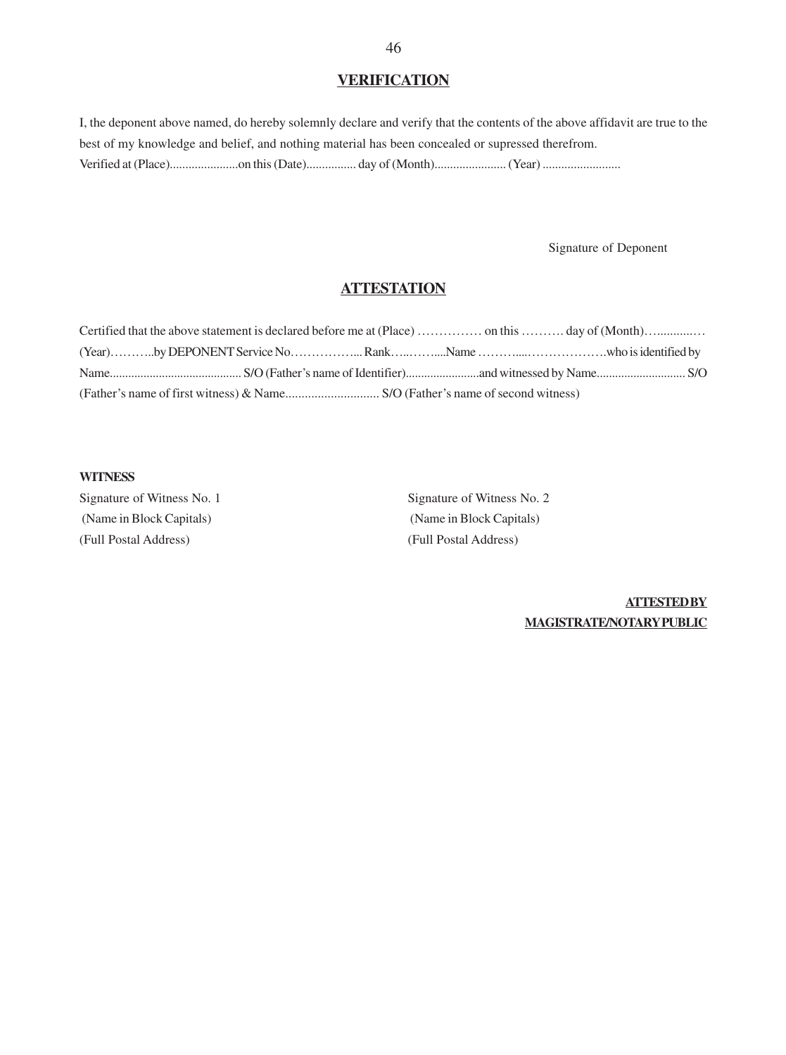## VERIFICATION

I, the deponent above named, do hereby solemnly declare and verify that the contents of the above affidavit are true to the best of my knowledge and belief, and nothing material has been concealed or supressed therefrom.

Verified at (Place)......................on this (Date)................ day of (Month)....................... (Year) .........................

Signature of Deponent

## ATTESTATION

Certified that the above statement is declared before me at (Place) …………… on this ………. day of (Month)….........… (Year)………..by DEPONENT Service No……………... Rank…..…….....Name ………....……………….who is identified by Name........................................... S/O (Father's name of Identifier)........................and witnessed by Name............................ S/O (Father's name of first witness) & Name............................. S/O (Father's name of second witness)

**WITNESS**

Signature of Witness No. 1
(Name in Block Capitals)
(Full Postal Address)

Signature of Witness No. 2
(Name in Block Capitals)
(Full Postal Address)

**ATTESTED BY**
**MAGISTRATE/NOTARY PUBLIC**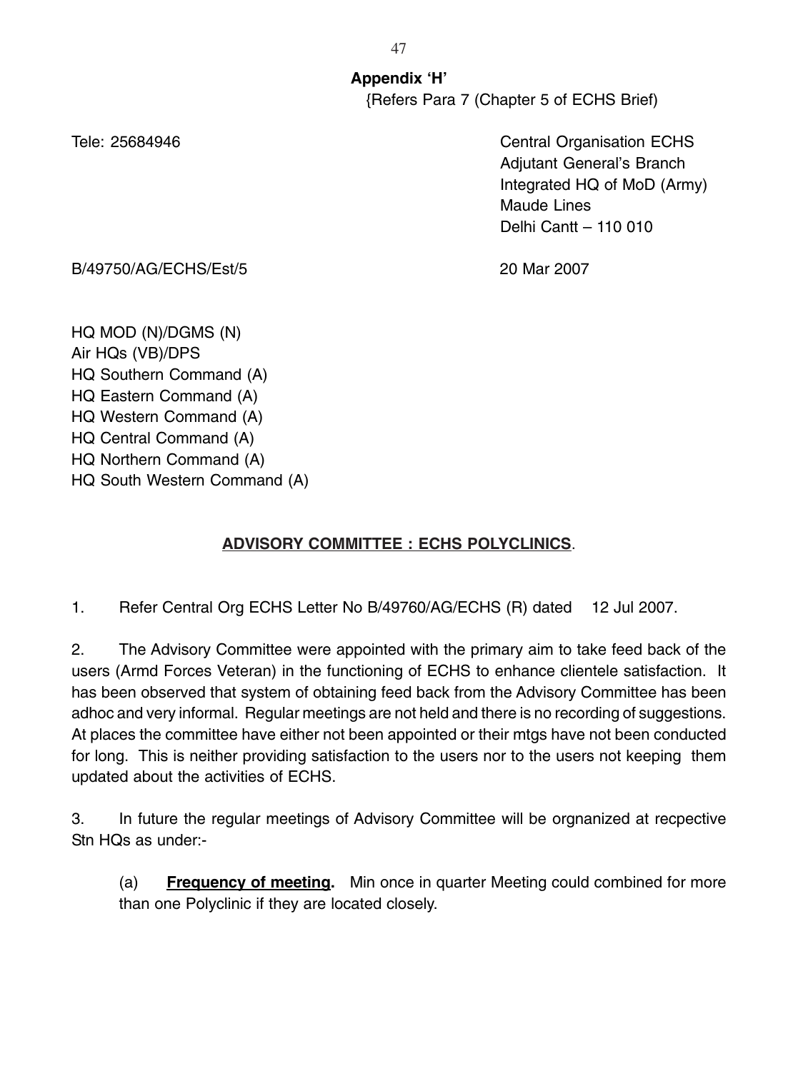**Appendix 'H'**
{Refers Para 7 (Chapter 5 of ECHS Brief)

Tele: 25684946

Central Organisation ECHS
Adjutant General's Branch
Integrated HQ of MoD (Army)
Maude Lines
Delhi Cantt – 110 010

B/49750/AG/ECHS/Est/5 20 Mar 2007

HQ MOD (N)/DGMS (N)
Air HQs (VB)/DPS
HQ Southern Command (A)
HQ Eastern Command (A)
HQ Western Command (A)
HQ Central Command (A)
HQ Northern Command (A)
HQ South Western Command (A)

**ADVISORY COMMITTEE : ECHS POLYCLINICS**.

1. Refer Central Org ECHS Letter No B/49760/AG/ECHS (R) dated 12 Jul 2007.

2. The Advisory Committee were appointed with the primary aim to take feed back of the users (Armd Forces Veteran) in the functioning of ECHS to enhance clientele satisfaction. It has been observed that system of obtaining feed back from the Advisory Committee has been adhoc and very informal. Regular meetings are not held and there is no recording of suggestions. At places the committee have either not been appointed or their mtgs have not been conducted for long. This is neither providing satisfaction to the users nor to the users not keeping them updated about the activities of ECHS.

3. In future the regular meetings of Advisory Committee will be orgnanized at recpective Stn HQs as under:-

(a) **Frequency of meeting.** Min once in quarter Meeting could combined for more than one Polyclinic if they are located closely.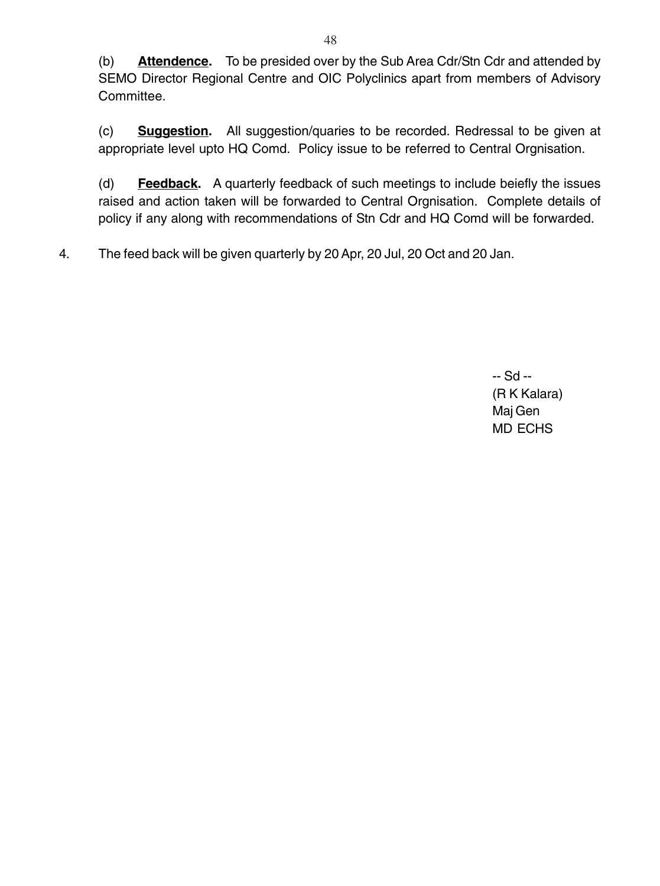(b) **<u>Attendence</u>.** To be presided over by the Sub Area Cdr/Stn Cdr and attended by SEMO Director Regional Centre and OIC Polyclinics apart from members of Advisory Committee.

(c) **<u>Suggestion</u>.** All suggestion/quaries to be recorded. Redressal to be given at appropriate level upto HQ Comd. Policy issue to be referred to Central Orgnisation.

(d) **<u>Feedback</u>.** A quarterly feedback of such meetings to include beiefly the issues raised and action taken will be forwarded to Central Orgnisation. Complete details of policy if any along with recommendations of Stn Cdr and HQ Comd will be forwarded.

4. The feed back will be given quarterly by 20 Apr, 20 Jul, 20 Oct and 20 Jan.

-- Sd --
(R K Kalara)
Maj Gen
MD ECHS